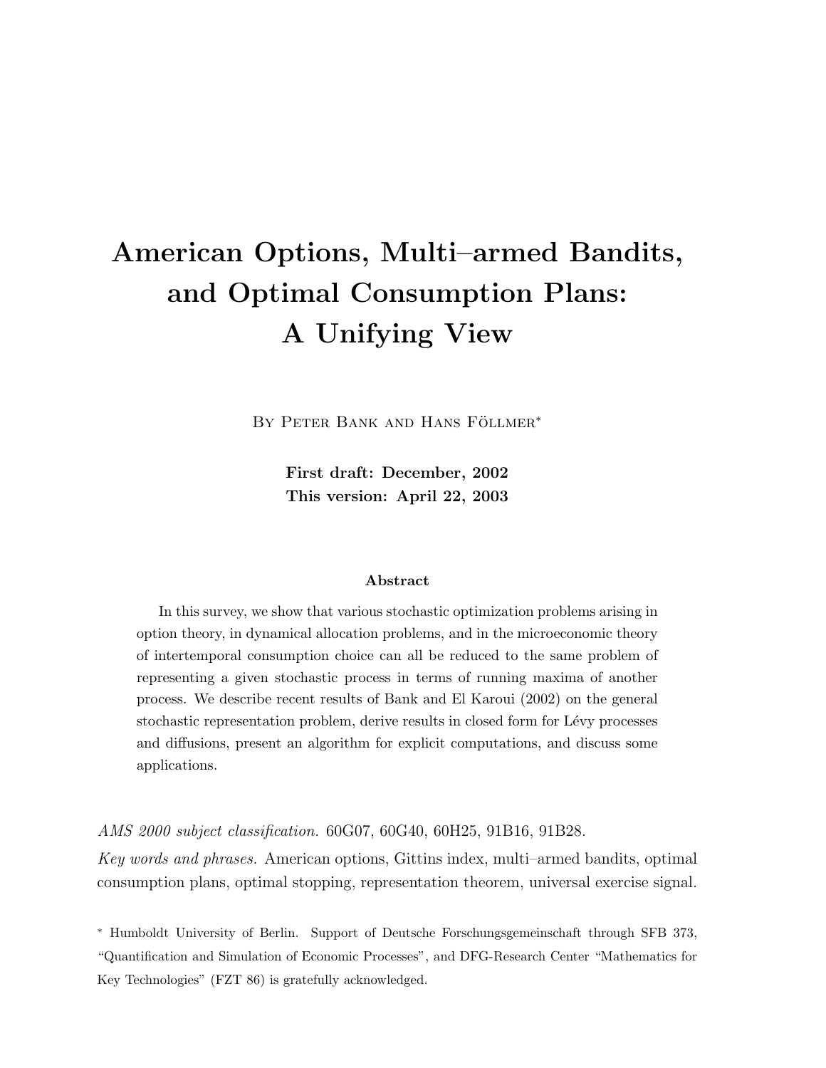# American Options, Multi–armed Bandits, and Optimal Consumption Plans: A Unifying View

By Peter Bank and Hans Föllmer*

**First draft: December, 2002**
**This version: April 22, 2003**

### Abstract

In this survey, we show that various stochastic optimization problems arising in option theory, in dynamical allocation problems, and in the microeconomic theory of intertemporal consumption choice can all be reduced to the same problem of representing a given stochastic process in terms of running maxima of another process. We describe recent results of Bank and El Karoui (2002) on the general stochastic representation problem, derive results in closed form for Lévy processes and diffusions, present an algorithm for explicit computations, and discuss some applications.

*AMS 2000 subject classification.* 60G07, 60G40, 60H25, 91B16, 91B28.

*Key words and phrases.* American options, Gittins index, multi–armed bandits, optimal consumption plans, optimal stopping, representation theorem, universal exercise signal.

* Humboldt University of Berlin. Support of Deutsche Forschungsgemeinschaft through SFB 373, "Quantification and Simulation of Economic Processes", and DFG-Research Center "Mathematics for Key Technologies" (FZT 86) is gratefully acknowledged.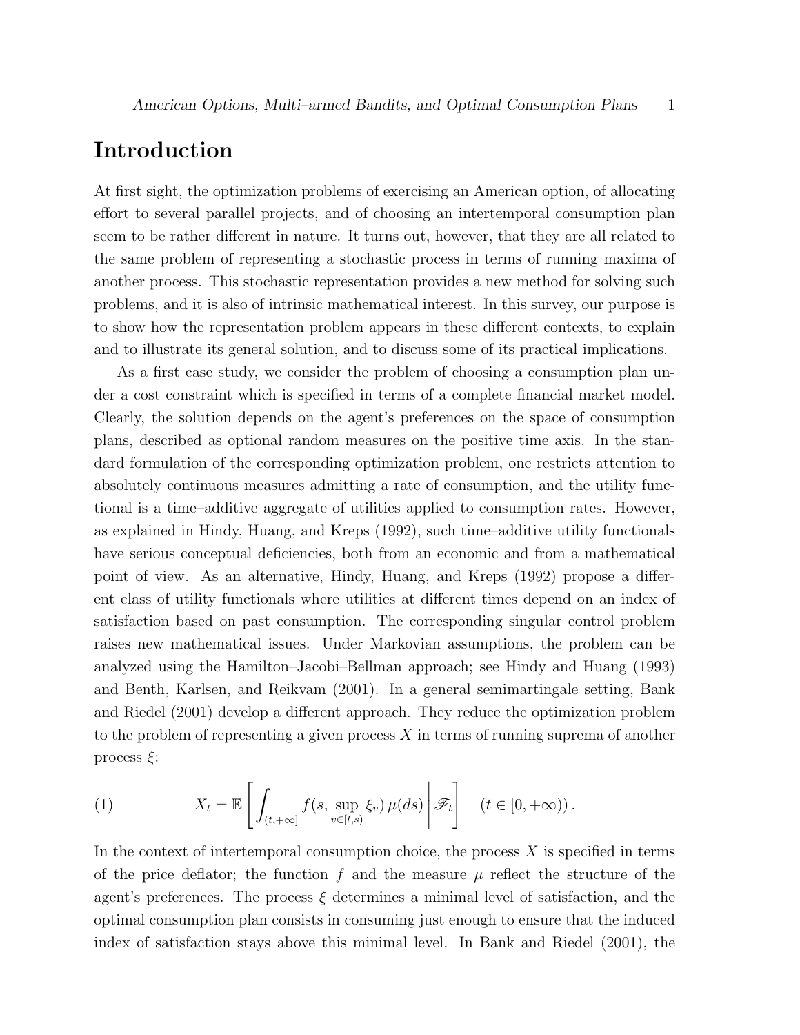# Introduction

At first sight, the optimization problems of exercising an American option, of allocating effort to several parallel projects, and of choosing an intertemporal consumption plan seem to be rather different in nature. It turns out, however, that they are all related to the same problem of representing a stochastic process in terms of running maxima of another process. This stochastic representation provides a new method for solving such problems, and it is also of intrinsic mathematical interest. In this survey, our purpose is to show how the representation problem appears in these different contexts, to explain and to illustrate its general solution, and to discuss some of its practical implications.

As a first case study, we consider the problem of choosing a consumption plan under a cost constraint which is specified in terms of a complete financial market model. Clearly, the solution depends on the agent's preferences on the space of consumption plans, described as optional random measures on the positive time axis. In the standard formulation of the corresponding optimization problem, one restricts attention to absolutely continuous measures admitting a rate of consumption, and the utility functional is a time–additive aggregate of utilities applied to consumption rates. However, as explained in Hindy, Huang, and Kreps (1992), such time–additive utility functionals have serious conceptual deficiencies, both from an economic and from a mathematical point of view. As an alternative, Hindy, Huang, and Kreps (1992) propose a different class of utility functionals where utilities at different times depend on an index of satisfaction based on past consumption. The corresponding singular control problem raises new mathematical issues. Under Markovian assumptions, the problem can be analyzed using the Hamilton–Jacobi–Bellman approach; see Hindy and Huang (1993) and Benth, Karlsen, and Reikvam (2001). In a general semimartingale setting, Bank and Riedel (2001) develop a different approach. They reduce the optimization problem to the problem of representing a given process $X$ in terms of running suprema of another process $\xi$:

$$X_t = \mathbb{E}\left[\int_{(t,+\infty]} f(s, \sup_{v\in[t,s)} \xi_v)\, \mu(ds) \,\middle|\, \mathscr{F}_t\right] \quad (t \in [0,+\infty))\,. \tag{1}$$

In the context of intertemporal consumption choice, the process $X$ is specified in terms of the price deflator; the function $f$ and the measure $\mu$ reflect the structure of the agent's preferences. The process $\xi$ determines a minimal level of satisfaction, and the optimal consumption plan consists in consuming just enough to ensure that the induced index of satisfaction stays above this minimal level. In Bank and Riedel (2001), the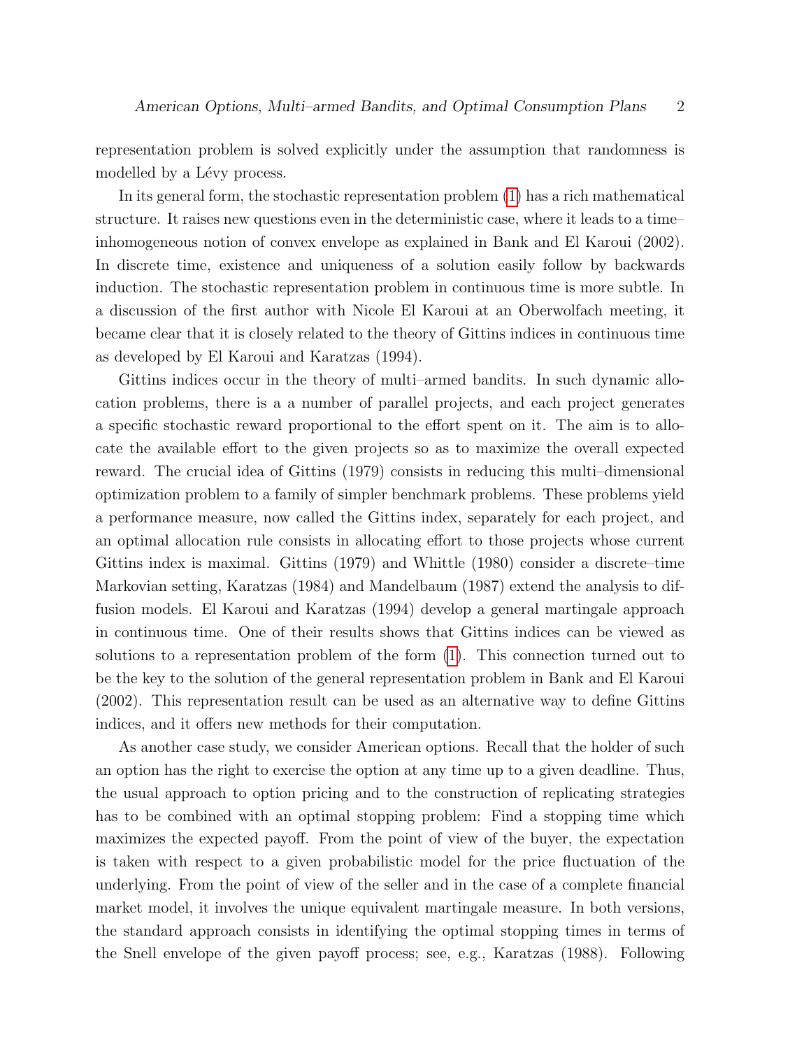representation problem is solved explicitly under the assumption that randomness is modelled by a Lévy process.

In its general form, the stochastic representation problem (1) has a rich mathematical structure. It raises new questions even in the deterministic case, where it leads to a time–inhomogeneous notion of convex envelope as explained in Bank and El Karoui (2002). In discrete time, existence and uniqueness of a solution easily follow by backwards induction. The stochastic representation problem in continuous time is more subtle. In a discussion of the first author with Nicole El Karoui at an Oberwolfach meeting, it became clear that it is closely related to the theory of Gittins indices in continuous time as developed by El Karoui and Karatzas (1994).

Gittins indices occur in the theory of multi–armed bandits. In such dynamic allocation problems, there is a a number of parallel projects, and each project generates a specific stochastic reward proportional to the effort spent on it. The aim is to allocate the available effort to the given projects so as to maximize the overall expected reward. The crucial idea of Gittins (1979) consists in reducing this multi–dimensional optimization problem to a family of simpler benchmark problems. These problems yield a performance measure, now called the Gittins index, separately for each project, and an optimal allocation rule consists in allocating effort to those projects whose current Gittins index is maximal. Gittins (1979) and Whittle (1980) consider a discrete–time Markovian setting, Karatzas (1984) and Mandelbaum (1987) extend the analysis to diffusion models. El Karoui and Karatzas (1994) develop a general martingale approach in continuous time. One of their results shows that Gittins indices can be viewed as solutions to a representation problem of the form (1). This connection turned out to be the key to the solution of the general representation problem in Bank and El Karoui (2002). This representation result can be used as an alternative way to define Gittins indices, and it offers new methods for their computation.

As another case study, we consider American options. Recall that the holder of such an option has the right to exercise the option at any time up to a given deadline. Thus, the usual approach to option pricing and to the construction of replicating strategies has to be combined with an optimal stopping problem: Find a stopping time which maximizes the expected payoff. From the point of view of the buyer, the expectation is taken with respect to a given probabilistic model for the price fluctuation of the underlying. From the point of view of the seller and in the case of a complete financial market model, it involves the unique equivalent martingale measure. In both versions, the standard approach consists in identifying the optimal stopping times in terms of the Snell envelope of the given payoff process; see, e.g., Karatzas (1988). Following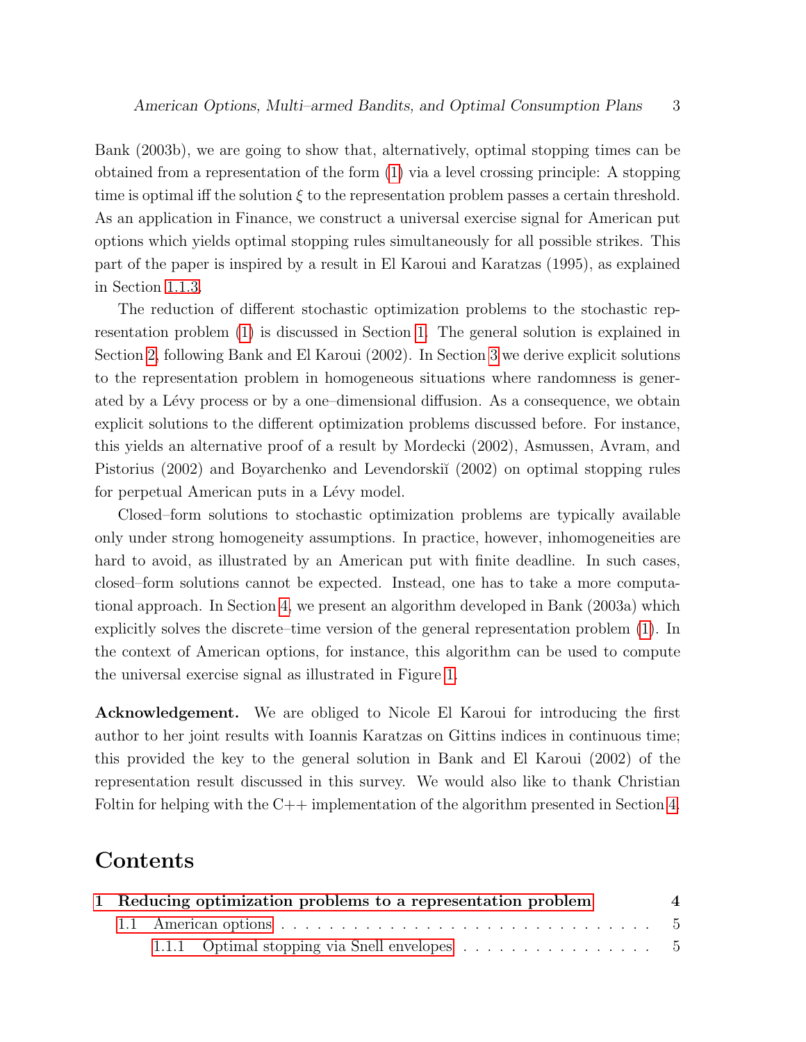Bank (2003b), we are going to show that, alternatively, optimal stopping times can be obtained from a representation of the form (1) via a level crossing principle: A stopping time is optimal iff the solution $\xi$ to the representation problem passes a certain threshold. As an application in Finance, we construct a universal exercise signal for American put options which yields optimal stopping rules simultaneously for all possible strikes. This part of the paper is inspired by a result in El Karoui and Karatzas (1995), as explained in Section 1.1.3.

The reduction of different stochastic optimization problems to the stochastic representation problem (1) is discussed in Section 1. The general solution is explained in Section 2, following Bank and El Karoui (2002). In Section 3 we derive explicit solutions to the representation problem in homogeneous situations where randomness is generated by a Lévy process or by a one–dimensional diffusion. As a consequence, we obtain explicit solutions to the different optimization problems discussed before. For instance, this yields an alternative proof of a result by Mordecki (2002), Asmussen, Avram, and Pistorius (2002) and Boyarchenko and Levendorskiĭ (2002) on optimal stopping rules for perpetual American puts in a Lévy model.

Closed–form solutions to stochastic optimization problems are typically available only under strong homogeneity assumptions. In practice, however, inhomogeneities are hard to avoid, as illustrated by an American put with finite deadline. In such cases, closed–form solutions cannot be expected. Instead, one has to take a more computational approach. In Section 4, we present an algorithm developed in Bank (2003a) which explicitly solves the discrete–time version of the general representation problem (1). In the context of American options, for instance, this algorithm can be used to compute the universal exercise signal as illustrated in Figure 1.

**Acknowledgement.** We are obliged to Nicole El Karoui for introducing the first author to her joint results with Ioannis Karatzas on Gittins indices in continuous time; this provided the key to the general solution in Bank and El Karoui (2002) of the representation result discussed in this survey. We would also like to thank Christian Foltin for helping with the C++ implementation of the algorithm presented in Section 4.

# Contents

**1 Reducing optimization problems to a representation problem** . . . . . 4

- 1.1 American options . . . . . . . . . . . . . . . . . . . . . . . . . . . . . 5
  - 1.1.1 Optimal stopping via Snell envelopes . . . . . . . . . . . . . . . . 5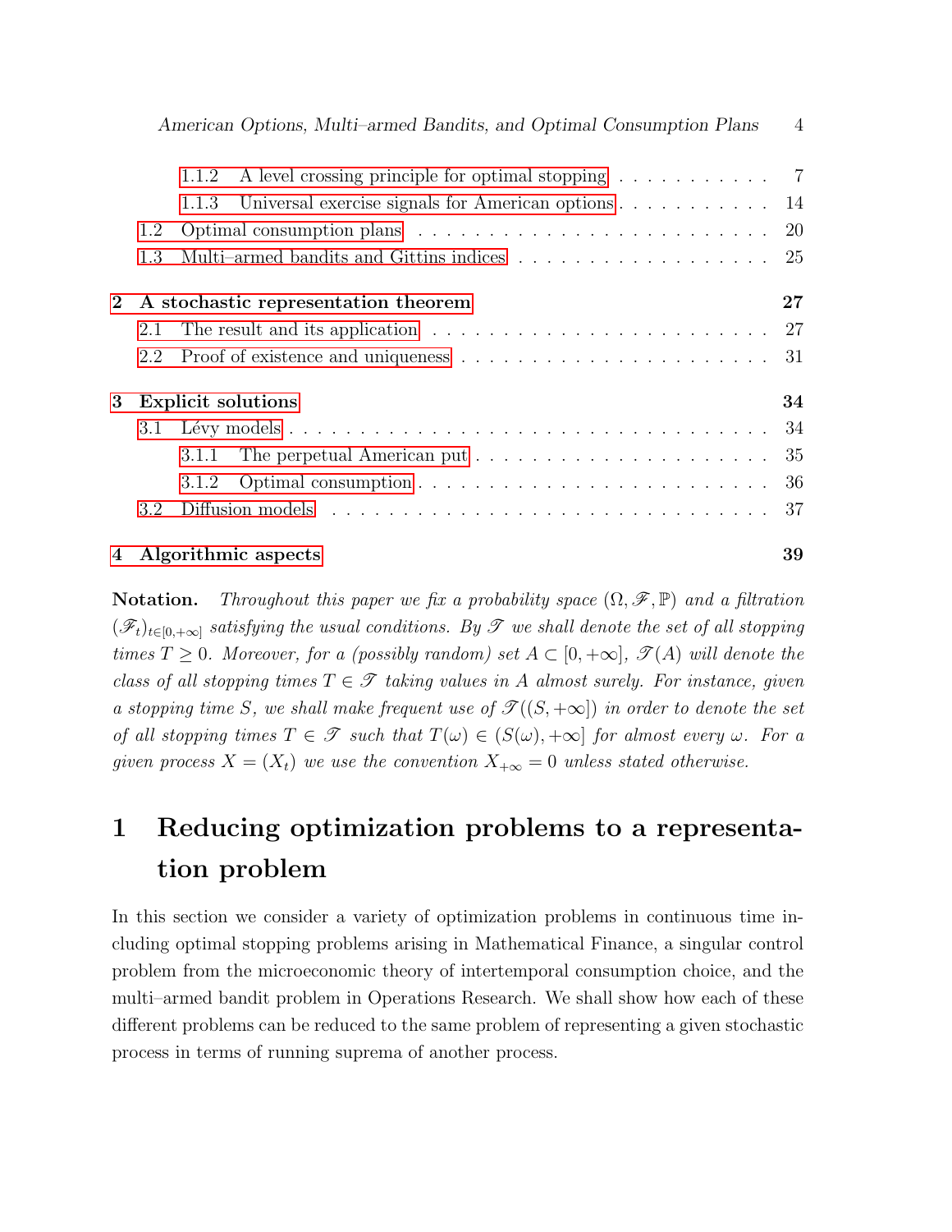1.1.2 A level crossing principle for optimal stopping . . . . . . . . . . . 7
1.1.3 Universal exercise signals for American options . . . . . . . . . . . 14
1.2 Optimal consumption plans . . . . . . . . . . . . . . . . . . . . . . . . 20
1.3 Multi–armed bandits and Gittins indices . . . . . . . . . . . . . . . . . 25

**2 A stochastic representation theorem** **27**
2.1 The result and its application . . . . . . . . . . . . . . . . . . . . . . . 27
2.2 Proof of existence and uniqueness . . . . . . . . . . . . . . . . . . . . . 31

**3 Explicit solutions** **34**
3.1 Lévy models . . . . . . . . . . . . . . . . . . . . . . . . . . . . . . . . . 34
3.1.1 The perpetual American put . . . . . . . . . . . . . . . . . . . . . . 35
3.1.2 Optimal consumption . . . . . . . . . . . . . . . . . . . . . . . . . . 36
3.2 Diffusion models . . . . . . . . . . . . . . . . . . . . . . . . . . . . . . . 37

**4 Algorithmic aspects** **39**

**Notation.** *Throughout this paper we fix a probability space $(\Omega, \mathscr{F}, \mathbb{P})$ and a filtration $(\mathscr{F}_t)_{t\in[0,+\infty]}$ satisfying the usual conditions. By $\mathscr{T}$ we shall denote the set of all stopping times $T \geq 0$. Moreover, for a (possibly random) set $A \subset [0, +\infty]$, $\mathscr{T}(A)$ will denote the class of all stopping times $T \in \mathscr{T}$ taking values in $A$ almost surely. For instance, given a stopping time $S$, we shall make frequent use of $\mathscr{T}((S, +\infty])$ in order to denote the set of all stopping times $T \in \mathscr{T}$ such that $T(\omega) \in (S(\omega), +\infty]$ for almost every $\omega$. For a given process $X = (X_t)$ we use the convention $X_{+\infty} = 0$ unless stated otherwise.*

# 1 Reducing optimization problems to a representation problem

In this section we consider a variety of optimization problems in continuous time including optimal stopping problems arising in Mathematical Finance, a singular control problem from the microeconomic theory of intertemporal consumption choice, and the multi–armed bandit problem in Operations Research. We shall show how each of these different problems can be reduced to the same problem of representing a given stochastic process in terms of running suprema of another process.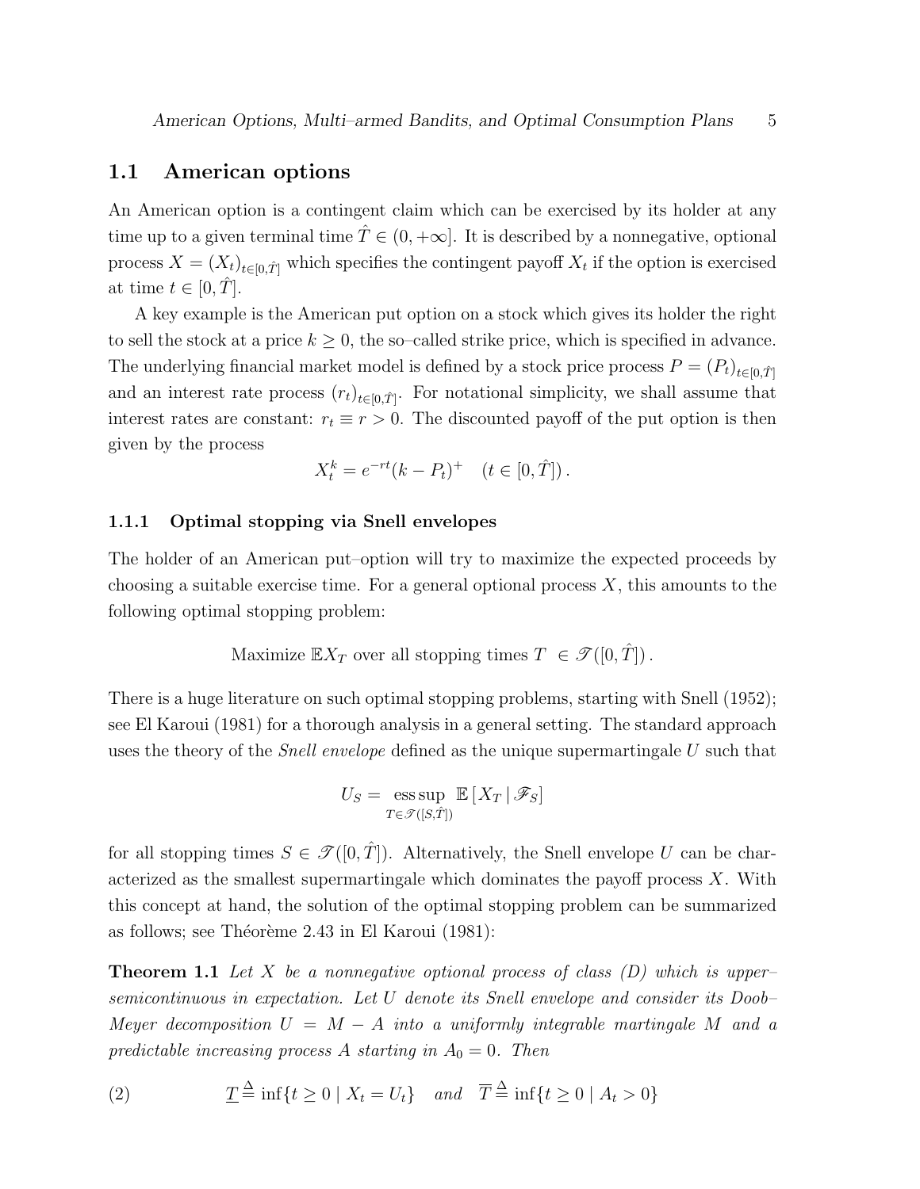## 1.1 American options

An American option is a contingent claim which can be exercised by its holder at any time up to a given terminal time $\hat{T} \in (0, +\infty]$. It is described by a nonnegative, optional process $X = (X_t)_{t \in [0,\hat{T}]}$ which specifies the contingent payoff $X_t$ if the option is exercised at time $t \in [0, \hat{T}]$.

A key example is the American put option on a stock which gives its holder the right to sell the stock at a price $k \geq 0$, the so–called strike price, which is specified in advance. The underlying financial market model is defined by a stock price process $P = (P_t)_{t \in [0,\hat{T}]}$ and an interest rate process $(r_t)_{t \in [0,\hat{T}]}$. For notational simplicity, we shall assume that interest rates are constant: $r_t \equiv r > 0$. The discounted payoff of the put option is then given by the process

$$X_t^k = e^{-rt}(k - P_t)^+ \quad (t \in [0, \hat{T}]) \, .$$

### 1.1.1 Optimal stopping via Snell envelopes

The holder of an American put–option will try to maximize the expected proceeds by choosing a suitable exercise time. For a general optional process $X$, this amounts to the following optimal stopping problem:

$$\text{Maximize } \mathbb{E} X_T \text{ over all stopping times } T \ \in \mathscr{T}([0, \hat{T}]) \, .$$

There is a huge literature on such optimal stopping problems, starting with Snell (1952); see El Karoui (1981) for a thorough analysis in a general setting. The standard approach uses the theory of the *Snell envelope* defined as the unique supermartingale $U$ such that

$$U_S = \operatorname*{ess\,sup}_{T \in \mathscr{T}([S,\hat{T}])} \mathbb{E}\left[X_T \,|\, \mathscr{F}_S\right]$$

for all stopping times $S \in \mathscr{T}([0, \hat{T}])$. Alternatively, the Snell envelope $U$ can be characterized as the smallest supermartingale which dominates the payoff process $X$. With this concept at hand, the solution of the optimal stopping problem can be summarized as follows; see Théorème 2.43 in El Karoui (1981):

**Theorem 1.1** *Let $X$ be a nonnegative optional process of class (D) which is upper–semicontinuous in expectation. Let $U$ denote its Snell envelope and consider its Doob–Meyer decomposition $U = M - A$ into a uniformly integrable martingale $M$ and a predictable increasing process $A$ starting in $A_0 = 0$. Then*

$$\underline{T} \stackrel{\Delta}{=} \inf\{t \geq 0 \mid X_t = U_t\} \quad \textit{and} \quad \overline{T} \stackrel{\Delta}{=} \inf\{t \geq 0 \mid A_t > 0\} \tag{2}$$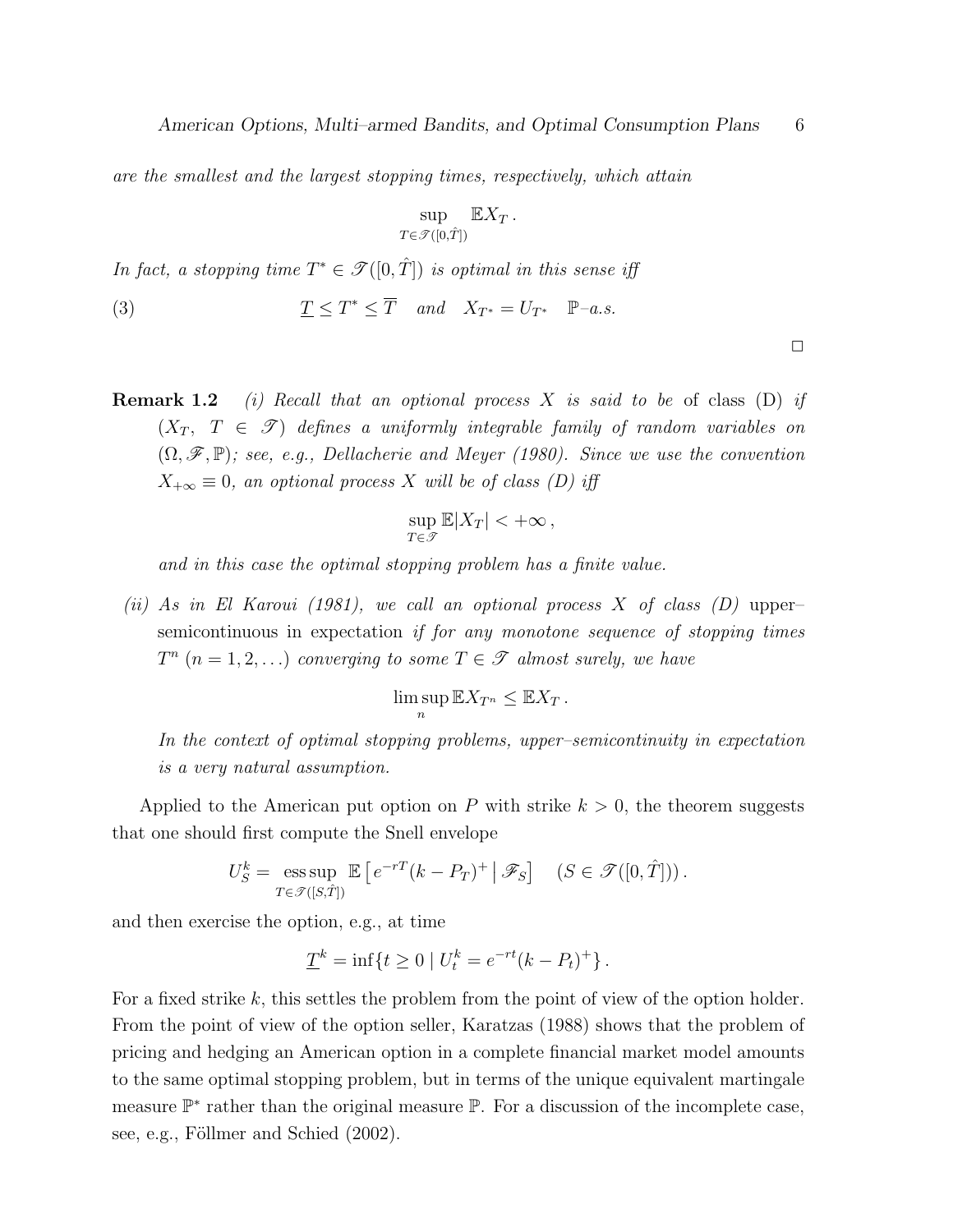*are the smallest and the largest stopping times, respectively, which attain*

$$\sup_{T \in \mathscr{T}([0,\hat{T}])} \mathbb{E} X_T .$$

*In fact, a stopping time $T^* \in \mathscr{T}([0,\hat{T}])$ is optimal in this sense iff*

$$\underline{T} \leq T^* \leq \overline{T} \quad \text{and} \quad X_{T^*} = U_{T^*} \quad \mathbb{P}\text{–a.s.} \tag{3}$$

□

**Remark 1.2** *(i) Recall that an optional process $X$ is said to be* of class (D) *if $(X_T,\ T \in \mathscr{T})$ defines a uniformly integrable family of random variables on $(\Omega, \mathscr{F}, \mathbb{P})$; see, e.g., Dellacherie and Meyer (1980). Since we use the convention $X_{+\infty} \equiv 0$, an optional process $X$ will be of class (D) iff*

$$\sup_{T \in \mathscr{T}} \mathbb{E}|X_T| < +\infty ,$$

*and in this case the optimal stopping problem has a finite value.*

*(ii) As in El Karoui (1981), we call an optional process $X$ of class (D)* upper–semicontinuous in expectation *if for any monotone sequence of stopping times $T^n$ $(n = 1, 2, \ldots)$ converging to some $T \in \mathscr{T}$ almost surely, we have*

$$\limsup_n \mathbb{E} X_{T^n} \leq \mathbb{E} X_T .$$

*In the context of optimal stopping problems, upper–semicontinuity in expectation is a very natural assumption.*

Applied to the American put option on $P$ with strike $k > 0$, the theorem suggests that one should first compute the Snell envelope

$$U^k_S = \operatorname*{ess\,sup}_{T \in \mathscr{T}([S,\hat{T}])} \mathbb{E}\left[ e^{-rT}(k - P_T)^+ \,\middle|\, \mathscr{F}_S \right] \quad (S \in \mathscr{T}([0,\hat{T}])) .$$

and then exercise the option, e.g., at time

$$\underline{T}^k = \inf\{ t \geq 0 \mid U^k_t = e^{-rt}(k - P_t)^+ \} .$$

For a fixed strike $k$, this settles the problem from the point of view of the option holder. From the point of view of the option seller, Karatzas (1988) shows that the problem of pricing and hedging an American option in a complete financial market model amounts to the same optimal stopping problem, but in terms of the unique equivalent martingale measure $\mathbb{P}^*$ rather than the original measure $\mathbb{P}$. For a discussion of the incomplete case, see, e.g., Föllmer and Schied (2002).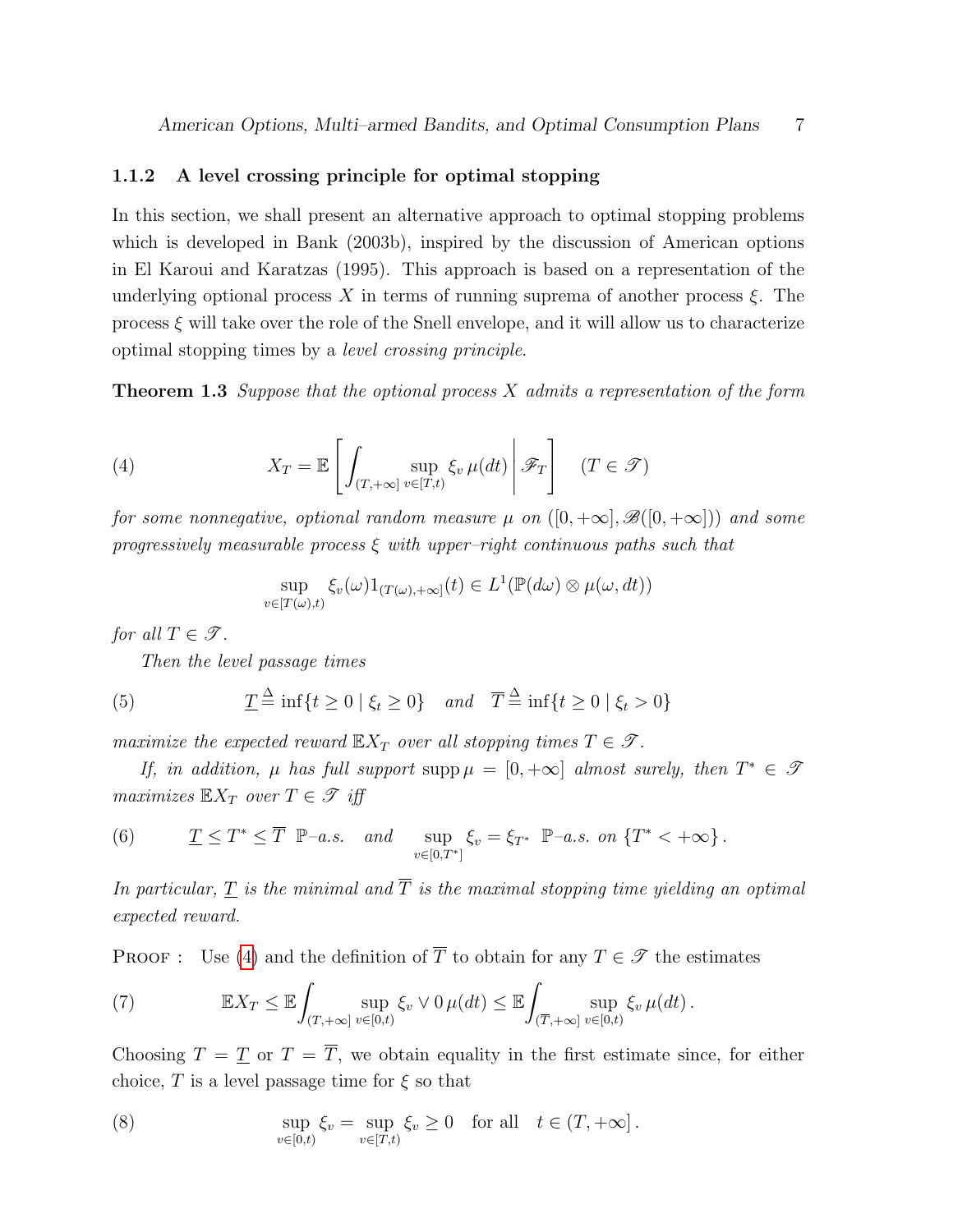### 1.1.2 A level crossing principle for optimal stopping

In this section, we shall present an alternative approach to optimal stopping problems which is developed in Bank (2003b), inspired by the discussion of American options in El Karoui and Karatzas (1995). This approach is based on a representation of the underlying optional process $X$ in terms of running suprema of another process $\xi$. The process $\xi$ will take over the role of the Snell envelope, and it will allow us to characterize optimal stopping times by a *level crossing principle*.

**Theorem 1.3** *Suppose that the optional process $X$ admits a representation of the form*

$$
X_T = \mathbb{E}\left[ \int_{(T,+\infty]} \sup_{v\in[T,t)} \xi_v \, \mu(dt) \,\middle|\, \mathscr{F}_T \right] \quad (T \in \mathscr{T}) \tag{4}
$$

*for some nonnegative, optional random measure $\mu$ on $([0,+\infty], \mathscr{B}([0,+\infty]))$ and some progressively measurable process $\xi$ with upper–right continuous paths such that*

$$
\sup_{v\in[T(\omega),t)} \xi_v(\omega) 1_{(T(\omega),+\infty]}(t) \in L^1(\mathbb{P}(d\omega) \otimes \mu(\omega, dt))
$$

*for all $T \in \mathscr{T}$.*

*Then the level passage times*

$$
\underline{T} \stackrel{\Delta}{=} \inf\{t \geq 0 \mid \xi_t \geq 0\} \quad \text{and} \quad \overline{T} \stackrel{\Delta}{=} \inf\{t \geq 0 \mid \xi_t > 0\} \tag{5}
$$

*maximize the expected reward $\mathbb{E}X_T$ over all stopping times $T \in \mathscr{T}$.*

*If, in addition, $\mu$ has full support $\operatorname{supp} \mu = [0,+\infty]$ almost surely, then $T^* \in \mathscr{T}$ maximizes $\mathbb{E}X_T$ over $T \in \mathscr{T}$ iff*

$$
\underline{T} \leq T^* \leq \overline{T} \;\; \mathbb{P}\text{–a.s.} \quad \text{and} \quad \sup_{v\in[0,T^*]} \xi_v = \xi_{T^*} \;\; \mathbb{P}\text{–a.s. on } \{T^* < +\infty\}. \tag{6}
$$

*In particular, $\underline{T}$ is the minimal and $\overline{T}$ is the maximal stopping time yielding an optimal expected reward.*

PROOF : Use (4) and the definition of $\overline{T}$ to obtain for any $T \in \mathscr{T}$ the estimates

$$
\mathbb{E}X_T \leq \mathbb{E}\int_{(T,+\infty]} \sup_{v\in[0,t)} \xi_v \vee 0 \, \mu(dt) \leq \mathbb{E}\int_{(\overline{T},+\infty]} \sup_{v\in[0,t)} \xi_v \, \mu(dt). \tag{7}
$$

Choosing $T = \underline{T}$ or $T = \overline{T}$, we obtain equality in the first estimate since, for either choice, $T$ is a level passage time for $\xi$ so that

$$
\sup_{v\in[0,t)} \xi_v = \sup_{v\in[T,t)} \xi_v \geq 0 \quad \text{for all} \quad t \in (T,+\infty]. \tag{8}
$$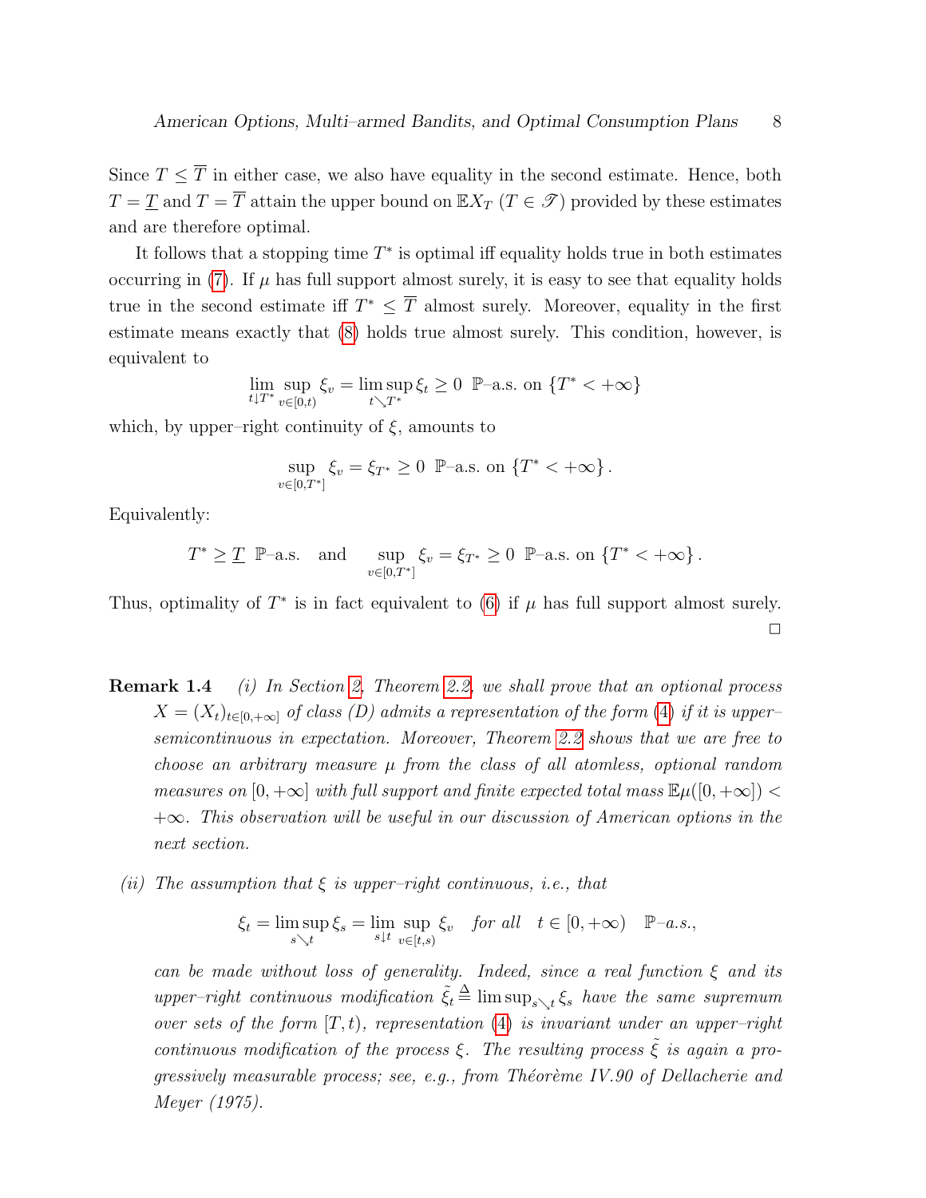Since $T \leq \overline{T}$ in either case, we also have equality in the second estimate. Hence, both $T = \underline{T}$ and $T = \overline{T}$ attain the upper bound on $\mathbb{E}X_T$ ($T \in \mathscr{T}$) provided by these estimates and are therefore optimal.

It follows that a stopping time $T^*$ is optimal iff equality holds true in both estimates occurring in (7). If $\mu$ has full support almost surely, it is easy to see that equality holds true in the second estimate iff $T^* \leq \overline{T}$ almost surely. Moreover, equality in the first estimate means exactly that (8) holds true almost surely. This condition, however, is equivalent to

$$\lim_{t \downarrow T^*} \sup_{v \in [0,t)} \xi_v = \limsup_{t \searrow T^*} \xi_t \geq 0 \;\; \mathbb{P}\text{–a.s. on } \{T^* < +\infty\}$$

which, by upper–right continuity of $\xi$, amounts to

$$\sup_{v \in [0,T^*]} \xi_v = \xi_{T^*} \geq 0 \;\; \mathbb{P}\text{–a.s. on } \{T^* < +\infty\} \, .$$

Equivalently:

$$T^* \geq \underline{T} \;\; \mathbb{P}\text{–a.s.} \quad \text{and} \quad \sup_{v \in [0,T^*]} \xi_v = \xi_{T^*} \geq 0 \;\; \mathbb{P}\text{–a.s. on } \{T^* < +\infty\} \, .$$

Thus, optimality of $T^*$ is in fact equivalent to (6) if $\mu$ has full support almost surely. $\square$

**Remark 1.4** *(i) In Section 2, Theorem 2.2, we shall prove that an optional process $X = (X_t)_{t \in [0,+\infty]}$ of class (D) admits a representation of the form (4) if it is upper–semicontinuous in expectation. Moreover, Theorem 2.2 shows that we are free to choose an arbitrary measure $\mu$ from the class of all atomless, optional random measures on $[0, +\infty]$ with full support and finite expected total mass $\mathbb{E}\mu([0, +\infty]) < +\infty$. This observation will be useful in our discussion of American options in the next section.*

*(ii) The assumption that $\xi$ is upper–right continuous, i.e., that*

$$\xi_t = \limsup_{s \searrow t} \xi_s = \lim_{s \downarrow t} \sup_{v \in [t,s)} \xi_v \quad \text{for all} \quad t \in [0, +\infty) \quad \mathbb{P}\text{–a.s.,}$$

*can be made without loss of generality. Indeed, since a real function $\xi$ and its upper–right continuous modification $\tilde{\xi}_t \triangleq \limsup_{s \searrow t} \xi_s$ have the same supremum over sets of the form $[T, t)$, representation (4) is invariant under an upper–right continuous modification of the process $\xi$. The resulting process $\tilde{\xi}$ is again a progressively measurable process; see, e.g., from Théorème IV.90 of Dellacherie and Meyer (1975).*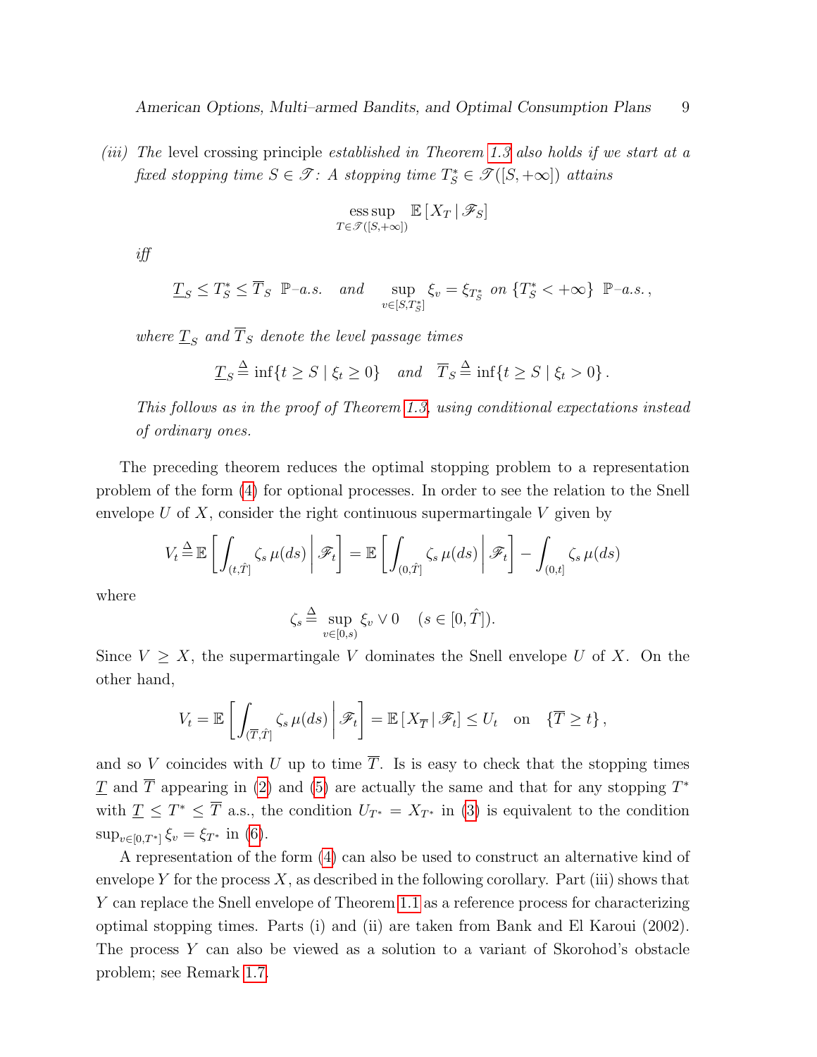*(iii) The* level crossing principle *established in Theorem 1.3 also holds if we start at a fixed stopping time $S \in \mathscr{T}$: A stopping time $T_S^* \in \mathscr{T}([S,+\infty])$ attains*

$$\operatorname*{ess\,sup}_{T \in \mathscr{T}([S,+\infty])} \mathbb{E}\left[X_T \,|\, \mathscr{F}_S\right]$$

*iff*

$$\underline{T}_S \leq T_S^* \leq \overline{T}_S \;\; \mathbb{P}\text{–a.s.} \quad \text{and} \quad \sup_{v \in [S, T_S^*]} \xi_v = \xi_{T_S^*} \;\text{ on } \{T_S^* < +\infty\} \;\; \mathbb{P}\text{–a.s.},$$

*where $\underline{T}_S$ and $\overline{T}_S$ denote the level passage times*

$$\underline{T}_S \stackrel{\Delta}{=} \inf\{t \geq S \mid \xi_t \geq 0\} \quad \text{and} \quad \overline{T}_S \stackrel{\Delta}{=} \inf\{t \geq S \mid \xi_t > 0\}.$$

*This follows as in the proof of Theorem 1.3, using conditional expectations instead of ordinary ones.*

The preceding theorem reduces the optimal stopping problem to a representation problem of the form (4) for optional processes. In order to see the relation to the Snell envelope $U$ of $X$, consider the right continuous supermartingale $V$ given by

$$V_t \stackrel{\Delta}{=} \mathbb{E}\left[\int_{(t,\hat{T}]} \zeta_s \, \mu(ds) \,\middle|\, \mathscr{F}_t\right] = \mathbb{E}\left[\int_{(0,\hat{T}]} \zeta_s \, \mu(ds) \,\middle|\, \mathscr{F}_t\right] - \int_{(0,t]} \zeta_s \, \mu(ds)$$

where

$$\zeta_s \stackrel{\Delta}{=} \sup_{v \in [0,s)} \xi_v \vee 0 \quad (s \in [0, \hat{T}]).$$

Since $V \geq X$, the supermartingale $V$ dominates the Snell envelope $U$ of $X$. On the other hand,

$$V_t = \mathbb{E}\left[\int_{(\overline{T},\hat{T}]} \zeta_s \, \mu(ds) \,\middle|\, \mathscr{F}_t\right] = \mathbb{E}\left[X_{\overline{T}} \,|\, \mathscr{F}_t\right] \leq U_t \quad \text{on} \quad \{\overline{T} \geq t\},$$

and so $V$ coincides with $U$ up to time $\overline{T}$. Is is easy to check that the stopping times $\underline{T}$ and $\overline{T}$ appearing in (2) and (5) are actually the same and that for any stopping $T^*$ with $\underline{T} \leq T^* \leq \overline{T}$ a.s., the condition $U_{T^*} = X_{T^*}$ in (3) is equivalent to the condition $\sup_{v \in [0,T^*]} \xi_v = \xi_{T^*}$ in (6).

A representation of the form (4) can also be used to construct an alternative kind of envelope $Y$ for the process $X$, as described in the following corollary. Part (iii) shows that $Y$ can replace the Snell envelope of Theorem 1.1 as a reference process for characterizing optimal stopping times. Parts (i) and (ii) are taken from Bank and El Karoui (2002). The process $Y$ can also be viewed as a solution to a variant of Skorohod's obstacle problem; see Remark 1.7.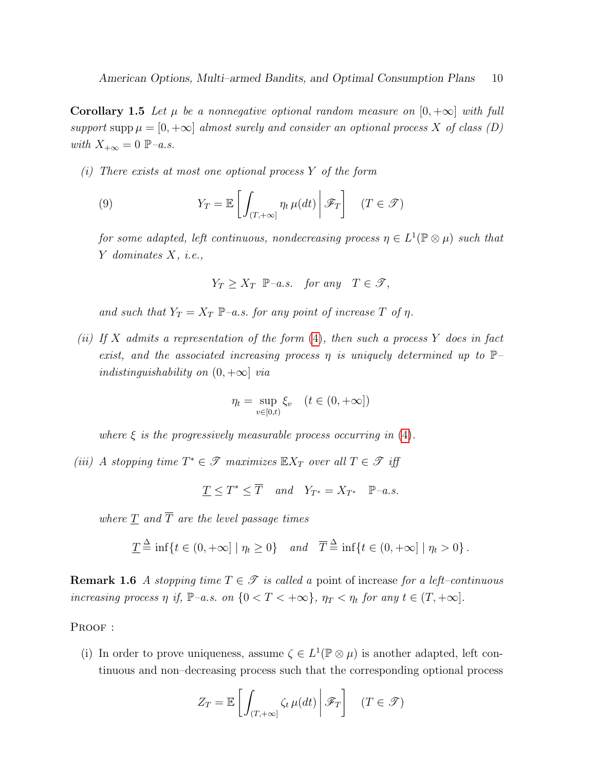**Corollary 1.5** *Let $\mu$ be a nonnegative optional random measure on $[0,+\infty]$ with full support* $\operatorname{supp}\mu = [0,+\infty]$ *almost surely and consider an optional process $X$ of class (D) with $X_{+\infty} = 0$ $\mathbb{P}$–a.s.*

*(i) There exists at most one optional process $Y$ of the form*

$$Y_T = \mathbb{E}\left[\int_{(T,+\infty]} \eta_t\,\mu(dt)\,\middle|\,\mathscr{F}_T\right] \quad (T \in \mathscr{T}) \tag{9}$$

*for some adapted, left continuous, nondecreasing process $\eta \in L^1(\mathbb{P}\otimes\mu)$ such that $Y$ dominates $X$, i.e.,*

$$Y_T \geq X_T \ \ \mathbb{P}\text{–a.s.} \quad \text{for any} \quad T \in \mathscr{T},$$

*and such that $Y_T = X_T$ $\mathbb{P}$–a.s. for any point of increase $T$ of $\eta$.*

*(ii) If $X$ admits a representation of the form (4), then such a process $Y$ does in fact exist, and the associated increasing process $\eta$ is uniquely determined up to $\mathbb{P}$–indistinguishability on $(0,+\infty]$ via*

$$\eta_t = \sup_{v\in[0,t)} \xi_v \quad (t \in (0,+\infty])$$

*where $\xi$ is the progressively measurable process occurring in (4).*

*(iii) A stopping time $T^* \in \mathscr{T}$ maximizes $\mathbb{E}X_T$ over all $T \in \mathscr{T}$ iff*

$$\underline{T} \leq T^* \leq \overline{T} \quad \text{and} \quad Y_{T^*} = X_{T^*} \quad \mathbb{P}\text{–a.s.}$$

*where $\underline{T}$ and $\overline{T}$ are the level passage times*

$$\underline{T} \triangleq \inf\{t \in (0,+\infty] \mid \eta_t \geq 0\} \quad \text{and} \quad \overline{T} \triangleq \inf\{t \in (0,+\infty] \mid \eta_t > 0\}\,.$$

**Remark 1.6** *A stopping time $T \in \mathscr{T}$ is called a* point of increase *for a left–continuous increasing process $\eta$ if, $\mathbb{P}$–a.s. on $\{0 < T < +\infty\}$, $\eta_T < \eta_t$ for any $t \in (T,+\infty]$.*

PROOF :

(i) In order to prove uniqueness, assume $\zeta \in L^1(\mathbb{P}\otimes\mu)$ is another adapted, left continuous and non–decreasing process such that the corresponding optional process

$$Z_T = \mathbb{E}\left[\int_{(T,+\infty]} \zeta_t\,\mu(dt)\,\middle|\,\mathscr{F}_T\right] \quad (T \in \mathscr{T})$$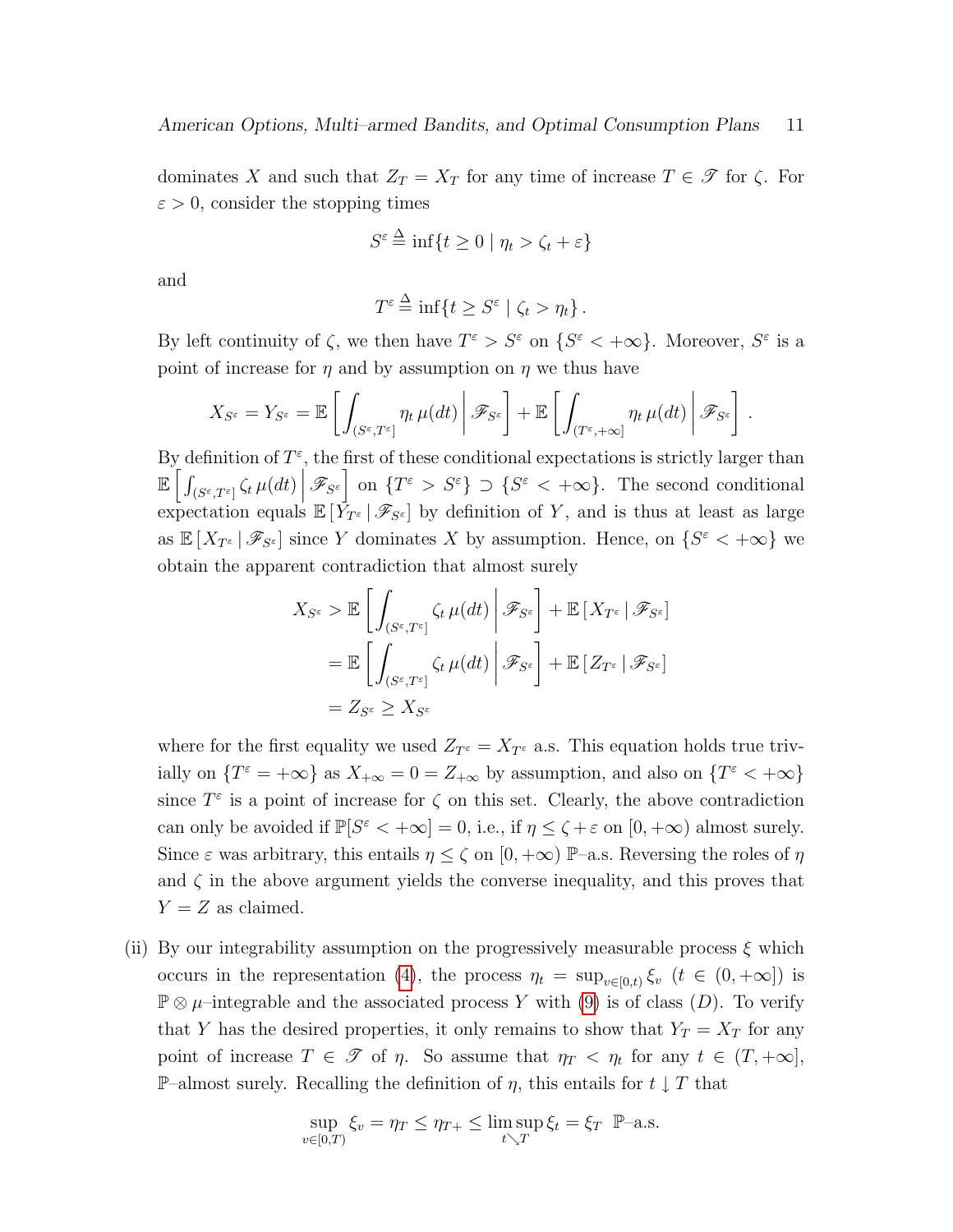dominates $X$ and such that $Z_T = X_T$ for any time of increase $T \in \mathscr{T}$ for $\zeta$. For $\varepsilon > 0$, consider the stopping times

$$S^\varepsilon \triangleq \inf\{t \geq 0 \mid \eta_t > \zeta_t + \varepsilon\}$$

and

$$T^\varepsilon \triangleq \inf\{t \geq S^\varepsilon \mid \zeta_t > \eta_t\}.$$

By left continuity of $\zeta$, we then have $T^\varepsilon > S^\varepsilon$ on $\{S^\varepsilon < +\infty\}$. Moreover, $S^\varepsilon$ is a point of increase for $\eta$ and by assumption on $\eta$ we thus have

$$X_{S^\varepsilon} = Y_{S^\varepsilon} = \mathbb{E}\left[\int_{(S^\varepsilon, T^\varepsilon]} \eta_t \, \mu(dt) \,\middle|\, \mathscr{F}_{S^\varepsilon}\right] + \mathbb{E}\left[\int_{(T^\varepsilon, +\infty]} \eta_t \, \mu(dt) \,\middle|\, \mathscr{F}_{S^\varepsilon}\right].$$

By definition of $T^\varepsilon$, the first of these conditional expectations is strictly larger than $\mathbb{E}\left[\int_{(S^\varepsilon, T^\varepsilon]} \zeta_t \, \mu(dt) \,\middle|\, \mathscr{F}_{S^\varepsilon}\right]$ on $\{T^\varepsilon > S^\varepsilon\} \supset \{S^\varepsilon < +\infty\}$. The second conditional expectation equals $\mathbb{E}\left[Y_{T^\varepsilon} \,|\, \mathscr{F}_{S^\varepsilon}\right]$ by definition of $Y$, and is thus at least as large as $\mathbb{E}\left[X_{T^\varepsilon} \,|\, \mathscr{F}_{S^\varepsilon}\right]$ since $Y$ dominates $X$ by assumption. Hence, on $\{S^\varepsilon < +\infty\}$ we obtain the apparent contradiction that almost surely

$$\begin{aligned}
X_{S^\varepsilon} &> \mathbb{E}\left[\int_{(S^\varepsilon, T^\varepsilon]} \zeta_t \, \mu(dt) \,\middle|\, \mathscr{F}_{S^\varepsilon}\right] + \mathbb{E}\left[X_{T^\varepsilon} \,|\, \mathscr{F}_{S^\varepsilon}\right] \\
&= \mathbb{E}\left[\int_{(S^\varepsilon, T^\varepsilon]} \zeta_t \, \mu(dt) \,\middle|\, \mathscr{F}_{S^\varepsilon}\right] + \mathbb{E}\left[Z_{T^\varepsilon} \,|\, \mathscr{F}_{S^\varepsilon}\right] \\
&= Z_{S^\varepsilon} \geq X_{S^\varepsilon}
\end{aligned}$$

where for the first equality we used $Z_{T^\varepsilon} = X_{T^\varepsilon}$ a.s. This equation holds true trivially on $\{T^\varepsilon = +\infty\}$ as $X_{+\infty} = 0 = Z_{+\infty}$ by assumption, and also on $\{T^\varepsilon < +\infty\}$ since $T^\varepsilon$ is a point of increase for $\zeta$ on this set. Clearly, the above contradiction can only be avoided if $\mathbb{P}[S^\varepsilon < +\infty] = 0$, i.e., if $\eta \leq \zeta + \varepsilon$ on $[0, +\infty)$ almost surely. Since $\varepsilon$ was arbitrary, this entails $\eta \leq \zeta$ on $[0, +\infty)$ $\mathbb{P}$–a.s. Reversing the roles of $\eta$ and $\zeta$ in the above argument yields the converse inequality, and this proves that $Y = Z$ as claimed.

(ii) By our integrability assumption on the progressively measurable process $\xi$ which occurs in the representation (4), the process $\eta_t = \sup_{v \in [0,t)} \xi_v$ $(t \in (0, +\infty])$ is $\mathbb{P} \otimes \mu$–integrable and the associated process $Y$ with (9) is of class $(D)$. To verify that $Y$ has the desired properties, it only remains to show that $Y_T = X_T$ for any point of increase $T \in \mathscr{T}$ of $\eta$. So assume that $\eta_T < \eta_t$ for any $t \in (T, +\infty]$, $\mathbb{P}$–almost surely. Recalling the definition of $\eta$, this entails for $t \downarrow T$ that

$$\sup_{v \in [0,T)} \xi_v = \eta_T \leq \eta_{T+} \leq \limsup_{t \searrow T} \xi_t = \xi_T \;\; \mathbb{P}\text{–a.s.}$$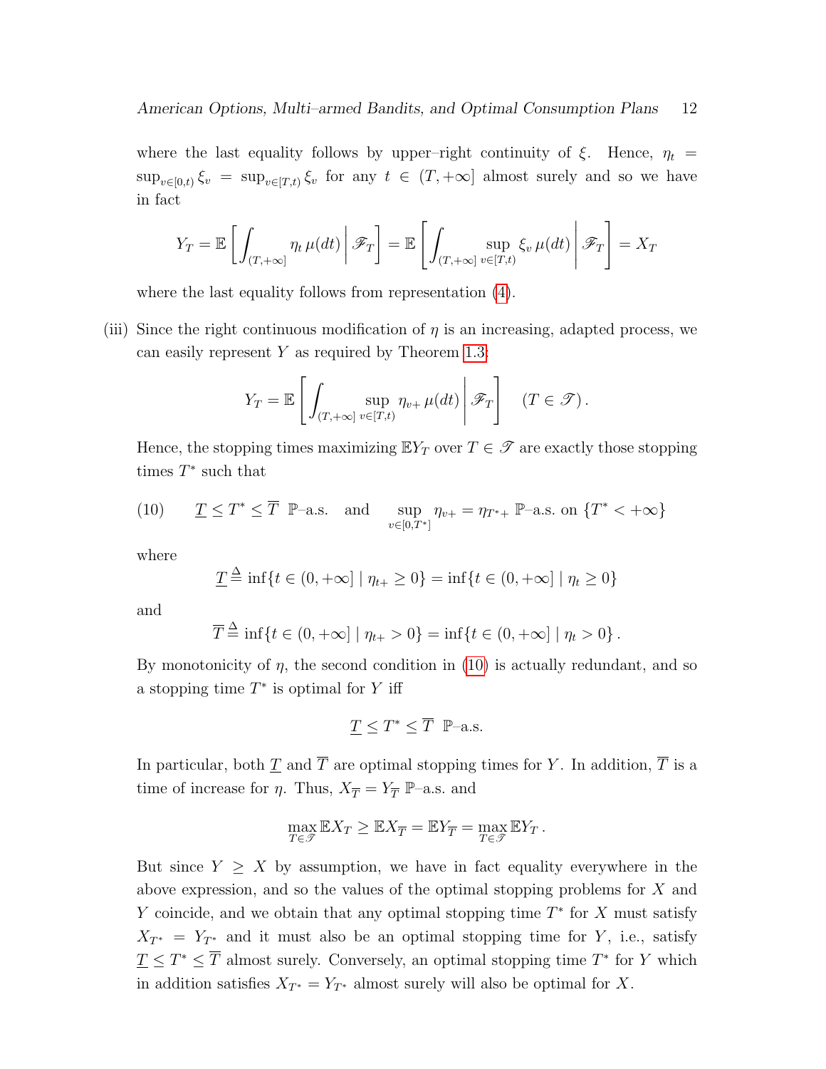where the last equality follows by upper–right continuity of $\xi$. Hence, $\eta_t = \sup_{v\in[0,t)} \xi_v = \sup_{v\in[T,t)} \xi_v$ for any $t \in (T, +\infty]$ almost surely and so we have in fact

$$Y_T = \mathbb{E}\left[\int_{(T,+\infty]} \eta_t \, \mu(dt) \,\middle|\, \mathscr{F}_T\right] = \mathbb{E}\left[\int_{(T,+\infty]} \sup_{v\in[T,t)} \xi_v \, \mu(dt) \,\middle|\, \mathscr{F}_T\right] = X_T$$

where the last equality follows from representation (4).

(iii) Since the right continuous modification of $\eta$ is an increasing, adapted process, we can easily represent $Y$ as required by Theorem 1.3:

$$Y_T = \mathbb{E}\left[\int_{(T,+\infty]} \sup_{v\in[T,t)} \eta_{v+} \, \mu(dt) \,\middle|\, \mathscr{F}_T\right] \quad (T \in \mathscr{T})\,.$$

Hence, the stopping times maximizing $\mathbb{E}Y_T$ over $T \in \mathscr{T}$ are exactly those stopping times $T^*$ such that

$$(10) \qquad \underline{T} \leq T^* \leq \overline{T} \;\; \mathbb{P}\text{–a.s.} \quad \text{and} \quad \sup_{v\in[0,T^*]} \eta_{v+} = \eta_{T^*+} \; \mathbb{P}\text{–a.s. on } \{T^* < +\infty\}$$

where

$$\underline{T} \triangleq \inf\{t \in (0, +\infty] \mid \eta_{t+} \geq 0\} = \inf\{t \in (0, +\infty] \mid \eta_t \geq 0\}$$

and

$$\overline{T} \triangleq \inf\{t \in (0, +\infty] \mid \eta_{t+} > 0\} = \inf\{t \in (0, +\infty] \mid \eta_t > 0\}\,.$$

By monotonicity of $\eta$, the second condition in (10) is actually redundant, and so a stopping time $T^*$ is optimal for $Y$ iff

$$\underline{T} \leq T^* \leq \overline{T} \;\; \mathbb{P}\text{–a.s.}$$

In particular, both $\underline{T}$ and $\overline{T}$ are optimal stopping times for $Y$. In addition, $\overline{T}$ is a time of increase for $\eta$. Thus, $X_{\overline{T}} = Y_{\overline{T}}$ $\mathbb{P}$–a.s. and

$$\max_{T\in\mathscr{T}} \mathbb{E}X_T \geq \mathbb{E}X_{\overline{T}} = \mathbb{E}Y_{\overline{T}} = \max_{T\in\mathscr{T}} \mathbb{E}Y_T\,.$$

But since $Y \geq X$ by assumption, we have in fact equality everywhere in the above expression, and so the values of the optimal stopping problems for $X$ and $Y$ coincide, and we obtain that any optimal stopping time $T^*$ for $X$ must satisfy $X_{T^*} = Y_{T^*}$ and it must also be an optimal stopping time for $Y$, i.e., satisfy $\underline{T} \leq T^* \leq \overline{T}$ almost surely. Conversely, an optimal stopping time $T^*$ for $Y$ which in addition satisfies $X_{T^*} = Y_{T^*}$ almost surely will also be optimal for $X$.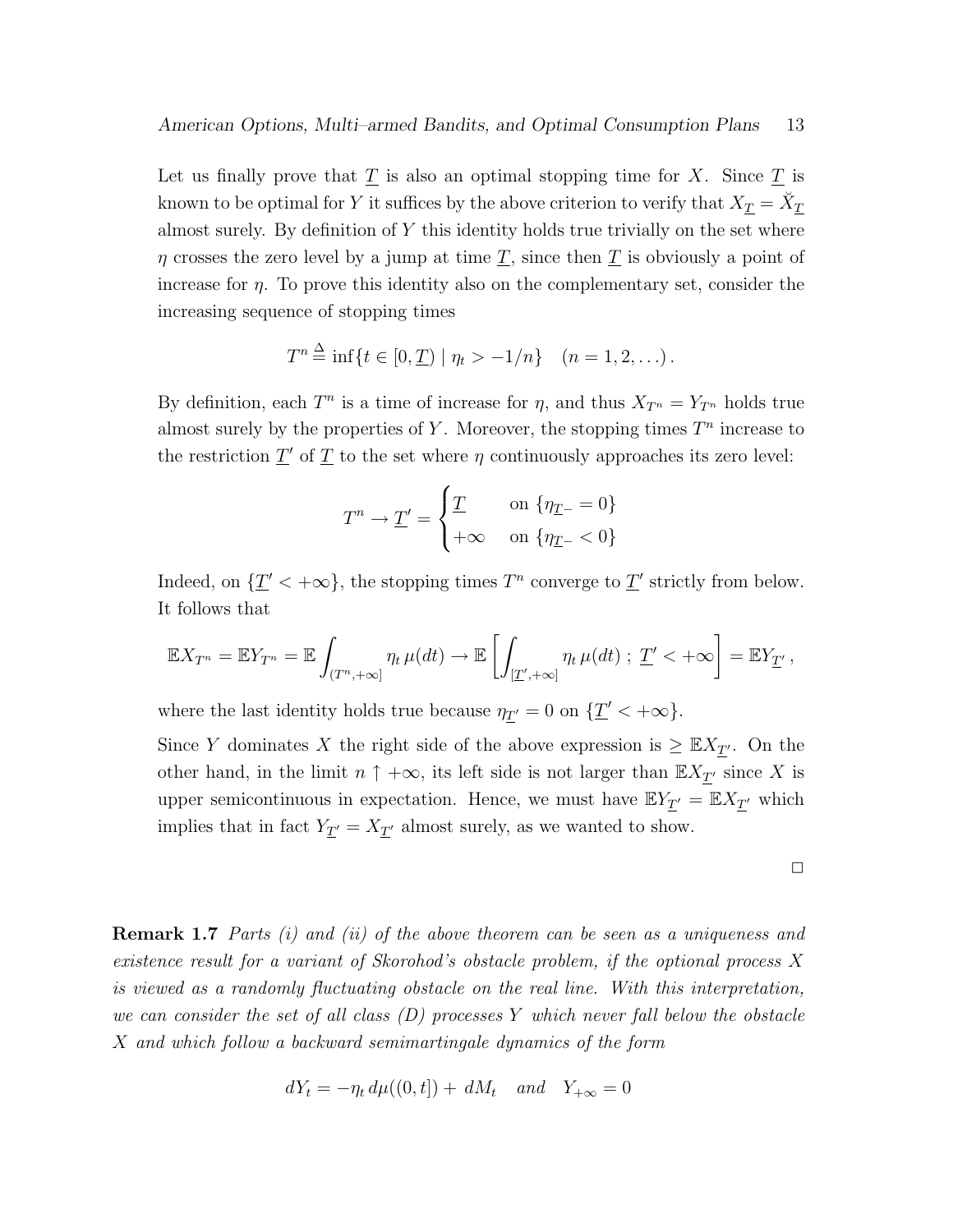Let us finally prove that $\underline{T}$ is also an optimal stopping time for $X$. Since $\underline{T}$ is known to be optimal for $Y$ it suffices by the above criterion to verify that $X_{\underline{T}} = \check{X}_{\underline{T}}$ almost surely. By definition of $Y$ this identity holds true trivially on the set where $\eta$ crosses the zero level by a jump at time $\underline{T}$, since then $\underline{T}$ is obviously a point of increase for $\eta$. To prove this identity also on the complementary set, consider the increasing sequence of stopping times

$$T^n \triangleq \inf\{t \in [0, \underline{T}) \mid \eta_t > -1/n\} \quad (n = 1, 2, \dots).$$

By definition, each $T^n$ is a time of increase for $\eta$, and thus $X_{T^n} = Y_{T^n}$ holds true almost surely by the properties of $Y$. Moreover, the stopping times $T^n$ increase to the restriction $\underline{T}'$ of $\underline{T}$ to the set where $\eta$ continuously approaches its zero level:

$$T^n \to \underline{T}' = \begin{cases} \underline{T} & \text{on } \{\eta_{\underline{T}-} = 0\} \\ +\infty & \text{on } \{\eta_{\underline{T}-} < 0\} \end{cases}$$

Indeed, on $\{\underline{T}' < +\infty\}$, the stopping times $T^n$ converge to $\underline{T}'$ strictly from below. It follows that

$$\mathbb{E}X_{T^n} = \mathbb{E}Y_{T^n} = \mathbb{E}\int_{(T^n,+\infty]} \eta_t\,\mu(dt) \to \mathbb{E}\left[\int_{[\underline{T}',+\infty]} \eta_t\,\mu(dt)\;;\;\underline{T}' < +\infty\right] = \mathbb{E}Y_{\underline{T}'}\,,$$

where the last identity holds true because $\eta_{\underline{T}'} = 0$ on $\{\underline{T}' < +\infty\}$.

Since $Y$ dominates $X$ the right side of the above expression is $\geq \mathbb{E}X_{\underline{T}'}$. On the other hand, in the limit $n \uparrow +\infty$, its left side is not larger than $\mathbb{E}X_{\underline{T}'}$ since $X$ is upper semicontinuous in expectation. Hence, we must have $\mathbb{E}Y_{\underline{T}'} = \mathbb{E}X_{\underline{T}'}$ which implies that in fact $Y_{\underline{T}'} = X_{\underline{T}'}$ almost surely, as we wanted to show.

□

**Remark 1.7** *Parts (i) and (ii) of the above theorem can be seen as a uniqueness and existence result for a variant of Skorohod's obstacle problem, if the optional process $X$ is viewed as a randomly fluctuating obstacle on the real line. With this interpretation, we can consider the set of all class (D) processes $Y$ which never fall below the obstacle $X$ and which follow a backward semimartingale dynamics of the form*

$$dY_t = -\eta_t\,d\mu((0,t]) + dM_t \quad \text{and} \quad Y_{+\infty} = 0$$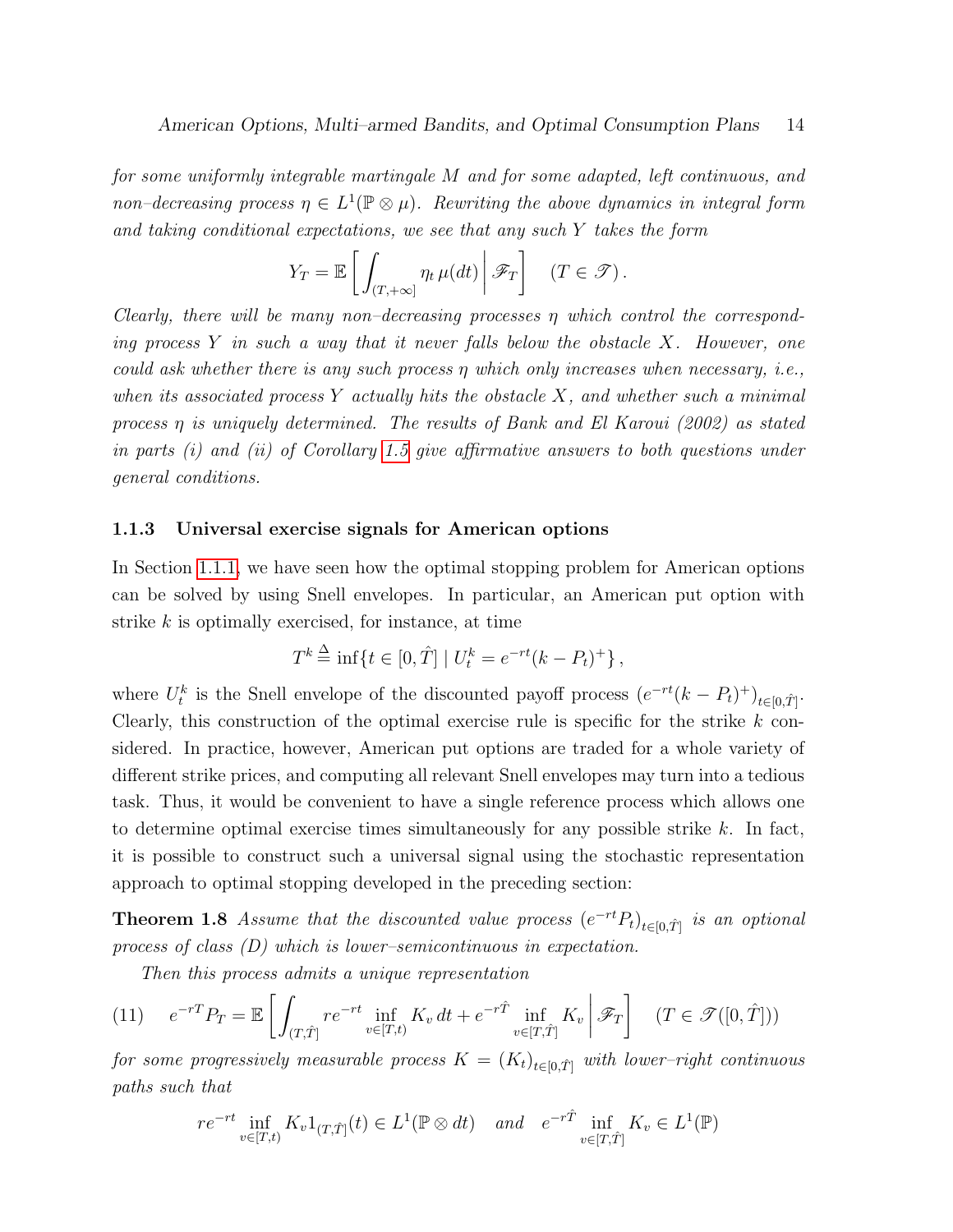*for some uniformly integrable martingale $M$ and for some adapted, left continuous, and non–decreasing process $\eta \in L^1(\mathbb{P} \otimes \mu)$. Rewriting the above dynamics in integral form and taking conditional expectations, we see that any such $Y$ takes the form*

$$Y_T = \mathbb{E}\left[ \int_{(T,+\infty]} \eta_t \, \mu(dt) \,\middle|\, \mathscr{F}_T \right] \quad (T \in \mathscr{T}).$$

*Clearly, there will be many non–decreasing processes $\eta$ which control the corresponding process $Y$ in such a way that it never falls below the obstacle $X$. However, one could ask whether there is any such process $\eta$ which only increases when necessary, i.e., when its associated process $Y$ actually hits the obstacle $X$, and whether such a minimal process $\eta$ is uniquely determined. The results of Bank and El Karoui (2002) as stated in parts (i) and (ii) of Corollary 1.5 give affirmative answers to both questions under general conditions.*

### 1.1.3 Universal exercise signals for American options

In Section 1.1.1, we have seen how the optimal stopping problem for American options can be solved by using Snell envelopes. In particular, an American put option with strike $k$ is optimally exercised, for instance, at time

$$T^k \stackrel{\Delta}{=} \inf\{t \in [0,\hat{T}] \mid U^k_t = e^{-rt}(k - P_t)^+\},$$

where $U^k_t$ is the Snell envelope of the discounted payoff process $(e^{-rt}(k-P_t)^+)_{t\in[0,\hat{T}]}$. Clearly, this construction of the optimal exercise rule is specific for the strike $k$ considered. In practice, however, American put options are traded for a whole variety of different strike prices, and computing all relevant Snell envelopes may turn into a tedious task. Thus, it would be convenient to have a single reference process which allows one to determine optimal exercise times simultaneously for any possible strike $k$. In fact, it is possible to construct such a universal signal using the stochastic representation approach to optimal stopping developed in the preceding section:

**Theorem 1.8** *Assume that the discounted value process $(e^{-rt}P_t)_{t\in[0,\hat{T}]}$ is an optional process of class (D) which is lower–semicontinuous in expectation.*

*Then this process admits a unique representation*

$$e^{-rT}P_T = \mathbb{E}\left[ \int_{(T,\hat{T}]} re^{-rt} \inf_{v\in[T,t)} K_v \, dt + e^{-r\hat{T}} \inf_{v\in[T,\hat{T}]} K_v \,\middle|\, \mathscr{F}_T \right] \quad (T \in \mathscr{T}([0,\hat{T}])) \tag{11}$$

*for some progressively measurable process $K = (K_t)_{t\in[0,\hat{T}]}$ with lower–right continuous paths such that*

$$re^{-rt} \inf_{v\in[T,t)} K_v 1_{(T,\hat{T}]}(t) \in L^1(\mathbb{P} \otimes dt) \quad \text{and} \quad e^{-r\hat{T}} \inf_{v\in[T,\hat{T}]} K_v \in L^1(\mathbb{P})$$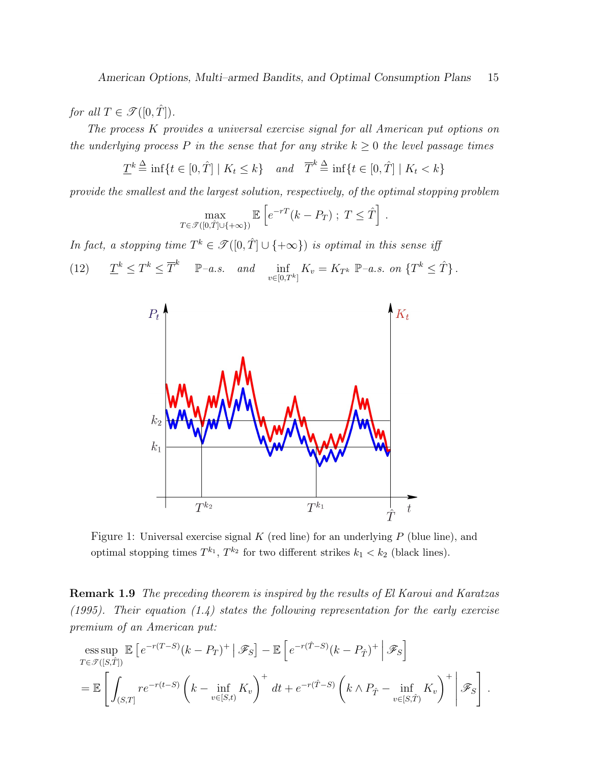*for all $T \in \mathscr{T}([0,\hat{T}])$.*

*The process $K$ provides a universal exercise signal for all American put options on the underlying process $P$ in the sense that for any strike $k \geq 0$ the level passage times*

$$\underline{T}^k \triangleq \inf\{t \in [0,\hat{T}] \mid K_t \leq k\} \quad \text{and} \quad \overline{T}^k \triangleq \inf\{t \in [0,\hat{T}] \mid K_t < k\}$$

*provide the smallest and the largest solution, respectively, of the optimal stopping problem*

$$\max_{T \in \mathscr{T}([0,\hat{T}] \cup \{+\infty\})} \mathbb{E}\left[e^{-rT}(k - P_T)\,;\, T \leq \hat{T}\right].$$

*In fact, a stopping time $T^k \in \mathscr{T}([0,\hat{T}] \cup \{+\infty\})$ is optimal in this sense iff*

$$\underline{T}^k \leq T^k \leq \overline{T}^k \quad \mathbb{P}\text{–a.s.} \quad \text{and} \quad \inf_{v \in [0,T^k]} K_v = K_{T^k} \ \mathbb{P}\text{–a.s. on } \{T^k \leq \hat{T}\}. \tag{12}$$

Figure 1: Universal exercise signal $K$ (red line) for an underlying $P$ (blue line), and optimal stopping times $T^{k_1}$, $T^{k_2}$ for two different strikes $k_1 < k_2$ (black lines).

**Remark 1.9** *The preceding theorem is inspired by the results of El Karoui and Karatzas (1995). Their equation (1.4) states the following representation for the early exercise premium of an American put:*

$$\begin{aligned}
&\operatorname*{ess\,sup}_{T \in \mathscr{T}([S,\hat{T}])} \mathbb{E}\left[e^{-r(T-S)}(k - P_T)^+ \,\middle|\, \mathscr{F}_S\right] - \mathbb{E}\left[e^{-r(\hat{T}-S)}(k - P_{\hat{T}})^+ \,\middle|\, \mathscr{F}_S\right] \\
&= \mathbb{E}\left[\int_{(S,T]} re^{-r(t-S)}\left(k - \inf_{v \in [S,t)} K_v\right)^+ dt + e^{-r(\hat{T}-S)}\left(k \wedge P_{\hat{T}} - \inf_{v \in [S,\hat{T})} K_v\right)^+ \,\middle|\, \mathscr{F}_S\right].
\end{aligned}$$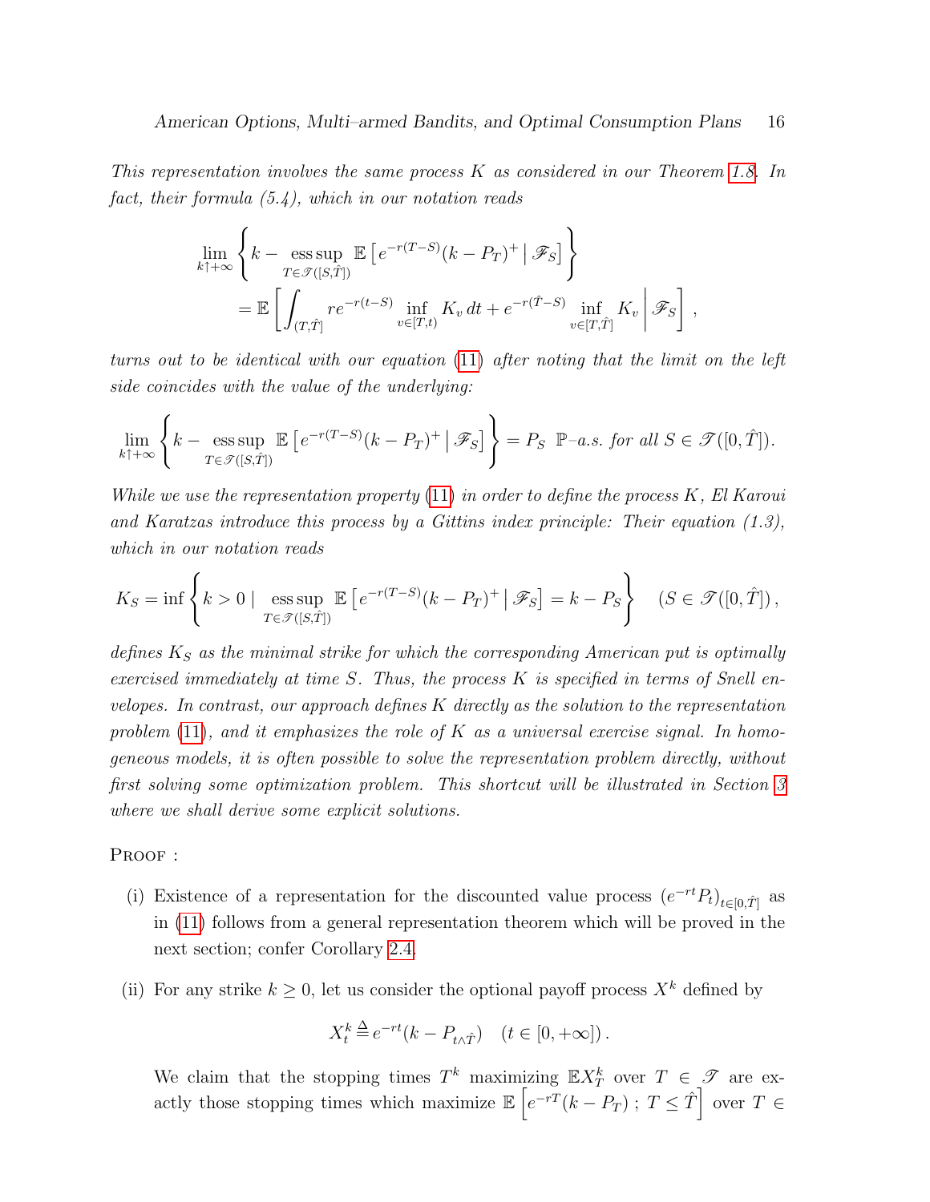*This representation involves the same process $K$ as considered in our Theorem 1.8. In fact, their formula (5.4), which in our notation reads*

$$\lim_{k\uparrow+\infty}\left\{k-\operatorname*{ess\,sup}_{T\in\mathscr{T}([S,\hat{T}])}\mathbb{E}\left[e^{-r(T-S)}(k-P_T)^+\,\middle|\,\mathscr{F}_S\right]\right\}$$
$$=\mathbb{E}\left[\int_{(T,\hat{T}]}re^{-r(t-S)}\inf_{v\in[T,t)}K_v\,dt+e^{-r(\hat{T}-S)}\inf_{v\in[T,\hat{T}]}K_v\,\middle|\,\mathscr{F}_S\right],$$

*turns out to be identical with our equation (11) after noting that the limit on the left side coincides with the value of the underlying:*

$$\lim_{k\uparrow+\infty}\left\{k-\operatorname*{ess\,sup}_{T\in\mathscr{T}([S,\hat{T}])}\mathbb{E}\left[e^{-r(T-S)}(k-P_T)^+\,\middle|\,\mathscr{F}_S\right]\right\}=P_S\ \ \mathbb{P}\text{–a.s. for all } S\in\mathscr{T}([0,\hat{T}]).$$

*While we use the representation property (11) in order to define the process $K$, El Karoui and Karatzas introduce this process by a Gittins index principle: Their equation (1.3), which in our notation reads*

$$K_S=\inf\left\{k>0\mid\operatorname*{ess\,sup}_{T\in\mathscr{T}([S,\hat{T}])}\mathbb{E}\left[e^{-r(T-S)}(k-P_T)^+\,\middle|\,\mathscr{F}_S\right]=k-P_S\right\}\quad(S\in\mathscr{T}([0,\hat{T}])\,,$$

*defines $K_S$ as the minimal strike for which the corresponding American put is optimally exercised immediately at time $S$. Thus, the process $K$ is specified in terms of Snell envelopes. In contrast, our approach defines $K$ directly as the solution to the representation problem (11), and it emphasizes the role of $K$ as a universal exercise signal. In homogeneous models, it is often possible to solve the representation problem directly, without first solving some optimization problem. This shortcut will be illustrated in Section 3 where we shall derive some explicit solutions.*

Proof :

(i) Existence of a representation for the discounted value process $(e^{-rt}P_t)_{t\in[0,\hat{T}]}$ as in (11) follows from a general representation theorem which will be proved in the next section; confer Corollary 2.4.

(ii) For any strike $k\geq 0$, let us consider the optional payoff process $X^k$ defined by

$$X_t^k\triangleq e^{-rt}(k-P_{t\wedge\hat{T}})\quad(t\in[0,+\infty])\,.$$

We claim that the stopping times $T^k$ maximizing $\mathbb{E}X_T^k$ over $T\in\mathscr{T}$ are exactly those stopping times which maximize $\mathbb{E}\left[e^{-rT}(k-P_T)\,;\,T\leq\hat{T}\right]$ over $T\in$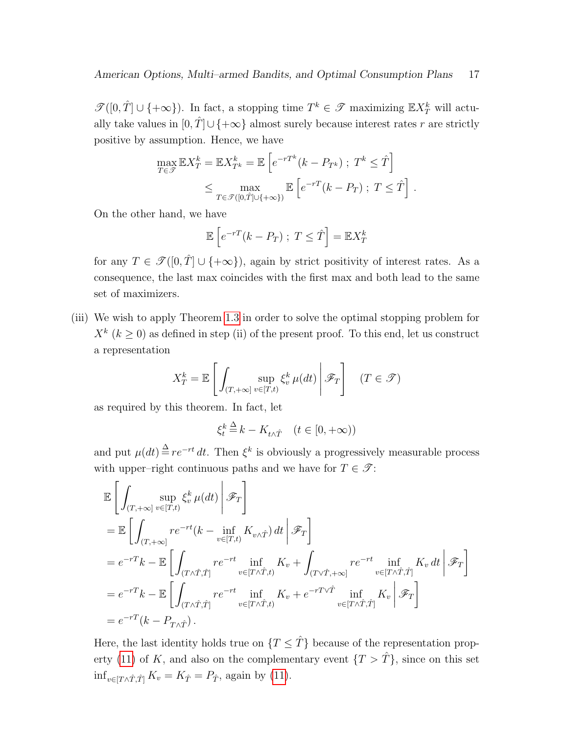$\mathscr{T}([0,\hat{T}] \cup \{+\infty\})$. In fact, a stopping time $T^k \in \mathscr{T}$ maximizing $\mathbb{E}X^k_T$ will actually take values in $[0,\hat{T}] \cup \{+\infty\}$ almost surely because interest rates $r$ are strictly positive by assumption. Hence, we have

$$\max_{T \in \mathscr{T}} \mathbb{E}X^k_T = \mathbb{E}X^k_{T^k} = \mathbb{E}\left[e^{-rT^k}(k - P_{T^k})\ ;\ T^k \leq \hat{T}\right]$$
$$\leq \max_{T \in \mathscr{T}([0,\hat{T}] \cup \{+\infty\})} \mathbb{E}\left[e^{-rT}(k - P_T)\ ;\ T \leq \hat{T}\right].$$

On the other hand, we have

$$\mathbb{E}\left[e^{-rT}(k - P_T)\ ;\ T \leq \hat{T}\right] = \mathbb{E}X^k_T$$

for any $T \in \mathscr{T}([0,\hat{T}] \cup \{+\infty\})$, again by strict positivity of interest rates. As a consequence, the last max coincides with the first max and both lead to the same set of maximizers.

(iii) We wish to apply Theorem 1.3 in order to solve the optimal stopping problem for $X^k$ ($k \geq 0$) as defined in step (ii) of the present proof. To this end, let us construct a representation

$$X^k_T = \mathbb{E}\left[\int_{(T,+\infty]} \sup_{v \in [T,t)} \xi^k_v \,\mu(dt) \,\middle|\, \mathscr{F}_T\right] \quad (T \in \mathscr{T})$$

as required by this theorem. In fact, let

$$\xi^k_t \stackrel{\Delta}{=} k - K_{t \wedge \hat{T}} \quad (t \in [0,+\infty))$$

and put $\mu(dt) \stackrel{\Delta}{=} re^{-rt}\,dt$. Then $\xi^k$ is obviously a progressively measurable process with upper–right continuous paths and we have for $T \in \mathscr{T}$:

$$\begin{aligned}
&\mathbb{E}\left[\int_{(T,+\infty]} \sup_{v \in [T,t)} \xi^k_v \,\mu(dt) \,\middle|\, \mathscr{F}_T\right] \\
&= \mathbb{E}\left[\int_{(T,+\infty]} re^{-rt}(k - \inf_{v \in [T,t)} K_{v \wedge \hat{T}})\,dt \,\middle|\, \mathscr{F}_T\right] \\
&= e^{-rT}k - \mathbb{E}\left[\int_{(T \wedge \hat{T},\hat{T}]} re^{-rt} \inf_{v \in [T \wedge \hat{T},t)} K_v + \int_{(T \vee \hat{T},+\infty]} re^{-rt} \inf_{v \in [T \wedge \hat{T},\hat{T}]} K_v\,dt \,\middle|\, \mathscr{F}_T\right] \\
&= e^{-rT}k - \mathbb{E}\left[\int_{(T \wedge \hat{T},\hat{T}]} re^{-rt} \inf_{v \in [T \wedge \hat{T},t)} K_v + e^{-rT \vee \hat{T}} \inf_{v \in [T \wedge \hat{T},\hat{T}]} K_v \,\middle|\, \mathscr{F}_T\right] \\
&= e^{-rT}(k - P_{T \wedge \hat{T}}).
\end{aligned}$$

Here, the last identity holds true on $\{T \leq \hat{T}\}$ because of the representation property (11) of $K$, and also on the complementary event $\{T > \hat{T}\}$, since on this set $\inf_{v \in [T \wedge \hat{T},\hat{T}]} K_v = K_{\hat{T}} = P_{\hat{T}}$, again by (11).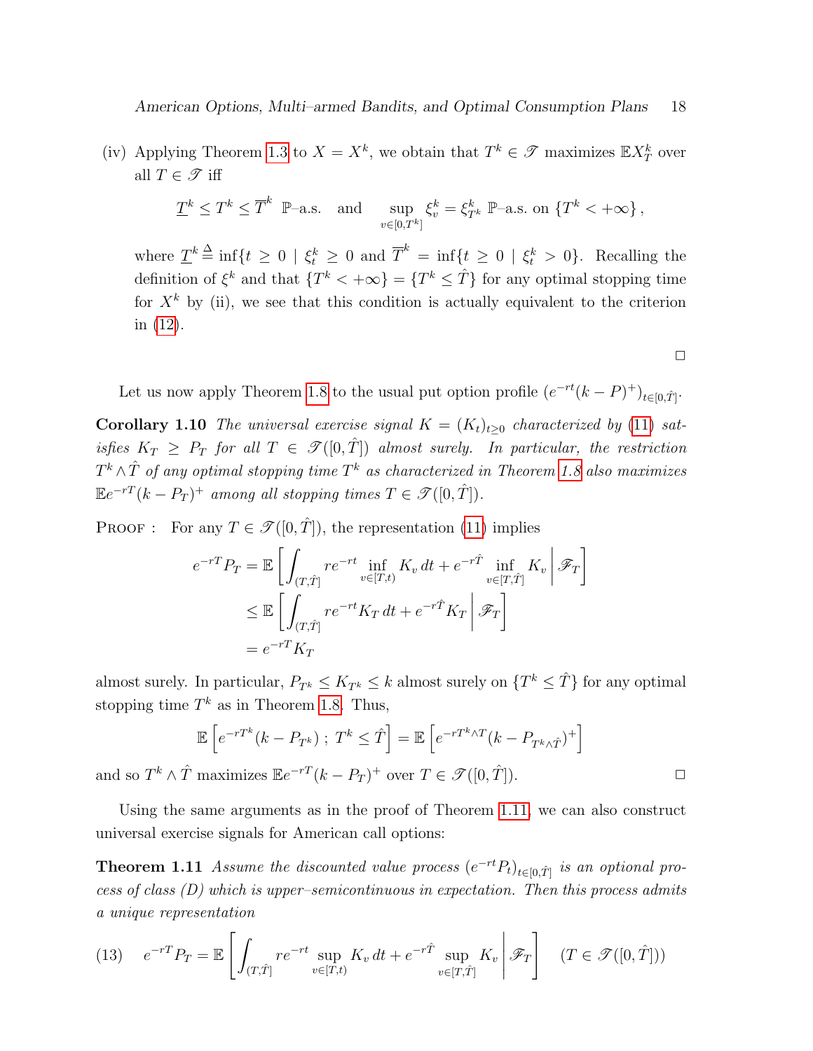(iv) Applying Theorem 1.3 to $X = X^k$, we obtain that $T^k \in \mathscr{T}$ maximizes $\mathbb{E}X^k_T$ over all $T \in \mathscr{T}$ iff

$$\underline{T}^k \leq T^k \leq \overline{T}^k \;\; \mathbb{P}\text{–a.s.} \quad \text{and} \quad \sup_{v \in [0,T^k]} \xi^k_v = \xi^k_{T^k} \;\mathbb{P}\text{–a.s. on } \{T^k < +\infty\}\,,$$

where $\underline{T}^k \stackrel{\Delta}{=} \inf\{t \geq 0 \mid \xi^k_t \geq 0$ and $\overline{T}^k = \inf\{t \geq 0 \mid \xi^k_t > 0\}$. Recalling the definition of $\xi^k$ and that $\{T^k < +\infty\} = \{T^k \leq \hat{T}\}$ for any optimal stopping time for $X^k$ by (ii), we see that this condition is actually equivalent to the criterion in (12).

□

Let us now apply Theorem 1.8 to the usual put option profile $(e^{-rt}(k-P)^+)_{t\in[0,\hat{T}]}$.

**Corollary 1.10** *The universal exercise signal $K = (K_t)_{t\geq 0}$ characterized by (11) satisfies $K_T \geq P_T$ for all $T \in \mathscr{T}([0,\hat{T}])$ almost surely. In particular, the restriction $T^k \wedge \hat{T}$ of any optimal stopping time $T^k$ as characterized in Theorem 1.8 also maximizes $\mathbb{E}e^{-rT}(k-P_T)^+$ among all stopping times $T \in \mathscr{T}([0,\hat{T}])$.*

Proof : For any $T \in \mathscr{T}([0,\hat{T}])$, the representation (11) implies

$$\begin{aligned}
e^{-rT}P_T &= \mathbb{E}\left[\int_{(T,\hat{T}]} re^{-rt} \inf_{v\in[T,t)} K_v\,dt + e^{-r\hat{T}} \inf_{v\in[T,\hat{T}]} K_v \,\middle|\, \mathscr{F}_T\right] \\
&\leq \mathbb{E}\left[\int_{(T,\hat{T}]} re^{-rt} K_T\,dt + e^{-r\hat{T}} K_T \,\middle|\, \mathscr{F}_T\right] \\
&= e^{-rT}K_T
\end{aligned}$$

almost surely. In particular, $P_{T^k} \leq K_{T^k} \leq k$ almost surely on $\{T^k \leq \hat{T}\}$ for any optimal stopping time $T^k$ as in Theorem 1.8. Thus,

$$\mathbb{E}\left[e^{-rT^k}(k - P_{T^k})\,;\, T^k \leq \hat{T}\right] = \mathbb{E}\left[e^{-rT^k\wedge T}(k - P_{T^k\wedge\hat{T}})^+\right]$$

and so $T^k \wedge \hat{T}$ maximizes $\mathbb{E}e^{-rT}(k-P_T)^+$ over $T \in \mathscr{T}([0,\hat{T}])$. □

Using the same arguments as in the proof of Theorem 1.11, we can also construct universal exercise signals for American call options:

**Theorem 1.11** *Assume the discounted value process $(e^{-rt}P_t)_{t\in[0,\hat{T}]}$ is an optional process of class (D) which is upper–semicontinuous in expectation. Then this process admits a unique representation*

$$e^{-rT}P_T = \mathbb{E}\left[\int_{(T,\hat{T}]} re^{-rt} \sup_{v\in[T,t)} K_v\,dt + e^{-r\hat{T}} \sup_{v\in[T,\hat{T}]} K_v \,\middle|\, \mathscr{F}_T\right] \quad (T \in \mathscr{T}([0,\hat{T}])) \tag{13}$$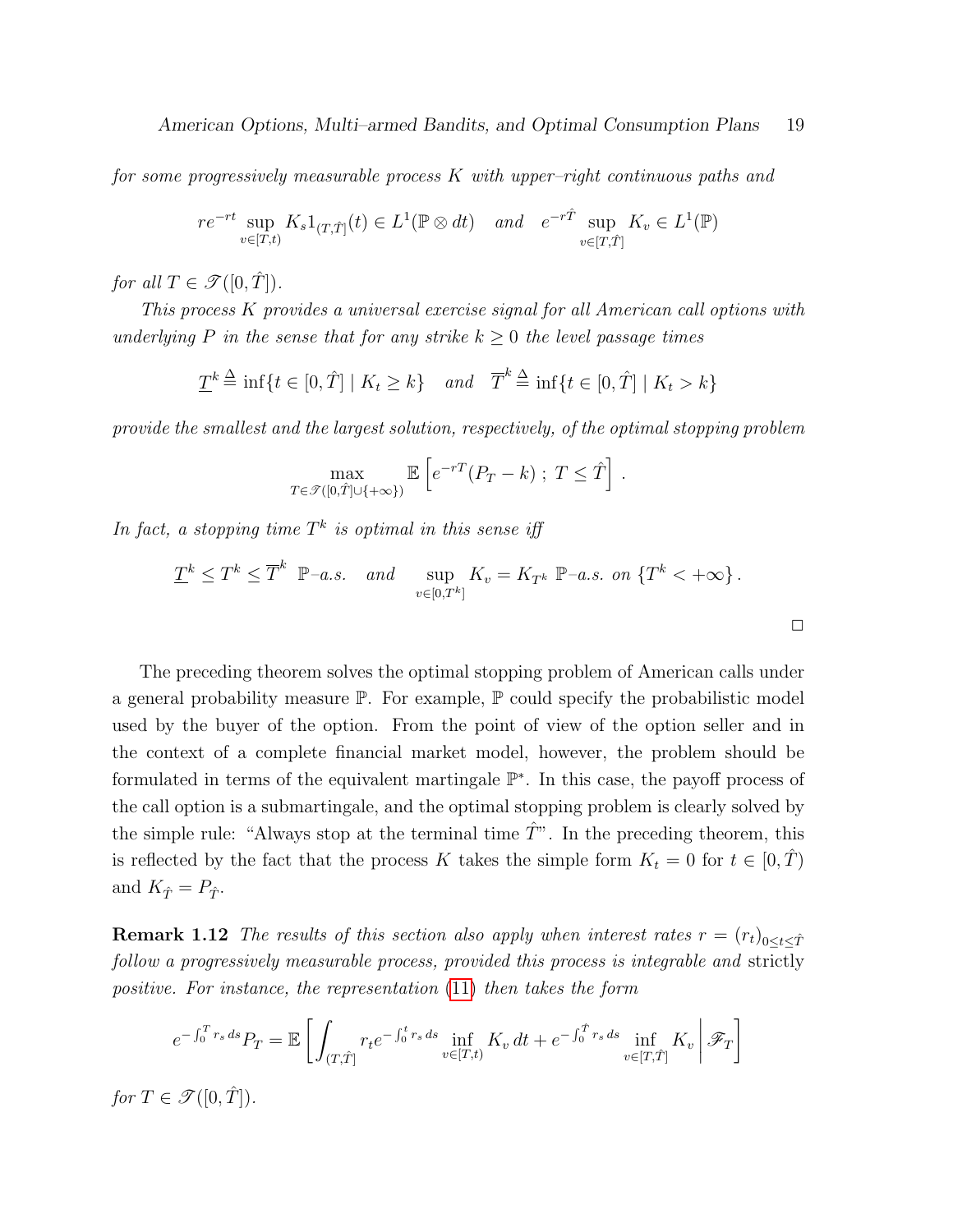*for some progressively measurable process $K$ with upper–right continuous paths and*

$$re^{-rt}\sup_{v\in[T,t)} K_s 1_{(T,\hat{T}]}(t) \in L^1(\mathbb{P}\otimes dt) \quad \textit{and} \quad e^{-r\hat{T}}\sup_{v\in[T,\hat{T}]} K_v \in L^1(\mathbb{P})$$

*for all $T \in \mathscr{T}([0,\hat{T}])$.*

*This process $K$ provides a universal exercise signal for all American call options with underlying $P$ in the sense that for any strike $k \geq 0$ the level passage times*

$$\underline{T}^k \triangleq \inf\{t\in[0,\hat{T}] \mid K_t \geq k\} \quad \textit{and} \quad \overline{T}^k \triangleq \inf\{t\in[0,\hat{T}] \mid K_t > k\}$$

*provide the smallest and the largest solution, respectively, of the optimal stopping problem*

$$\max_{T\in\mathscr{T}([0,\hat{T}]\cup\{+\infty\})} \mathbb{E}\left[e^{-rT}(P_T - k)\;;\; T\leq \hat{T}\right].$$

*In fact, a stopping time $T^k$ is optimal in this sense iff*

$$\underline{T}^k \leq T^k \leq \overline{T}^k \;\; \mathbb{P}\text{–a.s.} \quad \textit{and} \quad \sup_{v\in[0,T^k]} K_v = K_{T^k} \;\; \mathbb{P}\text{–a.s. on } \{T^k < +\infty\}.$$

□

The preceding theorem solves the optimal stopping problem of American calls under a general probability measure $\mathbb{P}$. For example, $\mathbb{P}$ could specify the probabilistic model used by the buyer of the option. From the point of view of the option seller and in the context of a complete financial market model, however, the problem should be formulated in terms of the equivalent martingale $\mathbb{P}^*$. In this case, the payoff process of the call option is a submartingale, and the optimal stopping problem is clearly solved by the simple rule: "Always stop at the terminal time $\hat{T}$". In the preceding theorem, this is reflected by the fact that the process $K$ takes the simple form $K_t = 0$ for $t\in[0,\hat{T})$ and $K_{\hat{T}} = P_{\hat{T}}$.

**Remark 1.12** *The results of this section also apply when interest rates $r = (r_t)_{0\leq t\leq\hat{T}}$ follow a progressively measurable process, provided this process is integrable and* strictly *positive. For instance, the representation (11) then takes the form*

$$e^{-\int_0^T r_s\,ds}P_T = \mathbb{E}\left[\int_{(T,\hat{T}]} r_t e^{-\int_0^t r_s\,ds}\inf_{v\in[T,t)} K_v\,dt + e^{-\int_0^{\hat{T}} r_s\,ds}\inf_{v\in[T,\hat{T}]} K_v \,\middle|\, \mathscr{F}_T\right]$$

*for $T\in\mathscr{T}([0,\hat{T}])$.*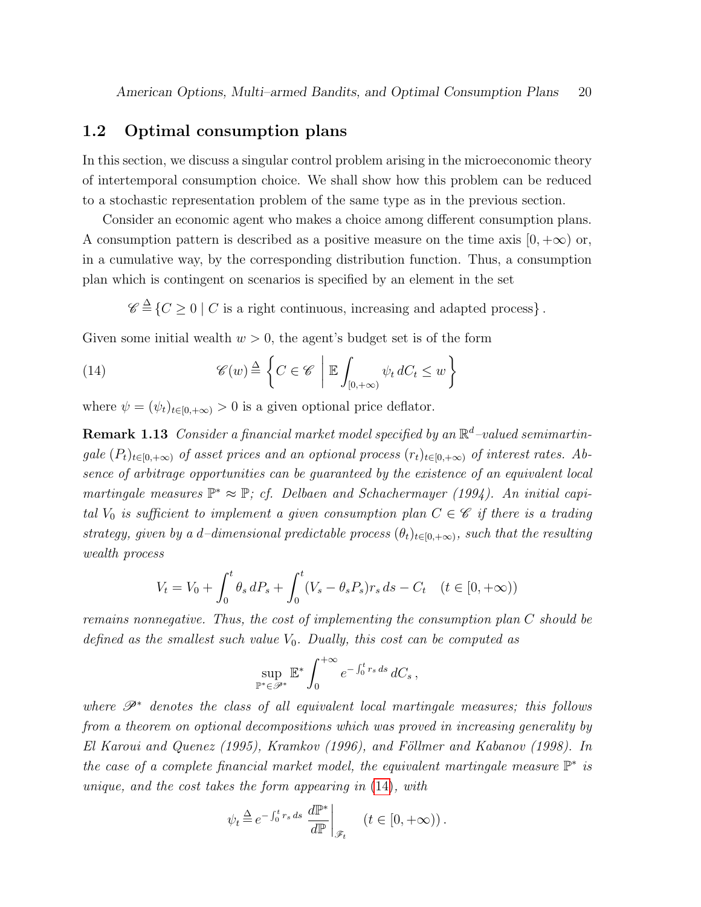## 1.2 Optimal consumption plans

In this section, we discuss a singular control problem arising in the microeconomic theory of intertemporal consumption choice. We shall show how this problem can be reduced to a stochastic representation problem of the same type as in the previous section.

Consider an economic agent who makes a choice among different consumption plans. A consumption pattern is described as a positive measure on the time axis $[0,+\infty)$ or, in a cumulative way, by the corresponding distribution function. Thus, a consumption plan which is contingent on scenarios is specified by an element in the set

$$\mathscr{C} \triangleq \{C \geq 0 \mid C \text{ is a right continuous, increasing and adapted process}\}.$$

Given some initial wealth $w > 0$, the agent's budget set is of the form

$$\mathscr{C}(w) \triangleq \left\{ C \in \mathscr{C} \;\middle|\; \mathbb{E} \int_{[0,+\infty)} \psi_t \, dC_t \leq w \right\} \tag{14}$$

where $\psi = (\psi_t)_{t\in[0,+\infty)} > 0$ is a given optional price deflator.

**Remark 1.13** *Consider a financial market model specified by an $\mathbb{R}^d$–valued semimartingale $(P_t)_{t\in[0,+\infty)}$ of asset prices and an optional process $(r_t)_{t\in[0,+\infty)}$ of interest rates. Absence of arbitrage opportunities can be guaranteed by the existence of an equivalent local martingale measures $\mathbb{P}^* \approx \mathbb{P}$; cf. Delbaen and Schachermayer (1994). An initial capital $V_0$ is sufficient to implement a given consumption plan $C \in \mathscr{C}$ if there is a trading strategy, given by a $d$–dimensional predictable process $(\theta_t)_{t\in[0,+\infty)}$, such that the resulting wealth process*

$$V_t = V_0 + \int_0^t \theta_s \, dP_s + \int_0^t (V_s - \theta_s P_s) r_s \, ds - C_t \quad (t \in [0,+\infty))$$

*remains nonnegative. Thus, the cost of implementing the consumption plan $C$ should be defined as the smallest such value $V_0$. Dually, this cost can be computed as*

$$\sup_{\mathbb{P}^* \in \mathscr{P}^*} \mathbb{E}^* \int_0^{+\infty} e^{-\int_0^t r_s \, ds} \, dC_s \,,$$

*where $\mathscr{P}^*$ denotes the class of all equivalent local martingale measures; this follows from a theorem on optional decompositions which was proved in increasing generality by El Karoui and Quenez (1995), Kramkov (1996), and Föllmer and Kabanov (1998). In the case of a complete financial market model, the equivalent martingale measure $\mathbb{P}^*$ is unique, and the cost takes the form appearing in (14), with*

$$\psi_t \triangleq e^{-\int_0^t r_s \, ds} \left. \frac{d\mathbb{P}^*}{d\mathbb{P}} \right|_{\mathscr{F}_t} \qquad (t \in [0,+\infty)).$$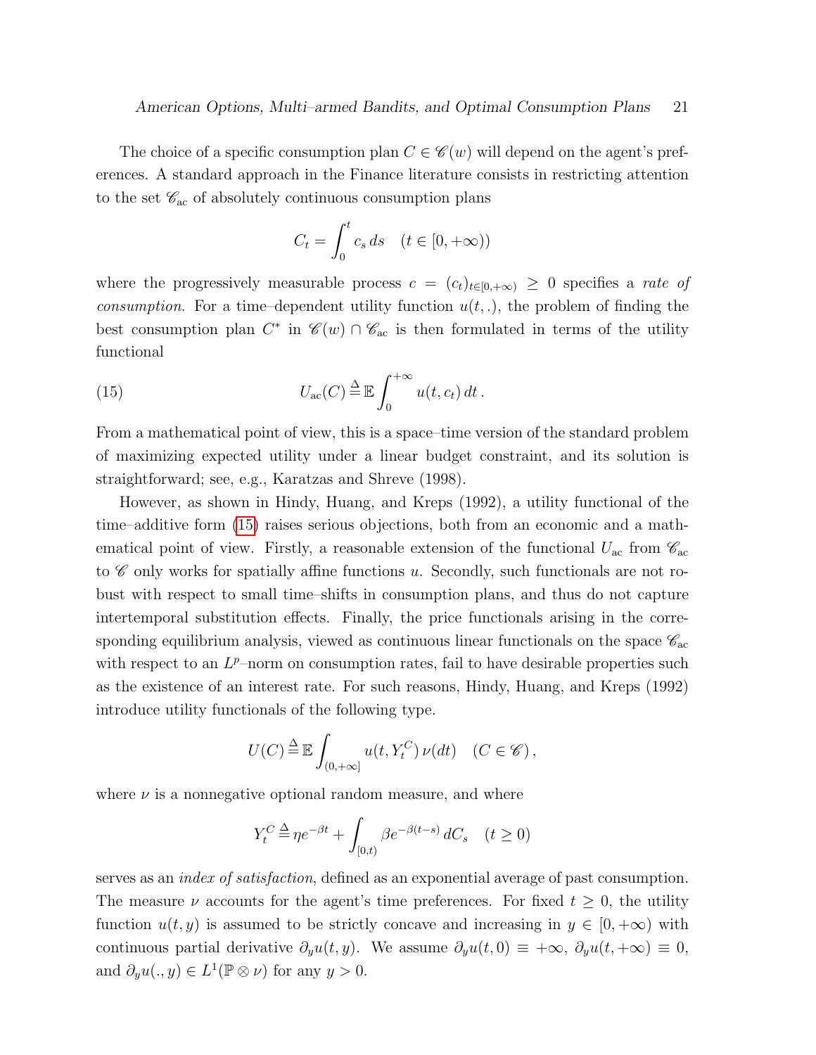The choice of a specific consumption plan $C \in \mathscr{C}(w)$ will depend on the agent's preferences. A standard approach in the Finance literature consists in restricting attention to the set $\mathscr{C}_{\text{ac}}$ of absolutely continuous consumption plans

$$C_t = \int_0^t c_s \, ds \quad (t \in [0, +\infty))$$

where the progressively measurable process $c = (c_t)_{t \in [0,+\infty)} \geq 0$ specifies a *rate of consumption*. For a time–dependent utility function $u(t, .)$, the problem of finding the best consumption plan $C^*$ in $\mathscr{C}(w) \cap \mathscr{C}_{\text{ac}}$ is then formulated in terms of the utility functional

$$U_{\text{ac}}(C) \triangleq \mathbb{E} \int_0^{+\infty} u(t, c_t) \, dt \,. \tag{15}$$

From a mathematical point of view, this is a space–time version of the standard problem of maximizing expected utility under a linear budget constraint, and its solution is straightforward; see, e.g., Karatzas and Shreve (1998).

However, as shown in Hindy, Huang, and Kreps (1992), a utility functional of the time–additive form (15) raises serious objections, both from an economic and a mathematical point of view. Firstly, a reasonable extension of the functional $U_{\text{ac}}$ from $\mathscr{C}_{\text{ac}}$ to $\mathscr{C}$ only works for spatially affine functions $u$. Secondly, such functionals are not robust with respect to small time–shifts in consumption plans, and thus do not capture intertemporal substitution effects. Finally, the price functionals arising in the corresponding equilibrium analysis, viewed as continuous linear functionals on the space $\mathscr{C}_{\text{ac}}$ with respect to an $L^p$–norm on consumption rates, fail to have desirable properties such as the existence of an interest rate. For such reasons, Hindy, Huang, and Kreps (1992) introduce utility functionals of the following type.

$$U(C) \triangleq \mathbb{E} \int_{(0,+\infty]} u(t, Y_t^C) \, \nu(dt) \quad (C \in \mathscr{C}) \,,$$

where $\nu$ is a nonnegative optional random measure, and where

$$Y_t^C \triangleq \eta e^{-\beta t} + \int_{[0,t)} \beta e^{-\beta(t-s)} \, dC_s \quad (t \geq 0)$$

serves as an *index of satisfaction*, defined as an exponential average of past consumption. The measure $\nu$ accounts for the agent's time preferences. For fixed $t \geq 0$, the utility function $u(t, y)$ is assumed to be strictly concave and increasing in $y \in [0, +\infty)$ with continuous partial derivative $\partial_y u(t, y)$. We assume $\partial_y u(t, 0) \equiv +\infty$, $\partial_y u(t, +\infty) \equiv 0$, and $\partial_y u(., y) \in L^1(\mathbb{P} \otimes \nu)$ for any $y > 0$.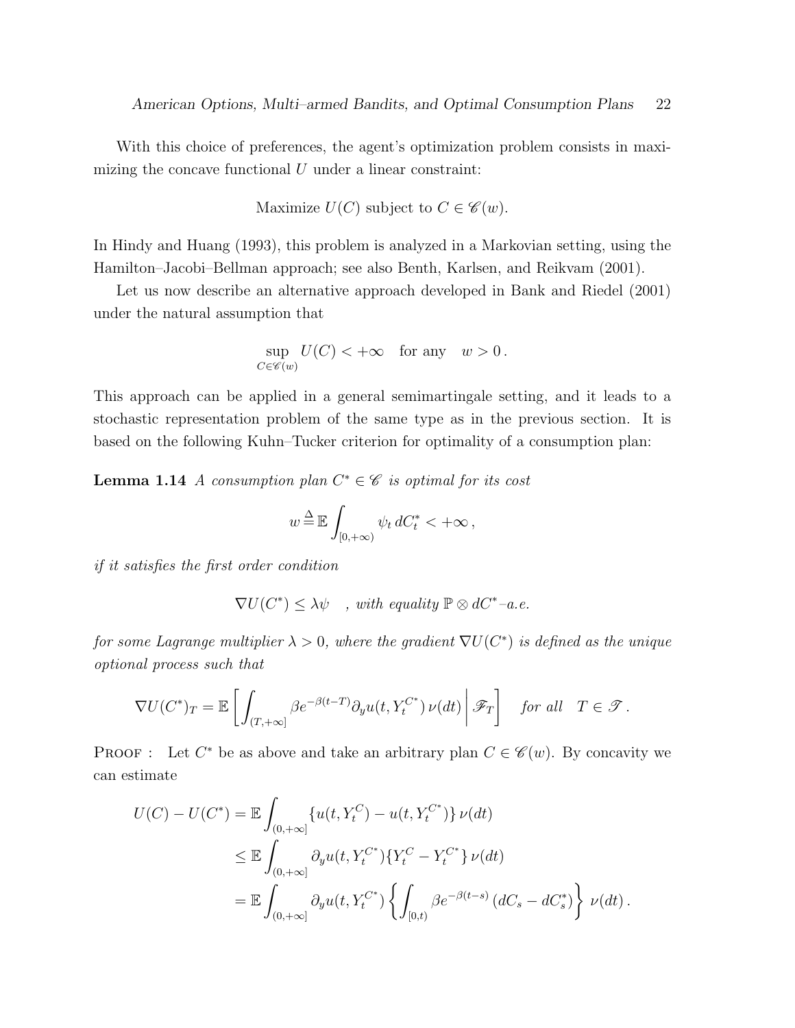With this choice of preferences, the agent's optimization problem consists in maximizing the concave functional $U$ under a linear constraint:

$$\text{Maximize } U(C) \text{ subject to } C \in \mathscr{C}(w).$$

In Hindy and Huang (1993), this problem is analyzed in a Markovian setting, using the Hamilton–Jacobi–Bellman approach; see also Benth, Karlsen, and Reikvam (2001).

Let us now describe an alternative approach developed in Bank and Riedel (2001) under the natural assumption that

$$\sup_{C \in \mathscr{C}(w)} U(C) < +\infty \quad \text{for any} \quad w > 0\,.$$

This approach can be applied in a general semimartingale setting, and it leads to a stochastic representation problem of the same type as in the previous section. It is based on the following Kuhn–Tucker criterion for optimality of a consumption plan:

**Lemma 1.14** *A consumption plan $C^* \in \mathscr{C}$ is optimal for its cost*

$$w \stackrel{\Delta}{=} \mathbb{E} \int_{[0,+\infty)} \psi_t \, dC_t^* < +\infty\,,$$

*if it satisfies the first order condition*

$$\nabla U(C^*) \leq \lambda \psi \quad \text{, with equality } \mathbb{P} \otimes dC^*\text{–a.e.}$$

*for some Lagrange multiplier $\lambda > 0$, where the gradient $\nabla U(C^*)$ is defined as the unique optional process such that*

$$\nabla U(C^*)_T = \mathbb{E}\left[ \int_{(T,+\infty]} \beta e^{-\beta(t-T)} \partial_y u(t, Y_t^{C^*}) \, \nu(dt) \,\middle|\, \mathscr{F}_T \right] \quad \text{for all} \quad T \in \mathscr{T}\,.$$

PROOF : Let $C^*$ be as above and take an arbitrary plan $C \in \mathscr{C}(w)$. By concavity we can estimate

$$\begin{aligned}
U(C) - U(C^*) &= \mathbb{E} \int_{(0,+\infty]} \{u(t, Y_t^C) - u(t, Y_t^{C^*})\} \, \nu(dt) \\
&\leq \mathbb{E} \int_{(0,+\infty]} \partial_y u(t, Y_t^{C^*}) \{Y_t^C - Y_t^{C^*}\} \, \nu(dt) \\
&= \mathbb{E} \int_{(0,+\infty]} \partial_y u(t, Y_t^{C^*}) \left\{ \int_{[0,t)} \beta e^{-\beta(t-s)} \, (dC_s - dC_s^*) \right\} \, \nu(dt)\,.
\end{aligned}$$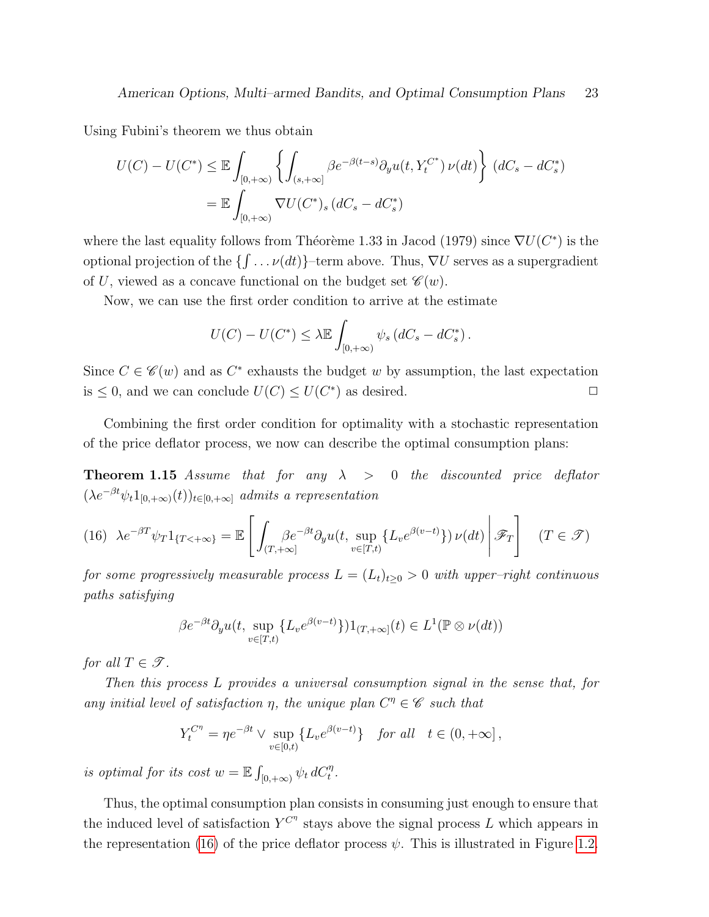Using Fubini's theorem we thus obtain

$$
\begin{aligned}
U(C) - U(C^*) &\leq \mathbb{E} \int_{[0,+\infty)} \left\{ \int_{(s,+\infty]} \beta e^{-\beta(t-s)} \partial_y u(t, Y_t^{C^*})\, \nu(dt) \right\} (dC_s - dC_s^*) \\
&= \mathbb{E} \int_{[0,+\infty)} \nabla U(C^*)_s \, (dC_s - dC_s^*)
\end{aligned}
$$

where the last equality follows from Théorème 1.33 in Jacod (1979) since $\nabla U(C^*)$ is the optional projection of the $\{\int \ldots \nu(dt)\}$–term above. Thus, $\nabla U$ serves as a supergradient of $U$, viewed as a concave functional on the budget set $\mathscr{C}(w)$.

Now, we can use the first order condition to arrive at the estimate

$$
U(C) - U(C^*) \leq \lambda \mathbb{E} \int_{[0,+\infty)} \psi_s \, (dC_s - dC_s^*) \, .
$$

Since $C \in \mathscr{C}(w)$ and as $C^*$ exhausts the budget $w$ by assumption, the last expectation is $\leq 0$, and we can conclude $U(C) \leq U(C^*)$ as desired. $\square$

Combining the first order condition for optimality with a stochastic representation of the price deflator process, we now can describe the optimal consumption plans:

**Theorem 1.15** *Assume that for any $\lambda > 0$ the discounted price deflator $(\lambda e^{-\beta t} \psi_t 1_{[0,+\infty)}(t))_{t \in [0,+\infty]}$ admits a representation*

$$
\text{(16)} \quad \lambda e^{-\beta T} \psi_T 1_{\{T<+\infty\}} = \mathbb{E}\left[ \int_{(T,+\infty]} \beta e^{-\beta t} \partial_y u(t, \sup_{v \in [T,t)} \{L_v e^{\beta(v-t)}\})\, \nu(dt) \,\middle|\, \mathscr{F}_T \right] \quad (T \in \mathscr{T})
$$

*for some progressively measurable process $L = (L_t)_{t \geq 0} > 0$ with upper–right continuous paths satisfying*

$$
\beta e^{-\beta t} \partial_y u(t, \sup_{v \in [T,t)} \{L_v e^{\beta(v-t)}\}) 1_{(T,+\infty]}(t) \in L^1(\mathbb{P} \otimes \nu(dt))
$$

*for all $T \in \mathscr{T}$.*

*Then this process $L$ provides a universal consumption signal in the sense that, for any initial level of satisfaction $\eta$, the unique plan $C^\eta \in \mathscr{C}$ such that*

$$
Y_t^{C^\eta} = \eta e^{-\beta t} \vee \sup_{v \in [0,t)} \{L_v e^{\beta(v-t)}\} \quad \textit{for all} \quad t \in (0, +\infty] \, ,
$$

*is optimal for its cost $w = \mathbb{E} \int_{[0,+\infty)} \psi_t \, dC_t^\eta$.*

Thus, the optimal consumption plan consists in consuming just enough to ensure that the induced level of satisfaction $Y^{C^\eta}$ stays above the signal process $L$ which appears in the representation (16) of the price deflator process $\psi$. This is illustrated in Figure 1.2.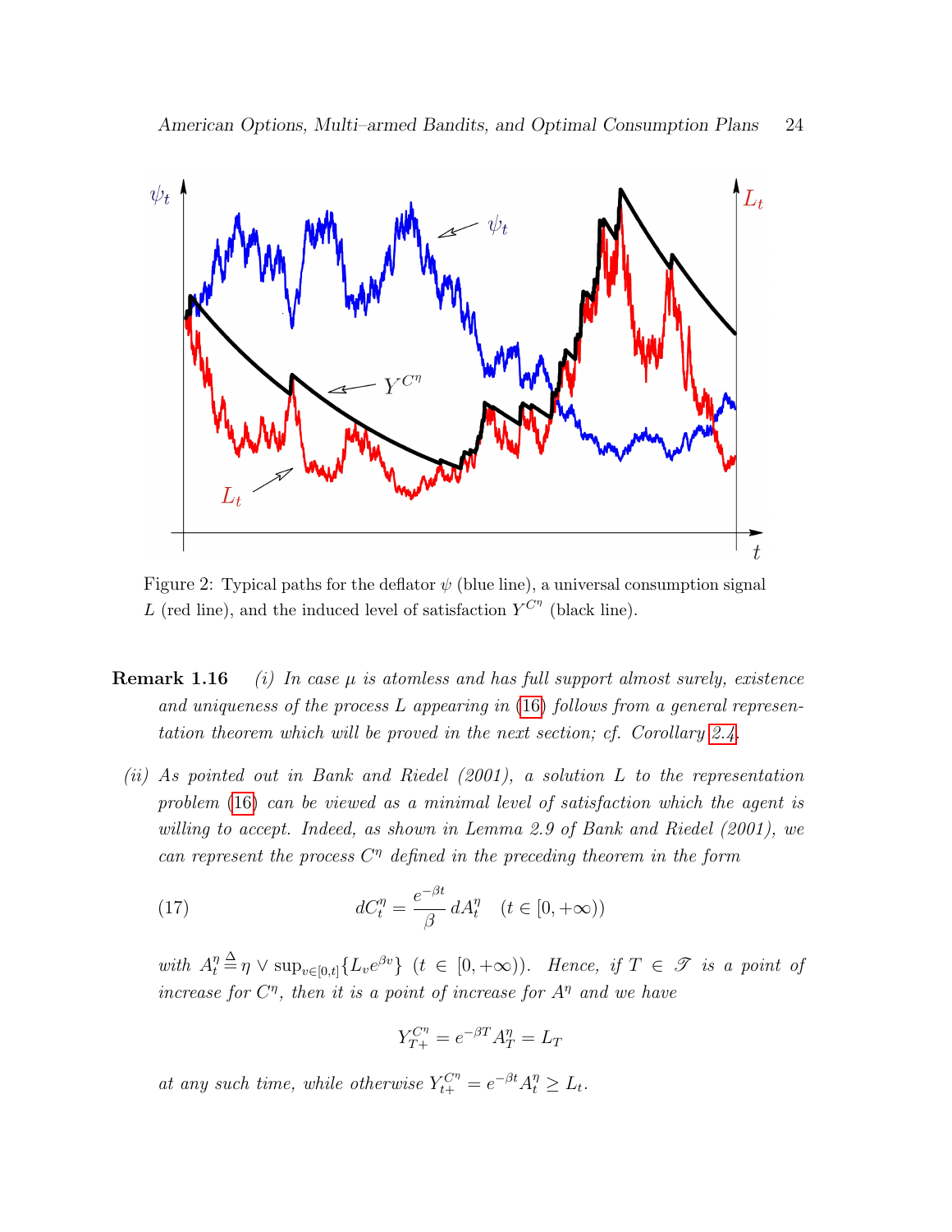Figure 2: Typical paths for the deflator $\psi$ (blue line), a universal consumption signal $L$ (red line), and the induced level of satisfaction $Y^{C^\eta}$ (black line).

**Remark 1.16** *(i) In case $\mu$ is atomless and has full support almost surely, existence and uniqueness of the process $L$ appearing in (16) follows from a general representation theorem which will be proved in the next section; cf. Corollary 2.4.*

*(ii) As pointed out in Bank and Riedel (2001), a solution $L$ to the representation problem (16) can be viewed as a minimal level of satisfaction which the agent is willing to accept. Indeed, as shown in Lemma 2.9 of Bank and Riedel (2001), we can represent the process $C^\eta$ defined in the preceding theorem in the form*

$$dC_t^\eta = \frac{e^{-\beta t}}{\beta}\, dA_t^\eta \quad (t \in [0, +\infty)) \tag{17}$$

*with $A_t^\eta \triangleq \eta \vee \sup_{v \in [0,t]}\{L_v e^{\beta v}\}$ $(t \in [0, +\infty))$. Hence, if $T \in \mathscr{T}$ is a point of increase for $C^\eta$, then it is a point of increase for $A^\eta$ and we have*

$$Y_{T+}^{C^\eta} = e^{-\beta T} A_T^\eta = L_T$$

*at any such time, while otherwise $Y_{t+}^{C^\eta} = e^{-\beta t} A_t^\eta \geq L_t$.*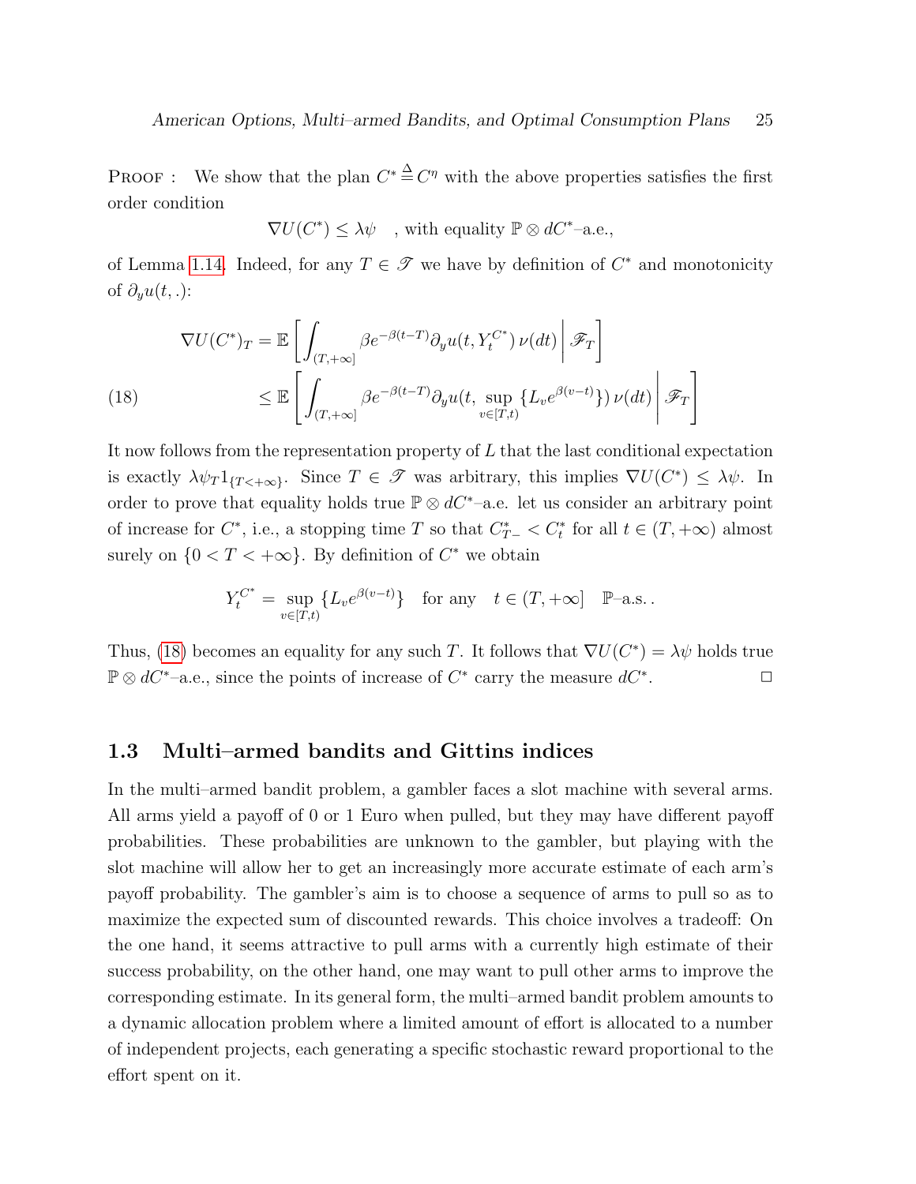PROOF : We show that the plan $C^* \stackrel{\Delta}{=} C^\eta$ with the above properties satisfies the first order condition

$$\nabla U(C^*) \leq \lambda\psi \quad \text{, with equality } \mathbb{P} \otimes dC^*\text{–a.e.,}$$

of Lemma 1.14. Indeed, for any $T \in \mathscr{T}$ we have by definition of $C^*$ and monotonicity of $\partial_y u(t,.)$:

$$
\begin{aligned}
\nabla U(C^*)_T &= \mathbb{E}\left[ \int_{(T,+\infty]} \beta e^{-\beta(t-T)} \partial_y u(t, Y_t^{C^*})\, \nu(dt) \,\middle|\, \mathscr{F}_T \right] \\
&\leq \mathbb{E}\left[ \int_{(T,+\infty]} \beta e^{-\beta(t-T)} \partial_y u(t, \sup_{v \in [T,t)} \{L_v e^{\beta(v-t)}\})\, \nu(dt) \,\middle|\, \mathscr{F}_T \right]
\end{aligned}
\tag{18}
$$

It now follows from the representation property of $L$ that the last conditional expectation is exactly $\lambda\psi_T 1_{\{T<+\infty\}}$. Since $T \in \mathscr{T}$ was arbitrary, this implies $\nabla U(C^*) \leq \lambda\psi$. In order to prove that equality holds true $\mathbb{P} \otimes dC^*$–a.e. let us consider an arbitrary point of increase for $C^*$, i.e., a stopping time $T$ so that $C^*_{T-} < C^*_t$ for all $t \in (T, +\infty)$ almost surely on $\{0 < T < +\infty\}$. By definition of $C^*$ we obtain

$$Y_t^{C^*} = \sup_{v \in [T,t)} \{L_v e^{\beta(v-t)}\} \quad \text{for any} \quad t \in (T, +\infty] \quad \mathbb{P}\text{–a.s.}.$$

Thus, (18) becomes an equality for any such $T$. It follows that $\nabla U(C^*) = \lambda\psi$ holds true $\mathbb{P} \otimes dC^*$–a.e., since the points of increase of $C^*$ carry the measure $dC^*$. □

## 1.3 Multi–armed bandits and Gittins indices

In the multi–armed bandit problem, a gambler faces a slot machine with several arms. All arms yield a payoff of 0 or 1 Euro when pulled, but they may have different payoff probabilities. These probabilities are unknown to the gambler, but playing with the slot machine will allow her to get an increasingly more accurate estimate of each arm's payoff probability. The gambler's aim is to choose a sequence of arms to pull so as to maximize the expected sum of discounted rewards. This choice involves a tradeoff: On the one hand, it seems attractive to pull arms with a currently high estimate of their success probability, on the other hand, one may want to pull other arms to improve the corresponding estimate. In its general form, the multi–armed bandit problem amounts to a dynamic allocation problem where a limited amount of effort is allocated to a number of independent projects, each generating a specific stochastic reward proportional to the effort spent on it.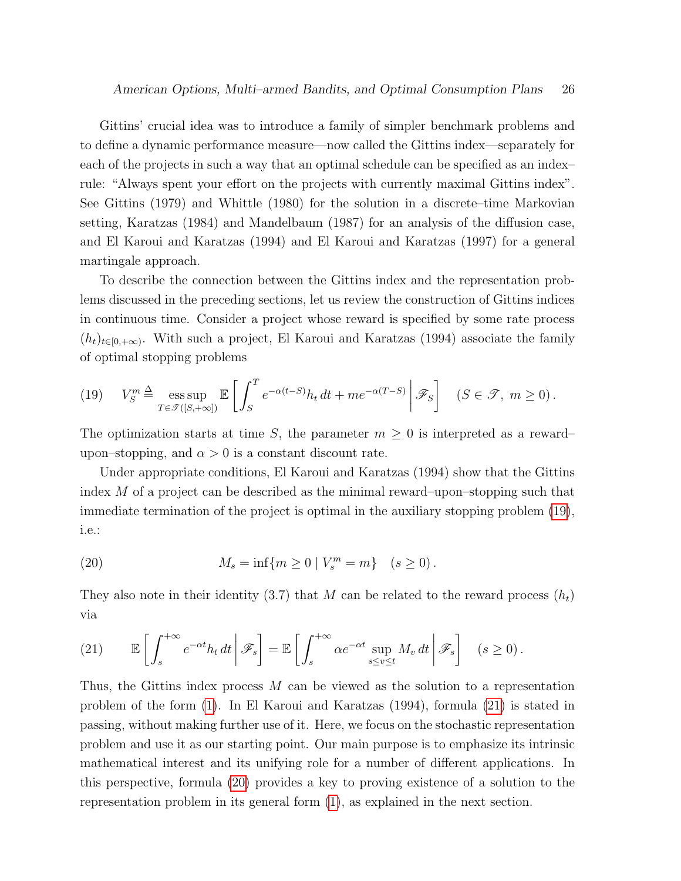Gittins' crucial idea was to introduce a family of simpler benchmark problems and to define a dynamic performance measure—now called the Gittins index—separately for each of the projects in such a way that an optimal schedule can be specified as an index–rule: "Always spent your effort on the projects with currently maximal Gittins index". See Gittins (1979) and Whittle (1980) for the solution in a discrete–time Markovian setting, Karatzas (1984) and Mandelbaum (1987) for an analysis of the diffusion case, and El Karoui and Karatzas (1994) and El Karoui and Karatzas (1997) for a general martingale approach.

To describe the connection between the Gittins index and the representation problems discussed in the preceding sections, let us review the construction of Gittins indices in continuous time. Consider a project whose reward is specified by some rate process $(h_t)_{t\in[0,+\infty)}$. With such a project, El Karoui and Karatzas (1994) associate the family of optimal stopping problems

$$
(19) \qquad V_S^m \triangleq \operatorname*{ess\,sup}_{T\in\mathscr{T}([S,+\infty])} \mathbb{E}\left[\int_S^T e^{-\alpha(t-S)} h_t\,dt + m e^{-\alpha(T-S)} \,\middle|\, \mathscr{F}_S\right] \quad (S\in\mathscr{T},\ m\geq 0)\,.
$$

The optimization starts at time $S$, the parameter $m \geq 0$ is interpreted as a reward–upon–stopping, and $\alpha > 0$ is a constant discount rate.

Under appropriate conditions, El Karoui and Karatzas (1994) show that the Gittins index $M$ of a project can be described as the minimal reward–upon–stopping such that immediate termination of the project is optimal in the auxiliary stopping problem (19), i.e.:

$$
(20) \qquad M_s = \inf\{m \geq 0 \mid V_s^m = m\} \quad (s \geq 0)\,.
$$

They also note in their identity (3.7) that $M$ can be related to the reward process $(h_t)$ via

$$
(21) \qquad \mathbb{E}\left[\int_s^{+\infty} e^{-\alpha t} h_t\,dt \,\middle|\, \mathscr{F}_s\right] = \mathbb{E}\left[\int_s^{+\infty} \alpha e^{-\alpha t} \sup_{s\leq v\leq t} M_v\,dt \,\middle|\, \mathscr{F}_s\right] \quad (s\geq 0)\,.
$$

Thus, the Gittins index process $M$ can be viewed as the solution to a representation problem of the form (1). In El Karoui and Karatzas (1994), formula (21) is stated in passing, without making further use of it. Here, we focus on the stochastic representation problem and use it as our starting point. Our main purpose is to emphasize its intrinsic mathematical interest and its unifying role for a number of different applications. In this perspective, formula (20) provides a key to proving existence of a solution to the representation problem in its general form (1), as explained in the next section.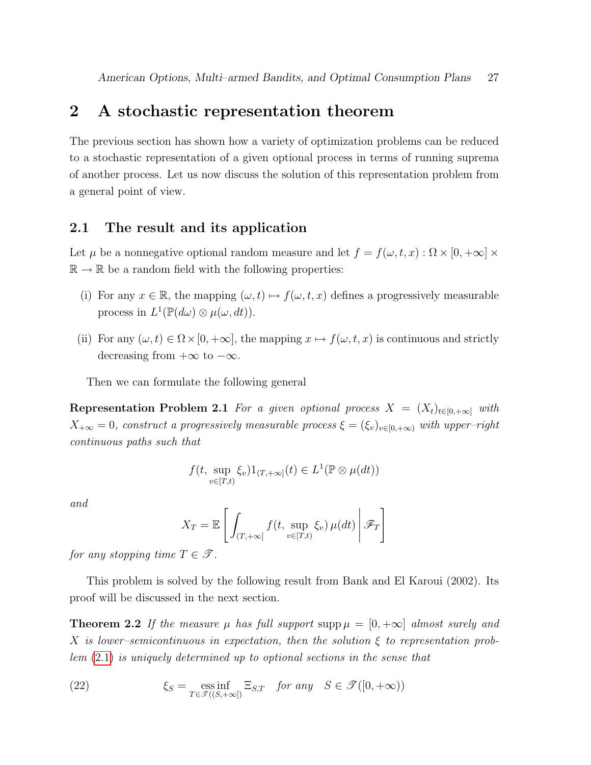## 2 A stochastic representation theorem

The previous section has shown how a variety of optimization problems can be reduced to a stochastic representation of a given optional process in terms of running suprema of another process. Let us now discuss the solution of this representation problem from a general point of view.

### 2.1 The result and its application

Let $\mu$ be a nonnegative optional random measure and let $f = f(\omega, t, x) : \Omega \times [0, +\infty] \times \mathbb{R} \to \mathbb{R}$ be a random field with the following properties:

(i) For any $x \in \mathbb{R}$, the mapping $(\omega, t) \mapsto f(\omega, t, x)$ defines a progressively measurable process in $L^1(\mathbb{P}(d\omega) \otimes \mu(\omega, dt))$.

(ii) For any $(\omega, t) \in \Omega \times [0, +\infty]$, the mapping $x \mapsto f(\omega, t, x)$ is continuous and strictly decreasing from $+\infty$ to $-\infty$.

Then we can formulate the following general

**Representation Problem 2.1** *For a given optional process $X = (X_t)_{t \in [0,+\infty]}$ with $X_{+\infty} = 0$, construct a progressively measurable process $\xi = (\xi_v)_{v \in [0,+\infty)}$ with upper–right continuous paths such that*

$$f(t, \sup_{v \in [T,t)} \xi_v) 1_{(T,+\infty]}(t) \in L^1(\mathbb{P} \otimes \mu(dt))$$

*and*

$$X_T = \mathbb{E}\left[ \int_{(T,+\infty]} f(t, \sup_{v \in [T,t)} \xi_v)\, \mu(dt) \,\middle|\, \mathscr{F}_T \right]$$

*for any stopping time $T \in \mathscr{T}$.*

This problem is solved by the following result from Bank and El Karoui (2002). Its proof will be discussed in the next section.

**Theorem 2.2** *If the measure $\mu$ has full support $\operatorname{supp} \mu = [0, +\infty]$ almost surely and $X$ is lower–semicontinuous in expectation, then the solution $\xi$ to representation problem (2.1) is uniquely determined up to optional sections in the sense that*

$$\xi_S = \operatorname*{ess\,inf}_{T \in \mathscr{T}((S,+\infty])} \Xi_{S,T} \quad \textit{for any} \quad S \in \mathscr{T}([0, +\infty)) \tag{22}$$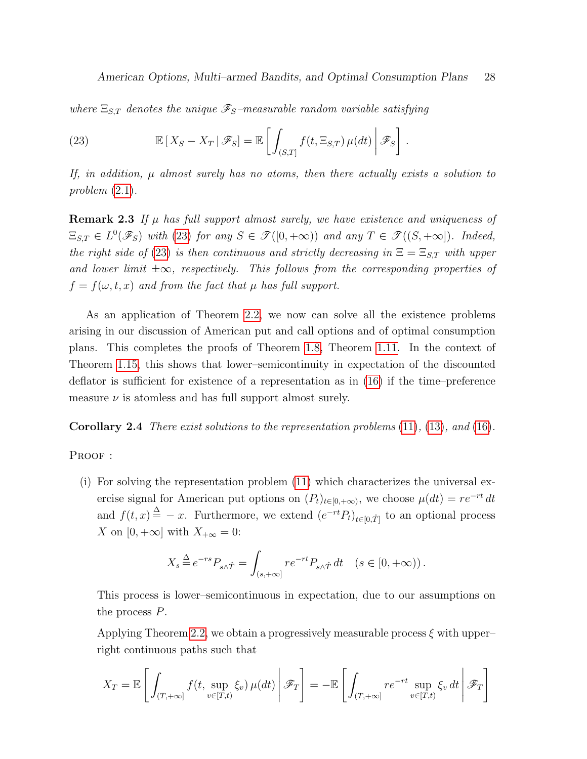*where $\Xi_{S,T}$ denotes the unique $\mathscr{F}_S$–measurable random variable satisfying*

$$\mathbb{E}\left[X_S - X_T \,\middle|\, \mathscr{F}_S\right] = \mathbb{E}\left[\int_{(S,T]} f(t, \Xi_{S,T})\, \mu(dt) \,\middle|\, \mathscr{F}_S\right]. \tag{23}$$

*If, in addition, $\mu$ almost surely has no atoms, then there actually exists a solution to problem (2.1).*

**Remark 2.3** *If $\mu$ has full support almost surely, we have existence and uniqueness of $\Xi_{S,T} \in L^0(\mathscr{F}_S)$ with (23) for any $S \in \mathscr{T}([0,+\infty))$ and any $T \in \mathscr{T}((S,+\infty])$. Indeed, the right side of (23) is then continuous and strictly decreasing in $\Xi = \Xi_{S,T}$ with upper and lower limit $\pm\infty$, respectively. This follows from the corresponding properties of $f = f(\omega, t, x)$ and from the fact that $\mu$ has full support.*

As an application of Theorem 2.2, we now can solve all the existence problems arising in our discussion of American put and call options and of optimal consumption plans. This completes the proofs of Theorem 1.8, Theorem 1.11. In the context of Theorem 1.15, this shows that lower–semicontinuity in expectation of the discounted deflator is sufficient for existence of a representation as in (16) if the time–preference measure $\nu$ is atomless and has full support almost surely.

**Corollary 2.4** *There exist solutions to the representation problems (11), (13), and (16).*

PROOF :

(i) For solving the representation problem (11) which characterizes the universal exercise signal for American put options on $(P_t)_{t\in[0,+\infty)}$, we choose $\mu(dt) = re^{-rt}\,dt$ and $f(t,x) \stackrel{\Delta}{=} -x$. Furthermore, we extend $(e^{-rt}P_t)_{t\in[0,\hat{T}]}$ to an optional process $X$ on $[0,+\infty]$ with $X_{+\infty} = 0$:

$$X_s \stackrel{\Delta}{=} e^{-rs} P_{s\wedge\hat{T}} = \int_{(s,+\infty]} re^{-rt} P_{s\wedge\hat{T}}\, dt \quad (s \in [0,+\infty)).$$

This process is lower–semicontinuous in expectation, due to our assumptions on the process $P$.

Applying Theorem 2.2, we obtain a progressively measurable process $\xi$ with upper–right continuous paths such that

$$X_T = \mathbb{E}\left[\int_{(T,+\infty]} f(t, \sup_{v\in[T,t)} \xi_v)\, \mu(dt) \,\middle|\, \mathscr{F}_T\right] = -\mathbb{E}\left[\int_{(T,+\infty]} re^{-rt} \sup_{v\in[T,t)} \xi_v\, dt \,\middle|\, \mathscr{F}_T\right]$$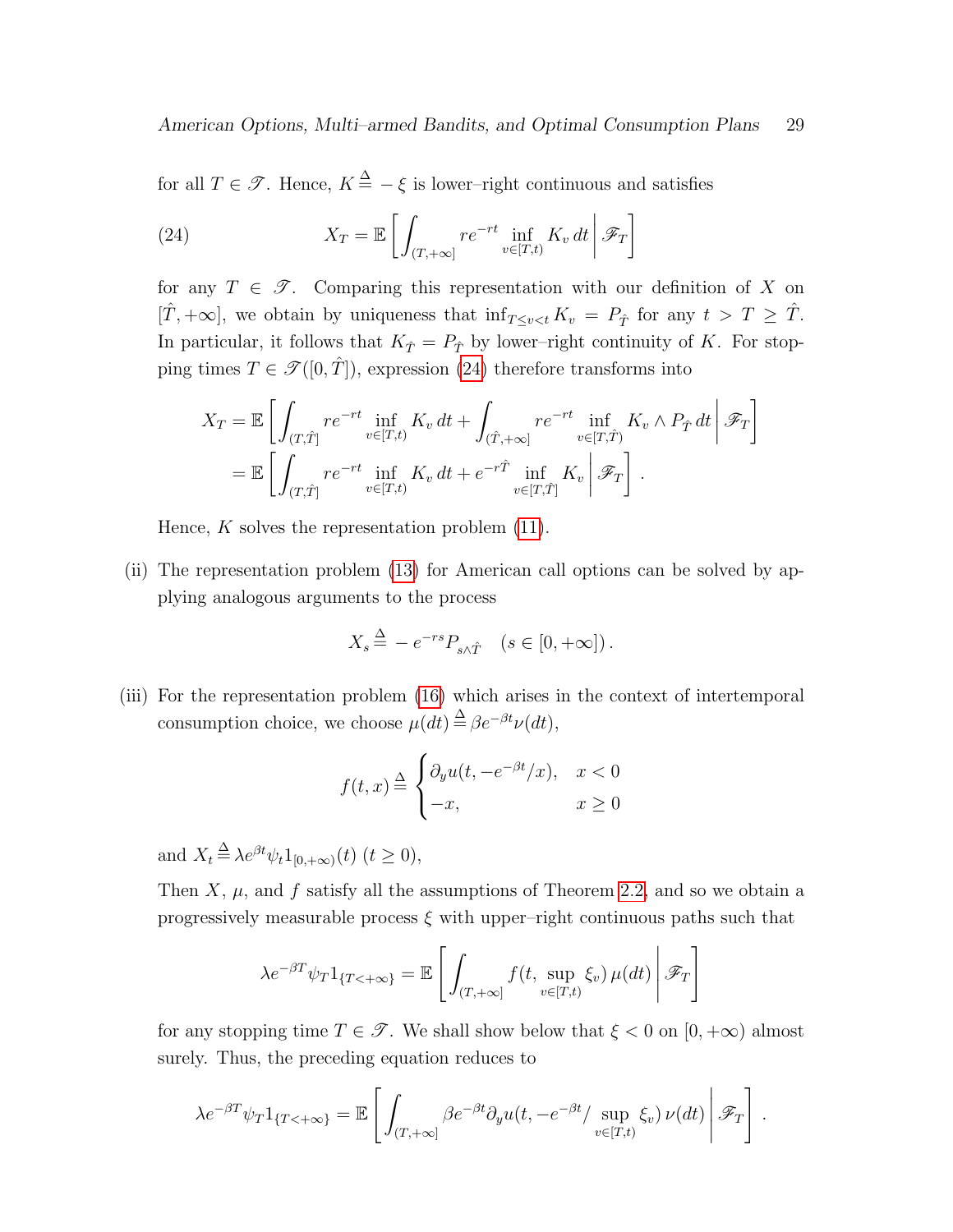for all $T \in \mathscr{T}$. Hence, $K \stackrel{\Delta}{=} -\xi$ is lower–right continuous and satisfies

$$X_T = \mathbb{E}\left[ \int_{(T,+\infty]} re^{-rt} \inf_{v\in[T,t)} K_v \, dt \,\middle|\, \mathscr{F}_T \right] \tag{24}$$

for any $T \in \mathscr{T}$. Comparing this representation with our definition of $X$ on $[\hat{T}, +\infty]$, we obtain by uniqueness that $\inf_{T\le v<t} K_v = P_{\hat{T}}$ for any $t > T \ge \hat{T}$. In particular, it follows that $K_{\hat{T}} = P_{\hat{T}}$ by lower–right continuity of $K$. For stopping times $T \in \mathscr{T}([0,\hat{T}])$, expression (24) therefore transforms into

$$\begin{aligned}
X_T &= \mathbb{E}\left[ \int_{(T,\hat{T}]} re^{-rt} \inf_{v\in[T,t)} K_v \, dt + \int_{(\hat{T},+\infty]} re^{-rt} \inf_{v\in[T,\hat{T})} K_v \wedge P_{\hat{T}} \, dt \,\middle|\, \mathscr{F}_T \right] \\
&= \mathbb{E}\left[ \int_{(T,\hat{T}]} re^{-rt} \inf_{v\in[T,t)} K_v \, dt + e^{-r\hat{T}} \inf_{v\in[T,\hat{T}]} K_v \,\middle|\, \mathscr{F}_T \right].
\end{aligned}$$

Hence, $K$ solves the representation problem (11).

(ii) The representation problem (13) for American call options can be solved by applying analogous arguments to the process

$$X_s \stackrel{\Delta}{=} -e^{-rs} P_{s\wedge\hat{T}} \quad (s \in [0,+\infty]).$$

(iii) For the representation problem (16) which arises in the context of intertemporal consumption choice, we choose $\mu(dt) \stackrel{\Delta}{=} \beta e^{-\beta t}\nu(dt)$,

$$f(t,x) \stackrel{\Delta}{=} \begin{cases} \partial_y u(t, -e^{-\beta t}/x), & x < 0 \\ -x, & x \ge 0 \end{cases}$$

and $X_t \stackrel{\Delta}{=} \lambda e^{\beta t}\psi_t 1_{[0,+\infty)}(t)$ $(t \ge 0)$,

Then $X$, $\mu$, and $f$ satisfy all the assumptions of Theorem 2.2, and so we obtain a progressively measurable process $\xi$ with upper–right continuous paths such that

$$\lambda e^{-\beta T}\psi_T 1_{\{T<+\infty\}} = \mathbb{E}\left[ \int_{(T,+\infty]} f(t, \sup_{v\in[T,t)} \xi_v)\, \mu(dt) \,\middle|\, \mathscr{F}_T \right]$$

for any stopping time $T \in \mathscr{T}$. We shall show below that $\xi < 0$ on $[0,+\infty)$ almost surely. Thus, the preceding equation reduces to

$$\lambda e^{-\beta T}\psi_T 1_{\{T<+\infty\}} = \mathbb{E}\left[ \int_{(T,+\infty]} \beta e^{-\beta t} \partial_y u(t, -e^{-\beta t}/ \sup_{v\in[T,t)} \xi_v)\, \nu(dt) \,\middle|\, \mathscr{F}_T \right].$$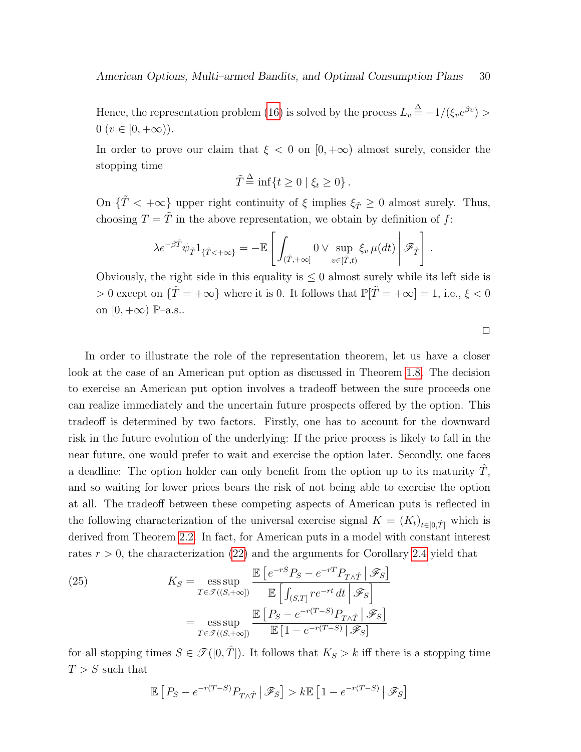Hence, the representation problem (16) is solved by the process $L_v \triangleq -1/(\xi_v e^{\beta v}) > 0$ ($v \in [0, +\infty)$).

In order to prove our claim that $\xi < 0$ on $[0, +\infty)$ almost surely, consider the stopping time

$$\tilde{T} \triangleq \inf\{t \geq 0 \mid \xi_t \geq 0\}.$$

On $\{\tilde{T} < +\infty\}$ upper right continuity of $\xi$ implies $\xi_{\tilde{T}} \geq 0$ almost surely. Thus, choosing $T = \tilde{T}$ in the above representation, we obtain by definition of $f$:

$$\lambda e^{-\beta \tilde{T}} \psi_{\tilde{T}} 1_{\{\tilde{T} < +\infty\}} = -\mathbb{E}\left[ \int_{(\tilde{T}, +\infty]} 0 \vee \sup_{v \in [\tilde{T}, t)} \xi_v \, \mu(dt) \,\middle|\, \mathscr{F}_{\tilde{T}} \right].$$

Obviously, the right side in this equality is $\leq 0$ almost surely while its left side is $> 0$ except on $\{\tilde{T} = +\infty\}$ where it is 0. It follows that $\mathbb{P}[\tilde{T} = +\infty] = 1$, i.e., $\xi < 0$ on $[0, +\infty)$ $\mathbb{P}$–a.s..

□

In order to illustrate the role of the representation theorem, let us have a closer look at the case of an American put option as discussed in Theorem 1.8. The decision to exercise an American put option involves a tradeoff between the sure proceeds one can realize immediately and the uncertain future prospects offered by the option. This tradeoff is determined by two factors. Firstly, one has to account for the downward risk in the future evolution of the underlying: If the price process is likely to fall in the near future, one would prefer to wait and exercise the option later. Secondly, one faces a deadline: The option holder can only benefit from the option up to its maturity $\hat{T}$, and so waiting for lower prices bears the risk of not being able to exercise the option at all. The tradeoff between these competing aspects of American puts is reflected in the following characterization of the universal exercise signal $K = (K_t)_{t \in [0, \hat{T}]}$ which is derived from Theorem 2.2. In fact, for American puts in a model with constant interest rates $r > 0$, the characterization (22) and the arguments for Corollary 2.4 yield that

$$K_S = \operatorname*{ess\,sup}_{T \in \mathscr{T}((S, +\infty])} \frac{\mathbb{E}\left[ e^{-rS} P_S - e^{-rT} P_{T \wedge \hat{T}} \,\middle|\, \mathscr{F}_S \right]}{\mathbb{E}\left[ \int_{(S,T]} r e^{-rt} \, dt \,\middle|\, \mathscr{F}_S \right]}$$
$$= \operatorname*{ess\,sup}_{T \in \mathscr{T}((S, +\infty])} \frac{\mathbb{E}\left[ P_S - e^{-r(T-S)} P_{T \wedge \hat{T}} \,\middle|\, \mathscr{F}_S \right]}{\mathbb{E}\left[ 1 - e^{-r(T-S)} \,\middle|\, \mathscr{F}_S \right]} \tag{25}$$

for all stopping times $S \in \mathscr{T}([0, \hat{T}])$. It follows that $K_S > k$ iff there is a stopping time $T > S$ such that

$$\mathbb{E}\left[ P_S - e^{-r(T-S)} P_{T \wedge \hat{T}} \,\middle|\, \mathscr{F}_S \right] > k \mathbb{E}\left[ 1 - e^{-r(T-S)} \,\middle|\, \mathscr{F}_S \right]$$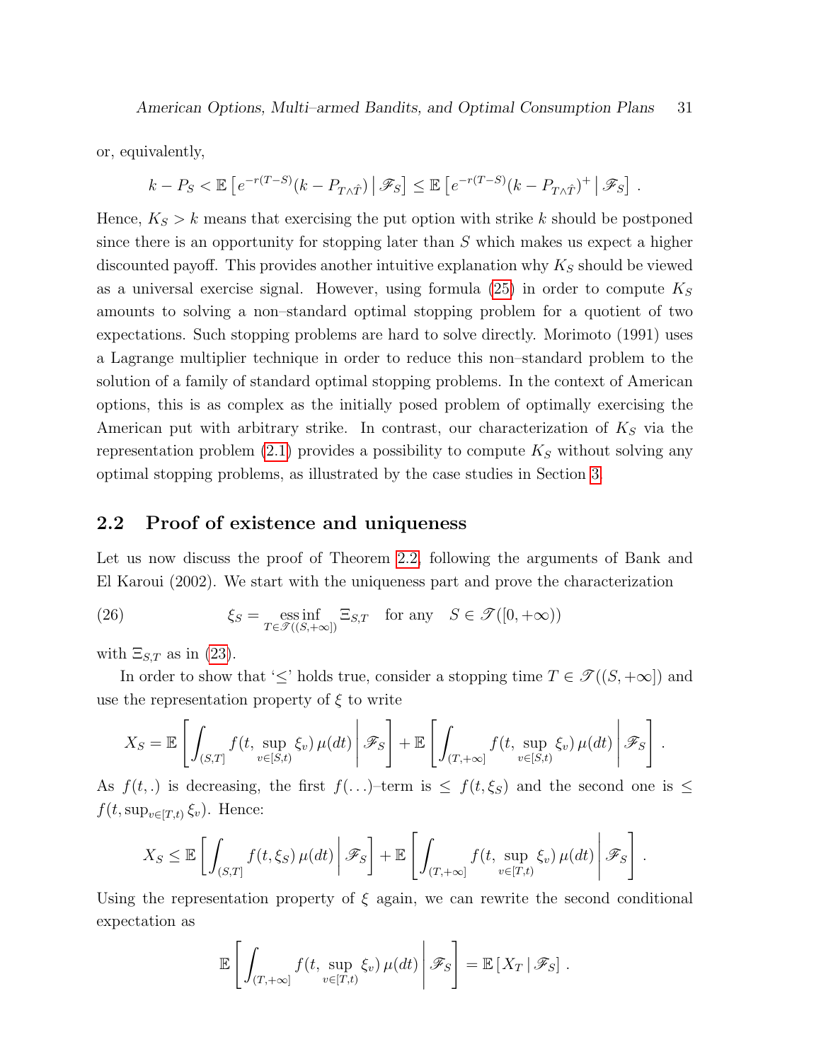or, equivalently,

$$k - P_S < \mathbb{E}\left[e^{-r(T-S)}(k - P_{T\wedge\hat{T}}) \,\middle|\, \mathscr{F}_S\right] \leq \mathbb{E}\left[e^{-r(T-S)}(k - P_{T\wedge\hat{T}})^+ \,\middle|\, \mathscr{F}_S\right] .$$

Hence, $K_S > k$ means that exercising the put option with strike $k$ should be postponed since there is an opportunity for stopping later than $S$ which makes us expect a higher discounted payoff. This provides another intuitive explanation why $K_S$ should be viewed as a universal exercise signal. However, using formula (25) in order to compute $K_S$ amounts to solving a non–standard optimal stopping problem for a quotient of two expectations. Such stopping problems are hard to solve directly. Morimoto (1991) uses a Lagrange multiplier technique in order to reduce this non–standard problem to the solution of a family of standard optimal stopping problems. In the context of American options, this is as complex as the initially posed problem of optimally exercising the American put with arbitrary strike. In contrast, our characterization of $K_S$ via the representation problem (2.1) provides a possibility to compute $K_S$ without solving any optimal stopping problems, as illustrated by the case studies in Section 3.

## 2.2 Proof of existence and uniqueness

Let us now discuss the proof of Theorem 2.2, following the arguments of Bank and El Karoui (2002). We start with the uniqueness part and prove the characterization

$$\xi_S = \operatorname*{ess\,inf}_{T\in\mathscr{T}((S,+\infty])} \Xi_{S,T} \quad \text{for any} \quad S \in \mathscr{T}([0,+\infty)) \tag{26}$$

with $\Xi_{S,T}$ as in (23).

In order to show that '$\leq$' holds true, consider a stopping time $T \in \mathscr{T}((S,+\infty])$ and use the representation property of $\xi$ to write

$$X_S = \mathbb{E}\left[\int_{(S,T]} f(t, \sup_{v\in[S,t)} \xi_v)\,\mu(dt) \,\middle|\, \mathscr{F}_S\right] + \mathbb{E}\left[\int_{(T,+\infty]} f(t, \sup_{v\in[S,t)} \xi_v)\,\mu(dt) \,\middle|\, \mathscr{F}_S\right] .$$

As $f(t,.)$ is decreasing, the first $f(\ldots)$–term is $\leq f(t,\xi_S)$ and the second one is $\leq f(t, \sup_{v\in[T,t)} \xi_v)$. Hence:

$$X_S \leq \mathbb{E}\left[\int_{(S,T]} f(t,\xi_S)\,\mu(dt) \,\middle|\, \mathscr{F}_S\right] + \mathbb{E}\left[\int_{(T,+\infty]} f(t, \sup_{v\in[T,t)} \xi_v)\,\mu(dt) \,\middle|\, \mathscr{F}_S\right] .$$

Using the representation property of $\xi$ again, we can rewrite the second conditional expectation as

$$\mathbb{E}\left[\int_{(T,+\infty]} f(t, \sup_{v\in[T,t)} \xi_v)\,\mu(dt) \,\middle|\, \mathscr{F}_S\right] = \mathbb{E}\left[X_T \,\middle|\, \mathscr{F}_S\right] .$$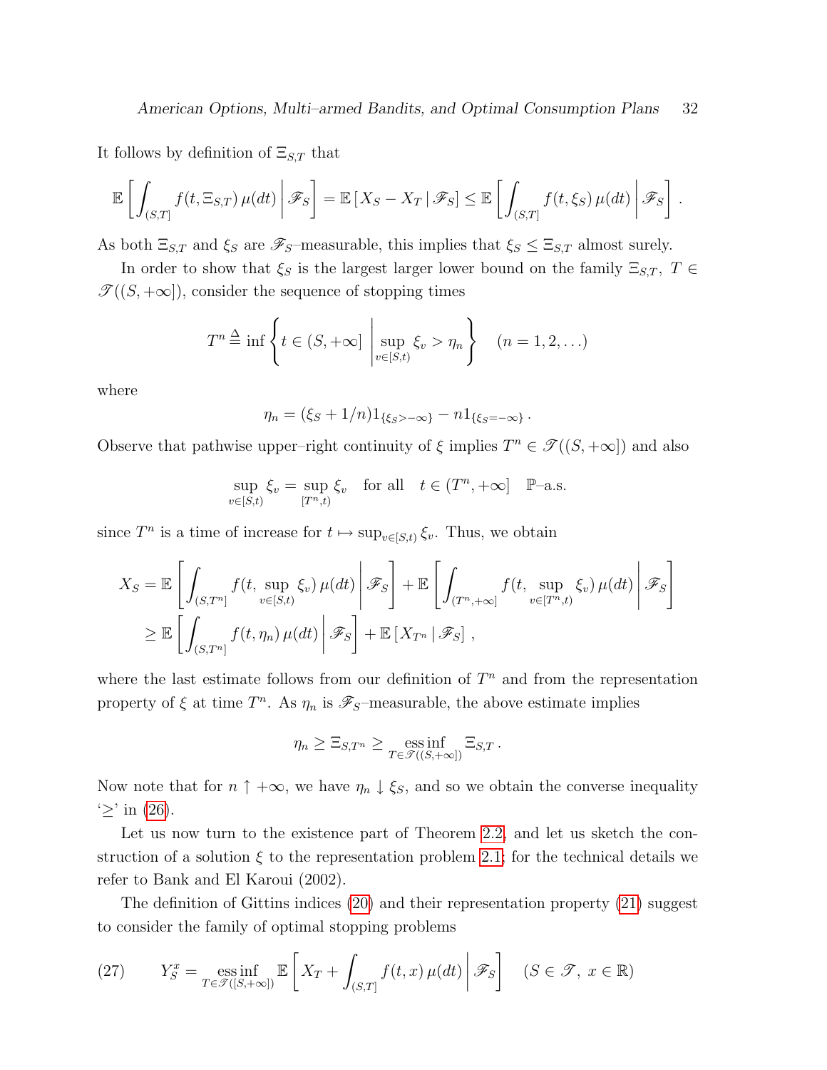It follows by definition of $\Xi_{S,T}$ that

$$\mathbb{E}\left[\int_{(S,T]} f(t, \Xi_{S,T})\,\mu(dt)\,\middle|\,\mathscr{F}_S\right] = \mathbb{E}\left[X_S - X_T \,|\, \mathscr{F}_S\right] \le \mathbb{E}\left[\int_{(S,T]} f(t, \xi_S)\,\mu(dt)\,\middle|\,\mathscr{F}_S\right].$$

As both $\Xi_{S,T}$ and $\xi_S$ are $\mathscr{F}_S$–measurable, this implies that $\xi_S \le \Xi_{S,T}$ almost surely.

In order to show that $\xi_S$ is the largest larger lower bound on the family $\Xi_{S,T}$, $T \in \mathscr{T}((S,+\infty])$, consider the sequence of stopping times

$$T^n \triangleq \inf\left\{t \in (S,+\infty] \,\middle|\, \sup_{v\in[S,t)} \xi_v > \eta_n\right\} \quad (n = 1, 2, \ldots)$$

where

$$\eta_n = (\xi_S + 1/n)1_{\{\xi_S > -\infty\}} - n1_{\{\xi_S = -\infty\}}\,.$$

Observe that pathwise upper–right continuity of $\xi$ implies $T^n \in \mathscr{T}((S,+\infty])$ and also

$$\sup_{v\in[S,t)} \xi_v = \sup_{[T^n,t)} \xi_v \quad \text{for all} \quad t \in (T^n, +\infty] \quad \mathbb{P}\text{–a.s.}$$

since $T^n$ is a time of increase for $t \mapsto \sup_{v\in[S,t)} \xi_v$. Thus, we obtain

$$\begin{aligned}
X_S &= \mathbb{E}\left[\int_{(S,T^n]} f(t, \sup_{v\in[S,t)} \xi_v)\,\mu(dt)\,\middle|\,\mathscr{F}_S\right] + \mathbb{E}\left[\int_{(T^n,+\infty]} f(t, \sup_{v\in[T^n,t)} \xi_v)\,\mu(dt)\,\middle|\,\mathscr{F}_S\right] \\
&\ge \mathbb{E}\left[\int_{(S,T^n]} f(t, \eta_n)\,\mu(dt)\,\middle|\,\mathscr{F}_S\right] + \mathbb{E}\left[X_{T^n} \,|\, \mathscr{F}_S\right],
\end{aligned}$$

where the last estimate follows from our definition of $T^n$ and from the representation property of $\xi$ at time $T^n$. As $\eta_n$ is $\mathscr{F}_S$–measurable, the above estimate implies

$$\eta_n \ge \Xi_{S,T^n} \ge \operatorname*{ess\,inf}_{T\in\mathscr{T}((S,+\infty])} \Xi_{S,T}\,.$$

Now note that for $n \uparrow +\infty$, we have $\eta_n \downarrow \xi_S$, and so we obtain the converse inequality '$\ge$' in (26).

Let us now turn to the existence part of Theorem 2.2, and let us sketch the construction of a solution $\xi$ to the representation problem 2.1; for the technical details we refer to Bank and El Karoui (2002).

The definition of Gittins indices (20) and their representation property (21) suggest to consider the family of optimal stopping problems

$$Y_S^x = \operatorname*{ess\,inf}_{T\in\mathscr{T}([S,+\infty])} \mathbb{E}\left[X_T + \int_{(S,T]} f(t,x)\,\mu(dt)\,\middle|\,\mathscr{F}_S\right] \quad (S \in \mathscr{T},\ x \in \mathbb{R}) \tag{27}$$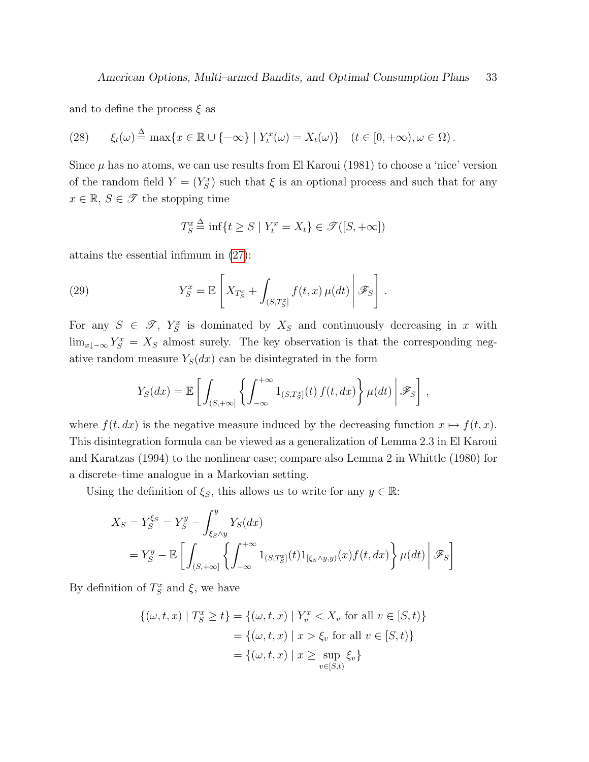and to define the process $\xi$ as

$$\xi_t(\omega) \triangleq \max\{x \in \mathbb{R} \cup \{-\infty\} \mid Y_t^x(\omega) = X_t(\omega)\} \quad (t \in [0, +\infty), \omega \in \Omega)\,. \tag{28}$$

Since $\mu$ has no atoms, we can use results from El Karoui (1981) to choose a 'nice' version of the random field $Y = (Y_S^x)$ such that $\xi$ is an optional process and such that for any $x \in \mathbb{R}$, $S \in \mathscr{T}$ the stopping time

$$T_S^x \triangleq \inf\{t \geq S \mid Y_t^x = X_t\} \in \mathscr{T}([S, +\infty])$$

attains the essential infimum in (27):

$$Y_S^x = \mathbb{E}\left[ X_{T_S^x} + \int_{(S, T_S^x]} f(t,x)\, \mu(dt) \,\middle|\, \mathscr{F}_S \right]. \tag{29}$$

For any $S \in \mathscr{T}$, $Y_S^x$ is dominated by $X_S$ and continuously decreasing in $x$ with $\lim_{x \downarrow -\infty} Y_S^x = X_S$ almost surely. The key observation is that the corresponding negative random measure $Y_S(dx)$ can be disintegrated in the form

$$Y_S(dx) = \mathbb{E}\left[ \int_{(S,+\infty]} \left\{ \int_{-\infty}^{+\infty} 1_{(S, T_S^x]}(t)\, f(t, dx) \right\} \mu(dt) \,\middle|\, \mathscr{F}_S \right],$$

where $f(t, dx)$ is the negative measure induced by the decreasing function $x \mapsto f(t,x)$. This disintegration formula can be viewed as a generalization of Lemma 2.3 in El Karoui and Karatzas (1994) to the nonlinear case; compare also Lemma 2 in Whittle (1980) for a discrete–time analogue in a Markovian setting.

Using the definition of $\xi_S$, this allows us to write for any $y \in \mathbb{R}$:

$$\begin{aligned}
X_S = Y_S^{\xi_S} &= Y_S^y - \int_{\xi_S \wedge y}^{y} Y_S(dx) \\
&= Y_S^y - \mathbb{E}\left[ \int_{(S,+\infty]} \left\{ \int_{-\infty}^{+\infty} 1_{(S, T_S^x]}(t) 1_{[\xi_S \wedge y, y)}(x) f(t, dx) \right\} \mu(dt) \,\middle|\, \mathscr{F}_S \right]
\end{aligned}$$

By definition of $T_S^x$ and $\xi$, we have

$$\begin{aligned}
\{(\omega, t, x) \mid T_S^x \geq t\} &= \{(\omega, t, x) \mid Y_v^x < X_v \text{ for all } v \in [S, t)\} \\
&= \{(\omega, t, x) \mid x > \xi_v \text{ for all } v \in [S, t)\} \\
&= \{(\omega, t, x) \mid x \geq \sup_{v \in [S,t)} \xi_v\}
\end{aligned}$$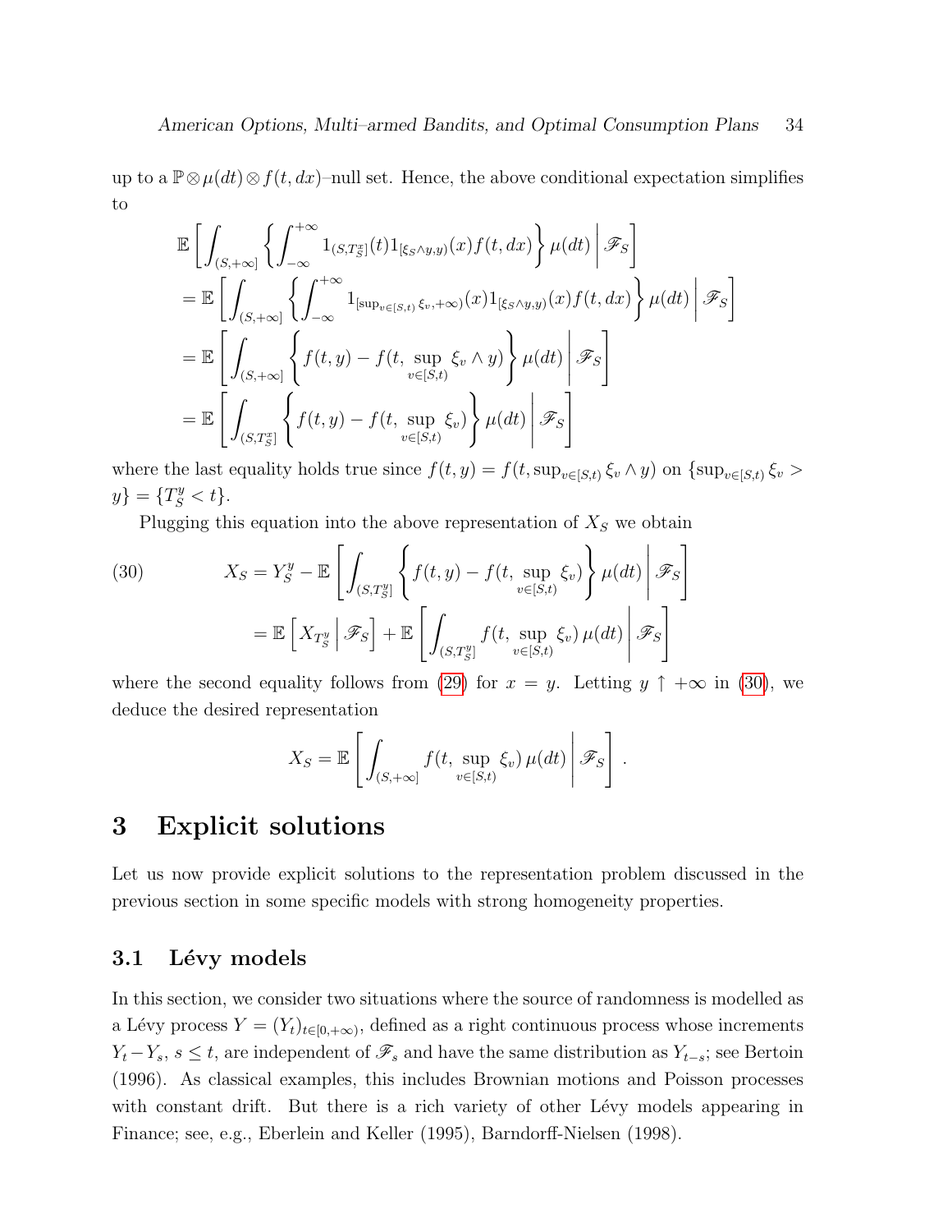up to a $\mathbb{P}\otimes\mu(dt)\otimes f(t,dx)$–null set. Hence, the above conditional expectation simplifies to

$$
\begin{aligned}
&\mathbb{E}\left[\int_{(S,+\infty]}\left\{\int_{-\infty}^{+\infty} 1_{(S,T_S^x]}(t)1_{[\xi_S\wedge y,y)}(x)f(t,dx)\right\}\mu(dt)\,\middle|\,\mathscr{F}_S\right]\\
&=\mathbb{E}\left[\int_{(S,+\infty]}\left\{\int_{-\infty}^{+\infty} 1_{[\sup_{v\in[S,t)}\xi_v,+\infty)}(x)1_{[\xi_S\wedge y,y)}(x)f(t,dx)\right\}\mu(dt)\,\middle|\,\mathscr{F}_S\right]\\
&=\mathbb{E}\left[\int_{(S,+\infty]}\left\{f(t,y)-f(t,\sup_{v\in[S,t)}\xi_v\wedge y)\right\}\mu(dt)\,\middle|\,\mathscr{F}_S\right]\\
&=\mathbb{E}\left[\int_{(S,T_S^x]}\left\{f(t,y)-f(t,\sup_{v\in[S,t)}\xi_v)\right\}\mu(dt)\,\middle|\,\mathscr{F}_S\right]
\end{aligned}
$$

where the last equality holds true since $f(t,y)=f(t,\sup_{v\in[S,t)}\xi_v\wedge y)$ on $\{\sup_{v\in[S,t)}\xi_v > y\}=\{T_S^y<t\}$.

Plugging this equation into the above representation of $X_S$ we obtain

$$
\begin{aligned}
X_S &= Y_S^y - \mathbb{E}\left[\int_{(S,T_S^y]}\left\{f(t,y)-f(t,\sup_{v\in[S,t)}\xi_v)\right\}\mu(dt)\,\middle|\,\mathscr{F}_S\right] \\
&= \mathbb{E}\left[X_{T_S^y}\,\middle|\,\mathscr{F}_S\right]+\mathbb{E}\left[\int_{(S,T_S^y]}f(t,\sup_{v\in[S,t)}\xi_v)\,\mu(dt)\,\middle|\,\mathscr{F}_S\right]
\end{aligned}
\tag{30}
$$

where the second equality follows from (29) for $x=y$. Letting $y\uparrow+\infty$ in (30), we deduce the desired representation

$$
X_S=\mathbb{E}\left[\int_{(S,+\infty]}f(t,\sup_{v\in[S,t)}\xi_v)\,\mu(dt)\,\middle|\,\mathscr{F}_S\right].
$$

# 3 Explicit solutions

Let us now provide explicit solutions to the representation problem discussed in the previous section in some specific models with strong homogeneity properties.

## 3.1 Lévy models

In this section, we consider two situations where the source of randomness is modelled as a Lévy process $Y=(Y_t)_{t\in[0,+\infty)}$, defined as a right continuous process whose increments $Y_t-Y_s$, $s\le t$, are independent of $\mathscr{F}_s$ and have the same distribution as $Y_{t-s}$; see Bertoin (1996). As classical examples, this includes Brownian motions and Poisson processes with constant drift. But there is a rich variety of other Lévy models appearing in Finance; see, e.g., Eberlein and Keller (1995), Barndorff-Nielsen (1998).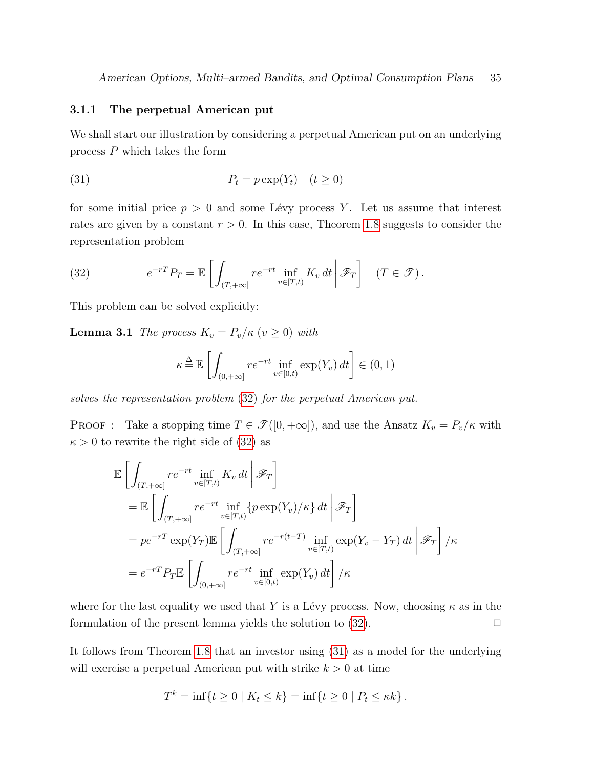### 3.1.1 The perpetual American put

We shall start our illustration by considering a perpetual American put on an underlying process $P$ which takes the form

$$P_t = p \exp(Y_t) \quad (t \geq 0) \tag{31}$$

for some initial price $p > 0$ and some Lévy process $Y$. Let us assume that interest rates are given by a constant $r > 0$. In this case, Theorem 1.8 suggests to consider the representation problem

$$e^{-rT} P_T = \mathbb{E}\left[ \int_{(T,+\infty]} re^{-rt} \inf_{v \in [T,t)} K_v \, dt \,\middle|\, \mathscr{F}_T \right] \quad (T \in \mathscr{T}). \tag{32}$$

This problem can be solved explicitly:

**Lemma 3.1** *The process $K_v = P_v/\kappa$ $(v \geq 0)$ with*

$$\kappa \triangleq \mathbb{E}\left[ \int_{(0,+\infty]} re^{-rt} \inf_{v \in [0,t)} \exp(Y_v) \, dt \right] \in (0, 1)$$

*solves the representation problem (32) for the perpetual American put.*

Proof : Take a stopping time $T \in \mathscr{T}([0, +\infty])$, and use the Ansatz $K_v = P_v/\kappa$ with $\kappa > 0$ to rewrite the right side of (32) as

$$\begin{aligned}
&\mathbb{E}\left[ \int_{(T,+\infty]} re^{-rt} \inf_{v \in [T,t)} K_v \, dt \,\middle|\, \mathscr{F}_T \right] \\
&= \mathbb{E}\left[ \int_{(T,+\infty]} re^{-rt} \inf_{v \in [T,t)} \{p \exp(Y_v)/\kappa\} \, dt \,\middle|\, \mathscr{F}_T \right] \\
&= pe^{-rT} \exp(Y_T) \mathbb{E}\left[ \int_{(T,+\infty]} re^{-r(t-T)} \inf_{v \in [T,t)} \exp(Y_v - Y_T) \, dt \,\middle|\, \mathscr{F}_T \right] /\kappa \\
&= e^{-rT} P_T \mathbb{E}\left[ \int_{(0,+\infty]} re^{-rt} \inf_{v \in [0,t)} \exp(Y_v) \, dt \right] /\kappa
\end{aligned}$$

where for the last equality we used that $Y$ is a Lévy process. Now, choosing $\kappa$ as in the formulation of the present lemma yields the solution to (32). $\square$

It follows from Theorem 1.8 that an investor using (31) as a model for the underlying will exercise a perpetual American put with strike $k > 0$ at time

$$\underline{T}^k = \inf\{t \geq 0 \mid K_t \leq k\} = \inf\{t \geq 0 \mid P_t \leq \kappa k\}.$$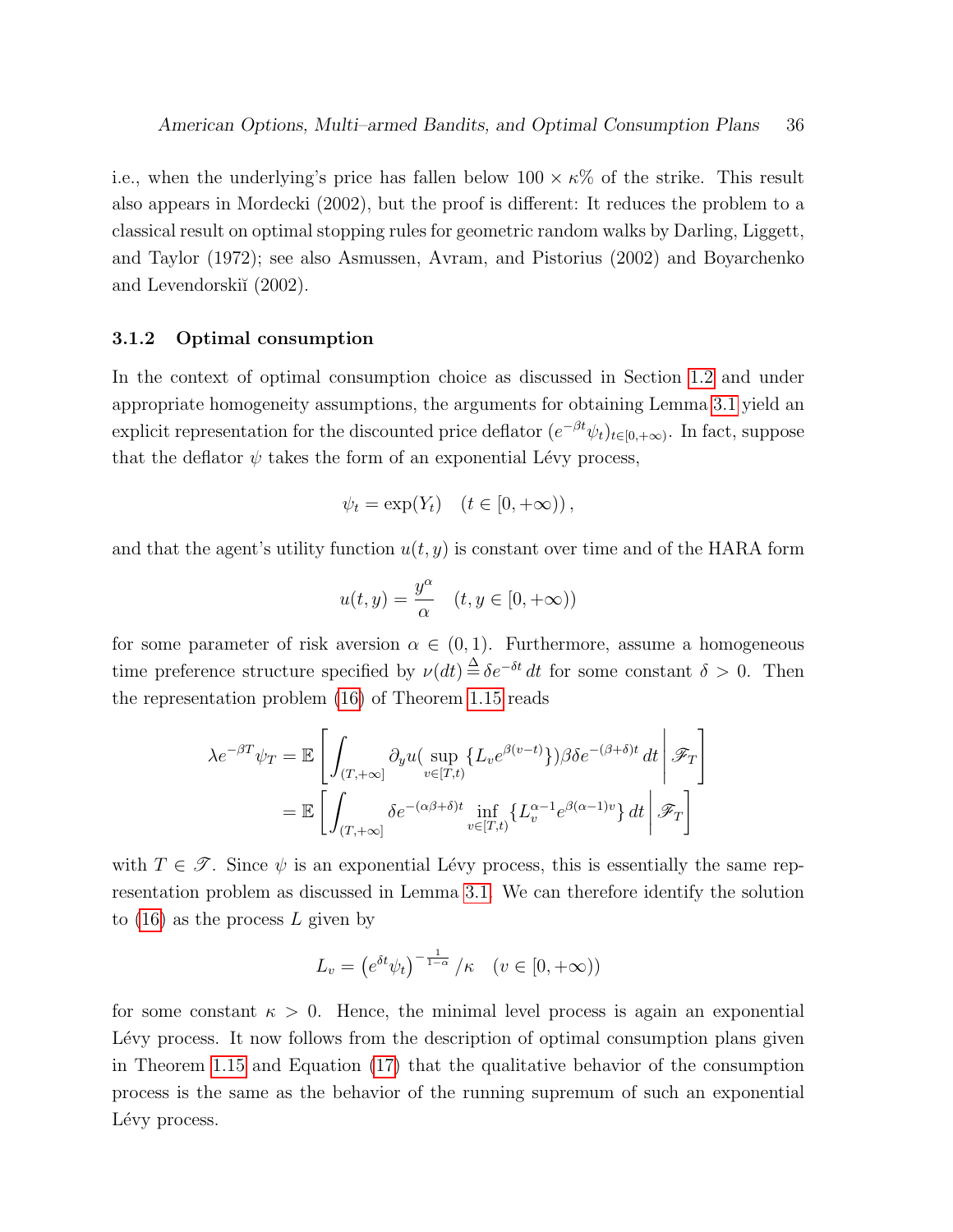i.e., when the underlying's price has fallen below $100 \times \kappa\%$ of the strike. This result also appears in Mordecki (2002), but the proof is different: It reduces the problem to a classical result on optimal stopping rules for geometric random walks by Darling, Liggett, and Taylor (1972); see also Asmussen, Avram, and Pistorius (2002) and Boyarchenko and Levendorskiĭ (2002).

### 3.1.2 Optimal consumption

In the context of optimal consumption choice as discussed in Section 1.2 and under appropriate homogeneity assumptions, the arguments for obtaining Lemma 3.1 yield an explicit representation for the discounted price deflator $(e^{-\beta t}\psi_t)_{t\in[0,+\infty)}$. In fact, suppose that the deflator $\psi$ takes the form of an exponential Lévy process,

$$\psi_t = \exp(Y_t) \quad (t \in [0,+\infty)),$$

and that the agent's utility function $u(t,y)$ is constant over time and of the HARA form

$$u(t,y) = \frac{y^\alpha}{\alpha} \quad (t, y \in [0,+\infty))$$

for some parameter of risk aversion $\alpha \in (0,1)$. Furthermore, assume a homogeneous time preference structure specified by $\nu(dt) \stackrel{\Delta}{=} \delta e^{-\delta t}\, dt$ for some constant $\delta > 0$. Then the representation problem (16) of Theorem 1.15 reads

$$\begin{aligned}
\lambda e^{-\beta T}\psi_T &= \mathbb{E}\left[ \int_{(T,+\infty]} \partial_y u\big(\sup_{v\in[T,t)}\{L_v e^{\beta(v-t)}\}\big) \beta\delta e^{-(\beta+\delta)t}\, dt \,\middle|\, \mathscr{F}_T \right] \\
&= \mathbb{E}\left[ \int_{(T,+\infty]} \delta e^{-(\alpha\beta+\delta)t} \inf_{v\in[T,t)}\{L_v^{\alpha-1} e^{\beta(\alpha-1)v}\}\, dt \,\middle|\, \mathscr{F}_T \right]
\end{aligned}$$

with $T \in \mathscr{T}$. Since $\psi$ is an exponential Lévy process, this is essentially the same representation problem as discussed in Lemma 3.1. We can therefore identify the solution to (16) as the process $L$ given by

$$L_v = \left(e^{\delta t}\psi_t\right)^{-\frac{1}{1-\alpha}} / \kappa \quad (v \in [0,+\infty))$$

for some constant $\kappa > 0$. Hence, the minimal level process is again an exponential Lévy process. It now follows from the description of optimal consumption plans given in Theorem 1.15 and Equation (17) that the qualitative behavior of the consumption process is the same as the behavior of the running supremum of such an exponential Lévy process.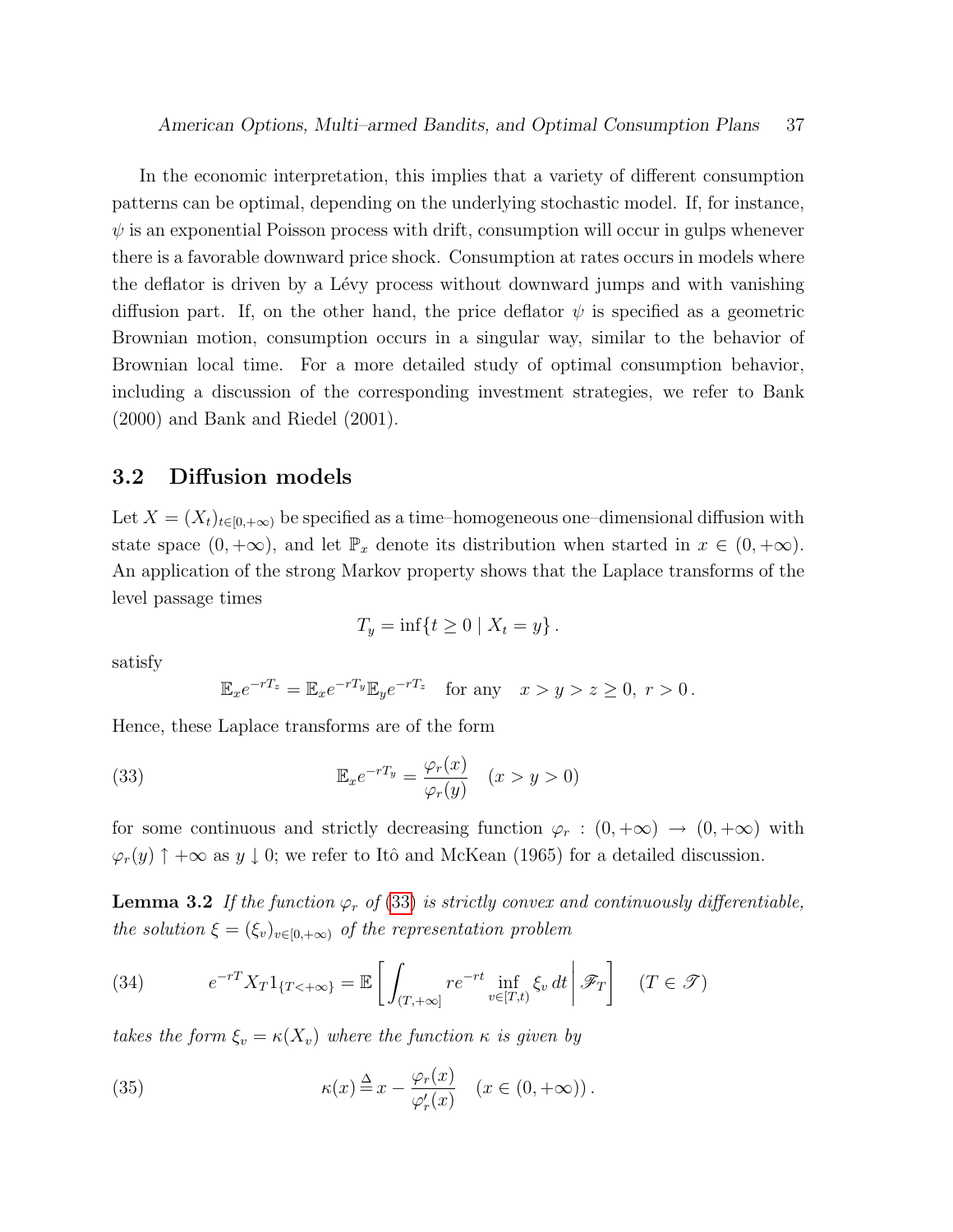In the economic interpretation, this implies that a variety of different consumption patterns can be optimal, depending on the underlying stochastic model. If, for instance, $\psi$ is an exponential Poisson process with drift, consumption will occur in gulps whenever there is a favorable downward price shock. Consumption at rates occurs in models where the deflator is driven by a Lévy process without downward jumps and with vanishing diffusion part. If, on the other hand, the price deflator $\psi$ is specified as a geometric Brownian motion, consumption occurs in a singular way, similar to the behavior of Brownian local time. For a more detailed study of optimal consumption behavior, including a discussion of the corresponding investment strategies, we refer to Bank (2000) and Bank and Riedel (2001).

## 3.2 Diffusion models

Let $X = (X_t)_{t\in[0,+\infty)}$ be specified as a time–homogeneous one–dimensional diffusion with state space $(0, +\infty)$, and let $\mathbb{P}_x$ denote its distribution when started in $x \in (0, +\infty)$. An application of the strong Markov property shows that the Laplace transforms of the level passage times

$$T_y = \inf\{t \geq 0 \mid X_t = y\}\,.$$

satisfy

$$\mathbb{E}_x e^{-rT_z} = \mathbb{E}_x e^{-rT_y}\mathbb{E}_y e^{-rT_z} \quad \text{for any} \quad x > y > z \geq 0,\ r > 0\,.$$

Hence, these Laplace transforms are of the form

$$\mathbb{E}_x e^{-rT_y} = \frac{\varphi_r(x)}{\varphi_r(y)} \quad (x > y > 0) \tag{33}$$

for some continuous and strictly decreasing function $\varphi_r : (0, +\infty) \to (0, +\infty)$ with $\varphi_r(y) \uparrow +\infty$ as $y \downarrow 0$; we refer to Itô and McKean (1965) for a detailed discussion.

**Lemma 3.2** *If the function $\varphi_r$ of (33) is strictly convex and continuously differentiable, the solution $\xi = (\xi_v)_{v\in[0,+\infty)}$ of the representation problem*

$$e^{-rT} X_T 1_{\{T<+\infty\}} = \mathbb{E}\left[\int_{(T,+\infty]} re^{-rt} \inf_{v\in[T,t)} \xi_v \, dt \,\middle|\, \mathscr{F}_T\right] \quad (T \in \mathscr{T}) \tag{34}$$

*takes the form $\xi_v = \kappa(X_v)$ where the function $\kappa$ is given by*

$$\kappa(x) \triangleq x - \frac{\varphi_r(x)}{\varphi_r'(x)} \quad (x \in (0, +\infty))\,. \tag{35}$$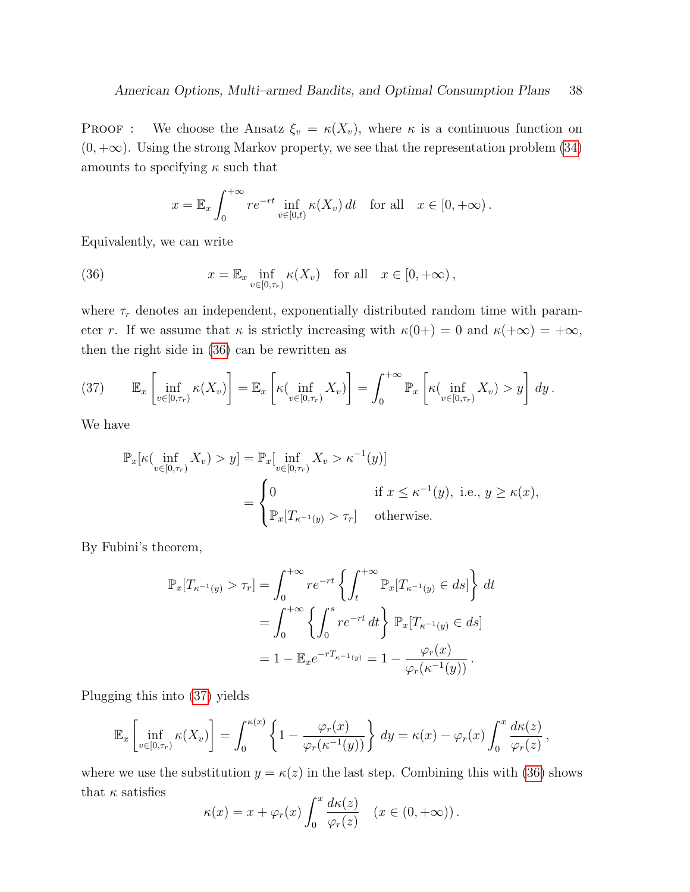PROOF : We choose the Ansatz $\xi_v = \kappa(X_v)$, where $\kappa$ is a continuous function on $(0, +\infty)$. Using the strong Markov property, we see that the representation problem (34) amounts to specifying $\kappa$ such that

$$x = \mathbb{E}_x \int_0^{+\infty} re^{-rt} \inf_{v \in [0,t)} \kappa(X_v)\, dt \quad \text{for all} \quad x \in [0, +\infty)\,.$$

Equivalently, we can write

$$x = \mathbb{E}_x \inf_{v \in [0,\tau_r)} \kappa(X_v) \quad \text{for all} \quad x \in [0, +\infty)\,, \tag{36}$$

where $\tau_r$ denotes an independent, exponentially distributed random time with parameter $r$. If we assume that $\kappa$ is strictly increasing with $\kappa(0+) = 0$ and $\kappa(+\infty) = +\infty$, then the right side in (36) can be rewritten as

$$\mathbb{E}_x \left[ \inf_{v \in [0,\tau_r)} \kappa(X_v) \right] = \mathbb{E}_x \left[ \kappa( \inf_{v \in [0,\tau_r)} X_v) \right] = \int_0^{+\infty} \mathbb{P}_x \left[ \kappa( \inf_{v \in [0,\tau_r)} X_v) > y \right] dy\,. \tag{37}$$

We have

$$\begin{aligned}
\mathbb{P}_x[\kappa(\inf_{v \in [0,\tau_r)} X_v) > y] &= \mathbb{P}_x[\inf_{v \in [0,\tau_r)} X_v > \kappa^{-1}(y)] \\
&= \begin{cases} 0 & \text{if } x \leq \kappa^{-1}(y), \text{ i.e., } y \geq \kappa(x), \\ \mathbb{P}_x[T_{\kappa^{-1}(y)} > \tau_r] & \text{otherwise.} \end{cases}
\end{aligned}$$

By Fubini's theorem,

$$\begin{aligned}
\mathbb{P}_x[T_{\kappa^{-1}(y)} > \tau_r] &= \int_0^{+\infty} re^{-rt} \left\{ \int_t^{+\infty} \mathbb{P}_x[T_{\kappa^{-1}(y)} \in ds] \right\} dt \\
&= \int_0^{+\infty} \left\{ \int_0^s re^{-rt}\, dt \right\} \mathbb{P}_x[T_{\kappa^{-1}(y)} \in ds] \\
&= 1 - \mathbb{E}_x e^{-rT_{\kappa^{-1}(y)}} = 1 - \frac{\varphi_r(x)}{\varphi_r(\kappa^{-1}(y))}\,.
\end{aligned}$$

Plugging this into (37) yields

$$\mathbb{E}_x \left[ \inf_{v \in [0,\tau_r)} \kappa(X_v) \right] = \int_0^{\kappa(x)} \left\{ 1 - \frac{\varphi_r(x)}{\varphi_r(\kappa^{-1}(y))} \right\} dy = \kappa(x) - \varphi_r(x) \int_0^x \frac{d\kappa(z)}{\varphi_r(z)}\,,$$

where we use the substitution $y = \kappa(z)$ in the last step. Combining this with (36) shows that $\kappa$ satisfies

$$\kappa(x) = x + \varphi_r(x) \int_0^x \frac{d\kappa(z)}{\varphi_r(z)} \quad (x \in (0, +\infty))\,.$$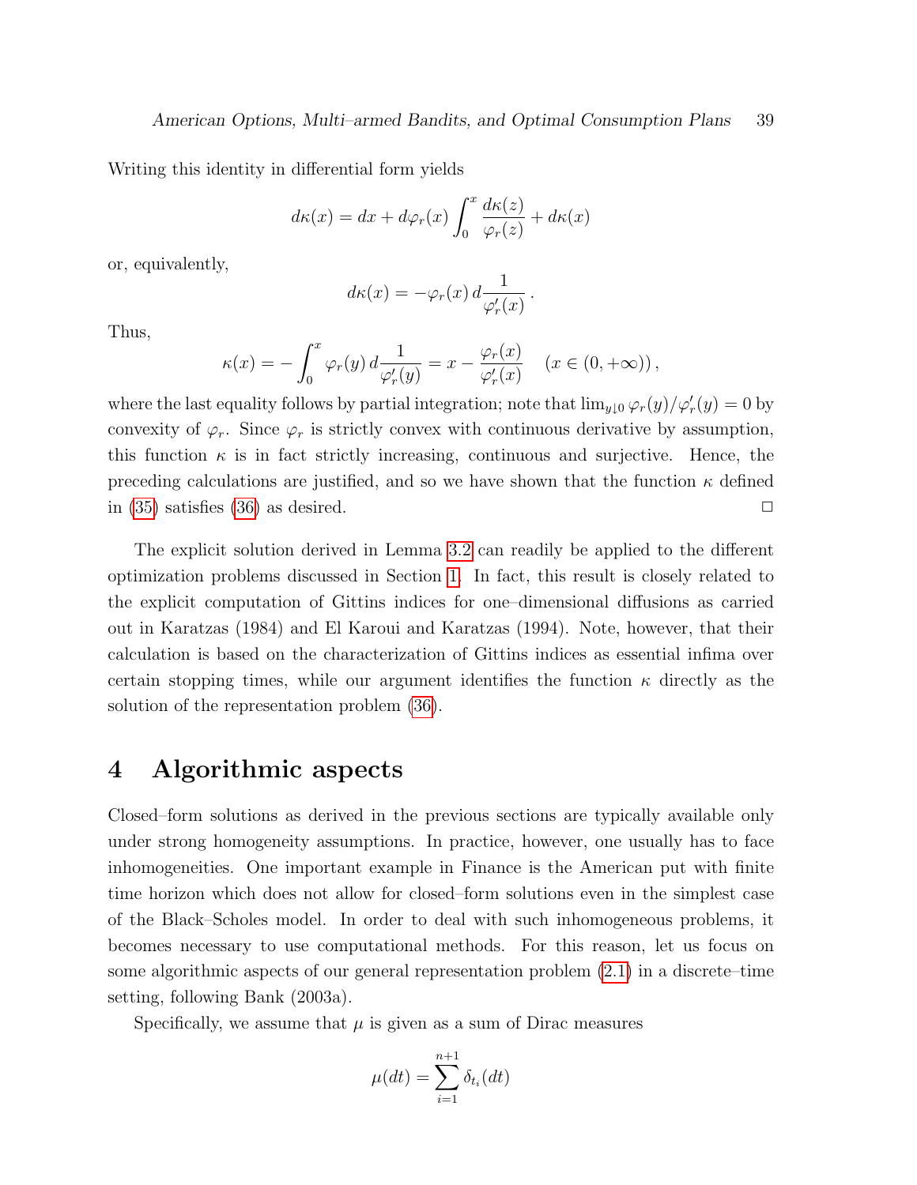Writing this identity in differential form yields

$$d\kappa(x) = dx + d\varphi_r(x) \int_0^x \frac{d\kappa(z)}{\varphi_r(z)} + d\kappa(x)$$

or, equivalently,

$$d\kappa(x) = -\varphi_r(x)\, d\frac{1}{\varphi_r'(x)}\,.$$

Thus,

$$\kappa(x) = -\int_0^x \varphi_r(y)\, d\frac{1}{\varphi_r'(y)} = x - \frac{\varphi_r(x)}{\varphi_r'(x)} \quad (x \in (0, +\infty))\,,$$

where the last equality follows by partial integration; note that $\lim_{y \downarrow 0} \varphi_r(y)/\varphi_r'(y) = 0$ by convexity of $\varphi_r$. Since $\varphi_r$ is strictly convex with continuous derivative by assumption, this function $\kappa$ is in fact strictly increasing, continuous and surjective. Hence, the preceding calculations are justified, and so we have shown that the function $\kappa$ defined in (35) satisfies (36) as desired. □

The explicit solution derived in Lemma 3.2 can readily be applied to the different optimization problems discussed in Section 1. In fact, this result is closely related to the explicit computation of Gittins indices for one–dimensional diffusions as carried out in Karatzas (1984) and El Karoui and Karatzas (1994). Note, however, that their calculation is based on the characterization of Gittins indices as essential infima over certain stopping times, while our argument identifies the function $\kappa$ directly as the solution of the representation problem (36).

# 4 Algorithmic aspects

Closed–form solutions as derived in the previous sections are typically available only under strong homogeneity assumptions. In practice, however, one usually has to face inhomogeneities. One important example in Finance is the American put with finite time horizon which does not allow for closed–form solutions even in the simplest case of the Black–Scholes model. In order to deal with such inhomogeneous problems, it becomes necessary to use computational methods. For this reason, let us focus on some algorithmic aspects of our general representation problem (2.1) in a discrete–time setting, following Bank (2003a).

Specifically, we assume that $\mu$ is given as a sum of Dirac measures

$$\mu(dt) = \sum_{i=1}^{n+1} \delta_{t_i}(dt)$$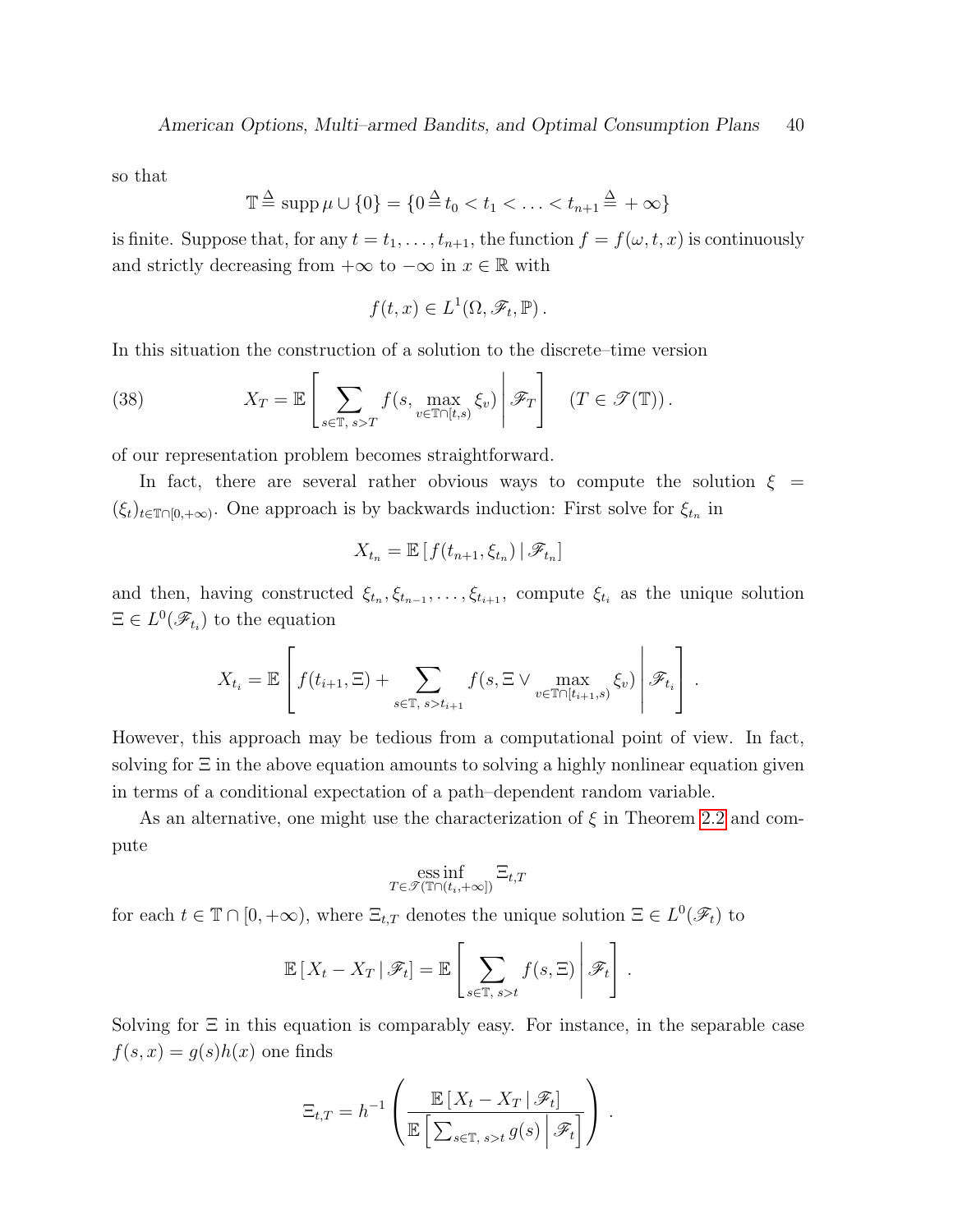so that

$$\mathbb{T} \triangleq \operatorname{supp} \mu \cup \{0\} = \{0 \triangleq t_0 < t_1 < \ldots < t_{n+1} \triangleq +\infty\}$$

is finite. Suppose that, for any $t = t_1, \ldots, t_{n+1}$, the function $f = f(\omega, t, x)$ is continuously and strictly decreasing from $+\infty$ to $-\infty$ in $x \in \mathbb{R}$ with

$$f(t, x) \in L^1(\Omega, \mathscr{F}_t, \mathbb{P}) .$$

In this situation the construction of a solution to the discrete–time version

$$X_T = \mathbb{E}\left[ \sum_{s \in \mathbb{T},\, s > T} f(s, \max_{v \in \mathbb{T} \cap [t,s)} \xi_v) \,\middle|\, \mathscr{F}_T \right] \quad (T \in \mathscr{T}(\mathbb{T})) . \tag{38}$$

of our representation problem becomes straightforward.

In fact, there are several rather obvious ways to compute the solution $\xi = (\xi_t)_{t \in \mathbb{T} \cap [0,+\infty)}$. One approach is by backwards induction: First solve for $\xi_{t_n}$ in

$$X_{t_n} = \mathbb{E}\left[ f(t_{n+1}, \xi_{t_n}) \,|\, \mathscr{F}_{t_n} \right]$$

and then, having constructed $\xi_{t_n}, \xi_{t_{n-1}}, \ldots, \xi_{t_{i+1}}$, compute $\xi_{t_i}$ as the unique solution $\Xi \in L^0(\mathscr{F}_{t_i})$ to the equation

$$X_{t_i} = \mathbb{E}\left[ f(t_{i+1}, \Xi) + \sum_{s \in \mathbb{T},\, s > t_{i+1}} f(s, \Xi \vee \max_{v \in \mathbb{T} \cap [t_{i+1},s)} \xi_v) \,\middle|\, \mathscr{F}_{t_i} \right] .$$

However, this approach may be tedious from a computational point of view. In fact, solving for $\Xi$ in the above equation amounts to solving a highly nonlinear equation given in terms of a conditional expectation of a path–dependent random variable.

As an alternative, one might use the characterization of $\xi$ in Theorem 2.2 and compute

$$\operatorname*{ess\,inf}_{T \in \mathscr{T}(\mathbb{T} \cap (t,+\infty])} \Xi_{t,T}$$

for each $t \in \mathbb{T} \cap [0, +\infty)$, where $\Xi_{t,T}$ denotes the unique solution $\Xi \in L^0(\mathscr{F}_t)$ to

$$\mathbb{E}\left[ X_t - X_T \,|\, \mathscr{F}_t \right] = \mathbb{E}\left[ \sum_{s \in \mathbb{T},\, s > t} f(s, \Xi) \,\middle|\, \mathscr{F}_t \right] .$$

Solving for $\Xi$ in this equation is comparably easy. For instance, in the separable case $f(s,x) = g(s)h(x)$ one finds

$$\Xi_{t,T} = h^{-1}\left( \frac{\mathbb{E}\left[ X_t - X_T \,|\, \mathscr{F}_t \right]}{\mathbb{E}\left[ \sum_{s \in \mathbb{T},\, s > t} g(s) \,\middle|\, \mathscr{F}_t \right]} \right) .$$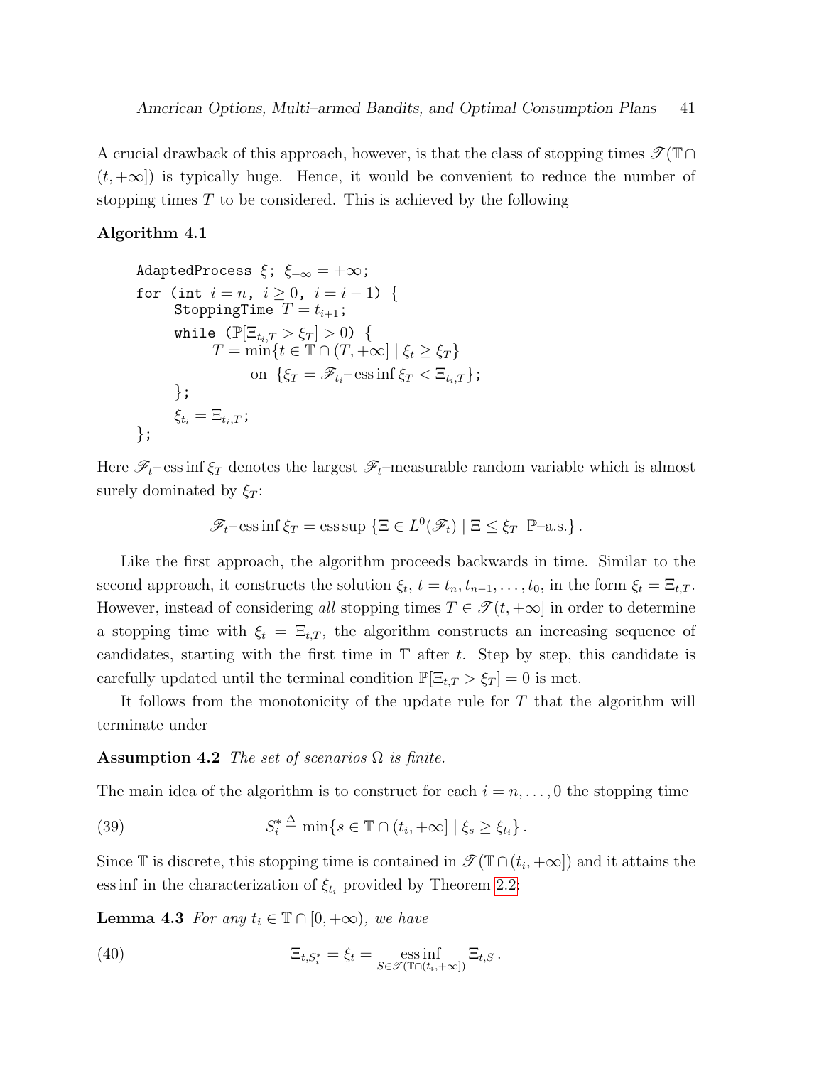A crucial drawback of this approach, however, is that the class of stopping times $\mathscr{T}(\mathbb{T} \cap (t, +\infty])$ is typically huge. Hence, it would be convenient to reduce the number of stopping times $T$ to be considered. This is achieved by the following

**Algorithm 4.1**

```
AdaptedProcess ξ; ξ_{+∞} = +∞;
for (int i = n, i ≥ 0, i = i − 1) {
    StoppingTime T = t_{i+1};
    while (ℙ[Ξ_{t_i,T} > ξ_T] > 0) {
        T = min{t ∈ 𝕋 ∩ (T, +∞] | ξ_t ≥ ξ_T}
            on {ξ_T = 𝓕_{t_i}–ess inf ξ_T < Ξ_{t_i,T}};
    };
    ξ_{t_i} = Ξ_{t_i,T};
};
```

Here $\mathscr{F}_t$– ess inf $\xi_T$ denotes the largest $\mathscr{F}_t$–measurable random variable which is almost surely dominated by $\xi_T$:

$$\mathscr{F}_t\text{– ess inf}\, \xi_T = \operatorname{ess\,sup}\left\{\Xi \in L^0(\mathscr{F}_t) \mid \Xi \leq \xi_T \ \ \mathbb{P}\text{–a.s.}\right\}.$$

Like the first approach, the algorithm proceeds backwards in time. Similar to the second approach, it constructs the solution $\xi_t$, $t = t_n, t_{n-1}, \ldots, t_0$, in the form $\xi_t = \Xi_{t,T}$. However, instead of considering *all* stopping times $T \in \mathscr{T}(t, +\infty]$ in order to determine a stopping time with $\xi_t = \Xi_{t,T}$, the algorithm constructs an increasing sequence of candidates, starting with the first time in $\mathbb{T}$ after $t$. Step by step, this candidate is carefully updated until the terminal condition $\mathbb{P}[\Xi_{t,T} > \xi_T] = 0$ is met.

It follows from the monotonicity of the update rule for $T$ that the algorithm will terminate under

**Assumption 4.2** *The set of scenarios* $\Omega$ *is finite.*

The main idea of the algorithm is to construct for each $i = n, \ldots, 0$ the stopping time

$$S_i^* \triangleq \min\{s \in \mathbb{T} \cap (t_i, +\infty] \mid \xi_s \geq \xi_{t_i}\}\,. \tag{39}$$

Since $\mathbb{T}$ is discrete, this stopping time is contained in $\mathscr{T}(\mathbb{T} \cap (t_i, +\infty])$ and it attains the ess inf in the characterization of $\xi_{t_i}$ provided by Theorem 2.2:

**Lemma 4.3** *For any* $t_i \in \mathbb{T} \cap [0, +\infty)$*, we have*

$$\Xi_{t,S_i^*} = \xi_t = \operatorname*{ess\,inf}_{S \in \mathscr{T}(\mathbb{T} \cap (t_i, +\infty])} \Xi_{t,S}\,. \tag{40}$$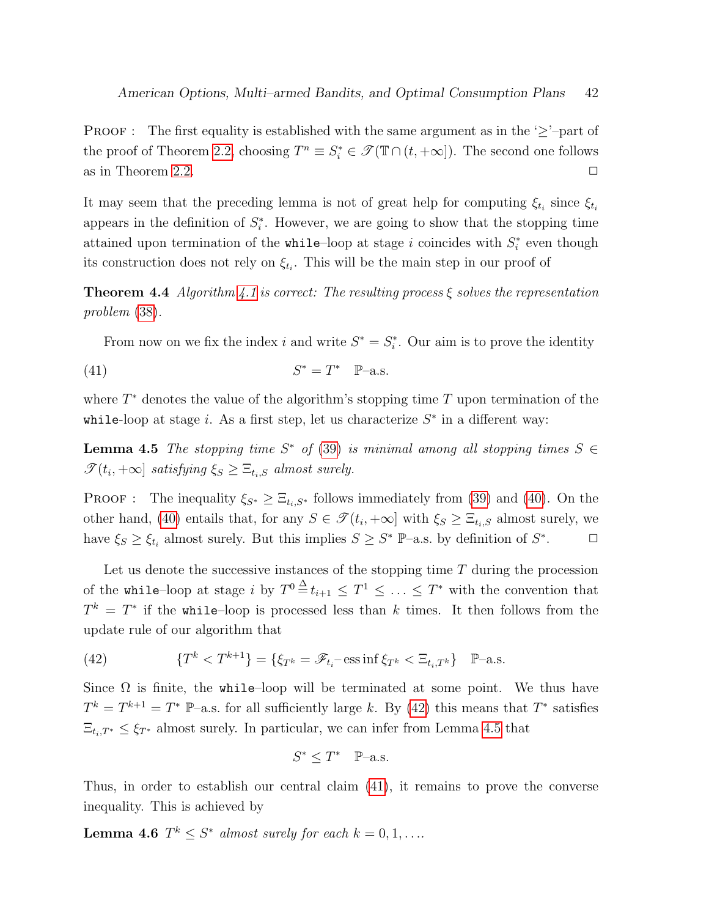Proof : The first equality is established with the same argument as in the '$\geq$'–part of the proof of Theorem 2.2, choosing $T^n \equiv S_i^* \in \mathscr{T}(\mathbb{T} \cap (t, +\infty])$. The second one follows as in Theorem 2.2. $\square$

It may seem that the preceding lemma is not of great help for computing $\xi_{t_i}$ since $\xi_{t_i}$ appears in the definition of $S_i^*$. However, we are going to show that the stopping time attained upon termination of the `while`–loop at stage $i$ coincides with $S_i^*$ even though its construction does not rely on $\xi_{t_i}$. This will be the main step in our proof of

**Theorem 4.4** *Algorithm 4.1 is correct: The resulting process $\xi$ solves the representation problem (38).*

From now on we fix the index $i$ and write $S^* = S_i^*$. Our aim is to prove the identity

$$S^* = T^* \quad \mathbb{P}\text{–a.s.} \tag{41}$$

where $T^*$ denotes the value of the algorithm's stopping time $T$ upon termination of the `while`-loop at stage $i$. As a first step, let us characterize $S^*$ in a different way:

**Lemma 4.5** *The stopping time $S^*$ of (39) is minimal among all stopping times $S \in \mathscr{T}(t_i, +\infty]$ satisfying $\xi_S \geq \Xi_{t_i,S}$ almost surely.*

Proof : The inequality $\xi_{S^*} \geq \Xi_{t_i,S^*}$ follows immediately from (39) and (40). On the other hand, (40) entails that, for any $S \in \mathscr{T}(t_i, +\infty]$ with $\xi_S \geq \Xi_{t_i,S}$ almost surely, we have $\xi_S \geq \xi_{t_i}$ almost surely. But this implies $S \geq S^*$ $\mathbb{P}$–a.s. by definition of $S^*$. $\square$

Let us denote the successive instances of the stopping time $T$ during the procession of the `while`–loop at stage $i$ by $T^0 \triangleq t_{i+1} \leq T^1 \leq \ldots \leq T^*$ with the convention that $T^k = T^*$ if the `while`–loop is processed less than $k$ times. It then follows from the update rule of our algorithm that

$$\{T^k < T^{k+1}\} = \{\xi_{T^k} = \mathscr{F}_{t_i}\text{–}\operatorname{ess\,inf} \xi_{T^k} < \Xi_{t_i,T^k}\} \quad \mathbb{P}\text{–a.s.} \tag{42}$$

Since $\Omega$ is finite, the `while`–loop will be terminated at some point. We thus have $T^k = T^{k+1} = T^*$ $\mathbb{P}$–a.s. for all sufficiently large $k$. By (42) this means that $T^*$ satisfies $\Xi_{t_i,T^*} \leq \xi_{T^*}$ almost surely. In particular, we can infer from Lemma 4.5 that

$$S^* \leq T^* \quad \mathbb{P}\text{–a.s.}$$

Thus, in order to establish our central claim (41), it remains to prove the converse inequality. This is achieved by

**Lemma 4.6** *$T^k \leq S^*$ almost surely for each $k = 0, 1, \ldots$.*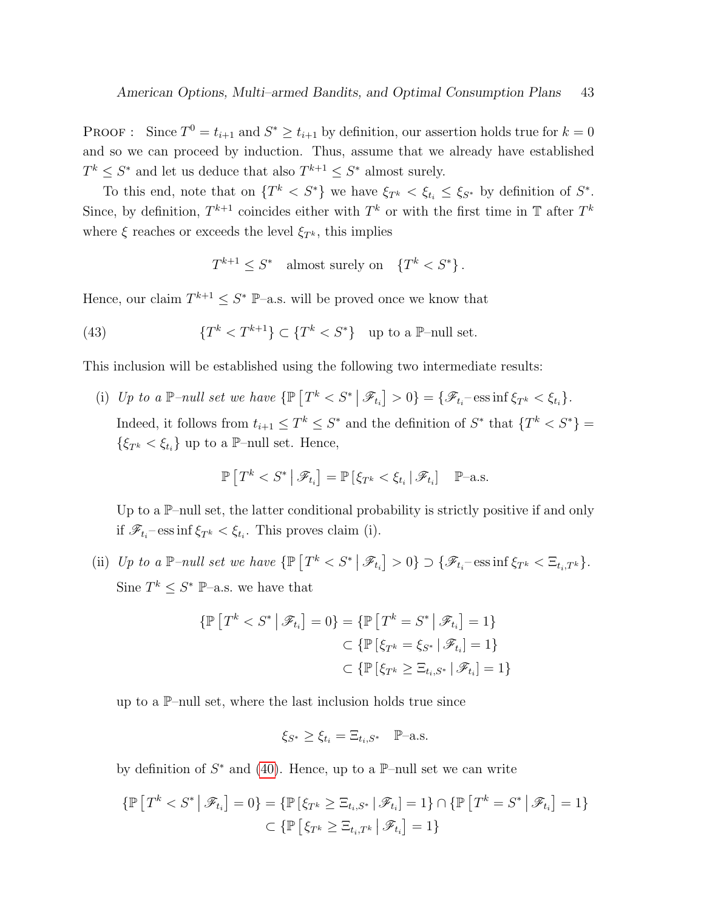PROOF : Since $T^0 = t_{i+1}$ and $S^* \geq t_{i+1}$ by definition, our assertion holds true for $k = 0$ and so we can proceed by induction. Thus, assume that we already have established $T^k \leq S^*$ and let us deduce that also $T^{k+1} \leq S^*$ almost surely.

To this end, note that on $\{T^k < S^*\}$ we have $\xi_{T^k} < \xi_{t_i} \leq \xi_{S^*}$ by definition of $S^*$. Since, by definition, $T^{k+1}$ coincides either with $T^k$ or with the first time in $\mathbb{T}$ after $T^k$ where $\xi$ reaches or exceeds the level $\xi_{T^k}$, this implies

$$T^{k+1} \leq S^* \quad \text{almost surely on} \quad \{T^k < S^*\}.$$

Hence, our claim $T^{k+1} \leq S^*$ $\mathbb{P}$–a.s. will be proved once we know that

$$\{T^k < T^{k+1}\} \subset \{T^k < S^*\} \quad \text{up to a } \mathbb{P}\text{–null set.} \tag{43}$$

This inclusion will be established using the following two intermediate results:

(i) *Up to a $\mathbb{P}$–null set we have* $\{\mathbb{P}\left[T^k < S^* \,\middle|\, \mathscr{F}_{t_i}\right] > 0\} = \{\mathscr{F}_{t_i}\text{–}\operatorname{ess\,inf} \xi_{T^k} < \xi_{t_i}\}$.
Indeed, it follows from $t_{i+1} \leq T^k \leq S^*$ and the definition of $S^*$ that $\{T^k < S^*\} = \{\xi_{T^k} < \xi_{t_i}\}$ up to a $\mathbb{P}$–null set. Hence,

$$\mathbb{P}\left[T^k < S^* \,\middle|\, \mathscr{F}_{t_i}\right] = \mathbb{P}\left[\xi_{T^k} < \xi_{t_i} \,|\, \mathscr{F}_{t_i}\right] \quad \mathbb{P}\text{–a.s.}$$

Up to a $\mathbb{P}$–null set, the latter conditional probability is strictly positive if and only if $\mathscr{F}_{t_i}\text{–}\operatorname{ess\,inf} \xi_{T^k} < \xi_{t_i}$. This proves claim (i).

(ii) *Up to a $\mathbb{P}$–null set we have* $\{\mathbb{P}\left[T^k < S^* \,\middle|\, \mathscr{F}_{t_i}\right] > 0\} \supset \{\mathscr{F}_{t_i}\text{–}\operatorname{ess\,inf} \xi_{T^k} < \Xi_{t_i,T^k}\}$.
Sine $T^k \leq S^*$ $\mathbb{P}$–a.s. we have that

$$\begin{aligned}
\{\mathbb{P}\left[T^k < S^* \,\middle|\, \mathscr{F}_{t_i}\right] = 0\} &= \{\mathbb{P}\left[T^k = S^* \,\middle|\, \mathscr{F}_{t_i}\right] = 1\} \\
&\subset \{\mathbb{P}\left[\xi_{T^k} = \xi_{S^*} \,|\, \mathscr{F}_{t_i}\right] = 1\} \\
&\subset \{\mathbb{P}\left[\xi_{T^k} \geq \Xi_{t_i,S^*} \,|\, \mathscr{F}_{t_i}\right] = 1\}
\end{aligned}$$

up to a $\mathbb{P}$–null set, where the last inclusion holds true since

$$\xi_{S^*} \geq \xi_{t_i} = \Xi_{t_i,S^*} \quad \mathbb{P}\text{–a.s.}$$

by definition of $S^*$ and (40). Hence, up to a $\mathbb{P}$–null set we can write

$$\begin{aligned}
\{\mathbb{P}\left[T^k < S^* \,\middle|\, \mathscr{F}_{t_i}\right] = 0\} &= \{\mathbb{P}\left[\xi_{T^k} \geq \Xi_{t_i,S^*} \,|\, \mathscr{F}_{t_i}\right] = 1\} \cap \{\mathbb{P}\left[T^k = S^* \,\middle|\, \mathscr{F}_{t_i}\right] = 1\} \\
&\subset \{\mathbb{P}\left[\xi_{T^k} \geq \Xi_{t_i,T^k} \,\middle|\, \mathscr{F}_{t_i}\right] = 1\}
\end{aligned}$$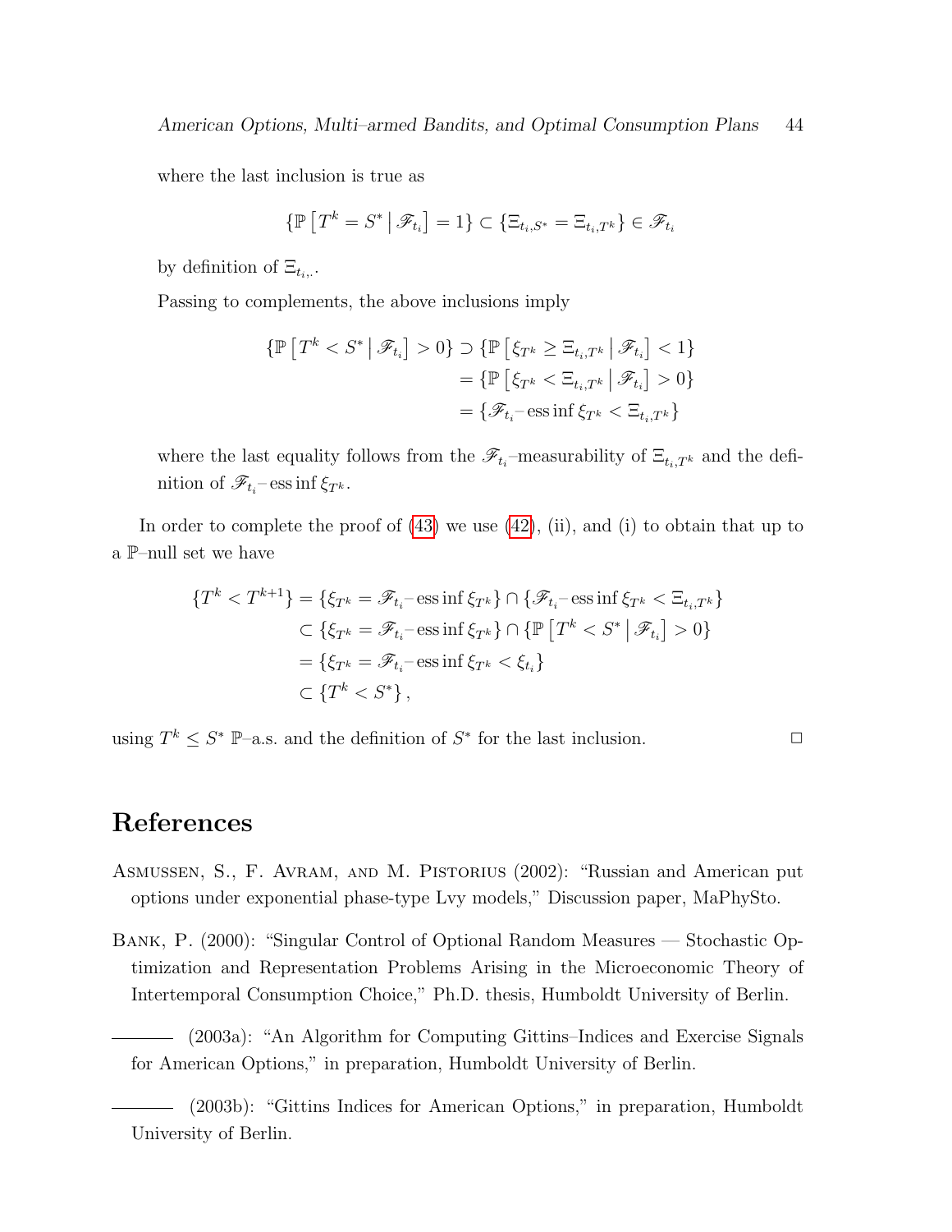where the last inclusion is true as

$$\{\mathbb{P}\left[T^k = S^* \,\middle|\, \mathscr{F}_{t_i}\right] = 1\} \subset \{\Xi_{t_i,S^*} = \Xi_{t_i,T^k}\} \in \mathscr{F}_{t_i}$$

by definition of $\Xi_{t_i,\cdot}$.

Passing to complements, the above inclusions imply

$$\begin{aligned}
\{\mathbb{P}\left[T^k < S^* \,\middle|\, \mathscr{F}_{t_i}\right] > 0\} &\supset \{\mathbb{P}\left[\xi_{T^k} \geq \Xi_{t_i,T^k} \,\middle|\, \mathscr{F}_{t_i}\right] < 1\} \\
&= \{\mathbb{P}\left[\xi_{T^k} < \Xi_{t_i,T^k} \,\middle|\, \mathscr{F}_{t_i}\right] > 0\} \\
&= \{\mathscr{F}_{t_i}\text{–}\operatorname{ess\,inf} \xi_{T^k} < \Xi_{t_i,T^k}\}
\end{aligned}$$

where the last equality follows from the $\mathscr{F}_{t_i}$–measurability of $\Xi_{t_i,T^k}$ and the definition of $\mathscr{F}_{t_i}\text{–}\operatorname{ess\,inf} \xi_{T^k}$.

In order to complete the proof of (43) we use (42), (ii), and (i) to obtain that up to a $\mathbb{P}$–null set we have

$$\begin{aligned}
\{T^k < T^{k+1}\} &= \{\xi_{T^k} = \mathscr{F}_{t_i}\text{–}\operatorname{ess\,inf} \xi_{T^k}\} \cap \{\mathscr{F}_{t_i}\text{–}\operatorname{ess\,inf} \xi_{T^k} < \Xi_{t_i,T^k}\} \\
&\subset \{\xi_{T^k} = \mathscr{F}_{t_i}\text{–}\operatorname{ess\,inf} \xi_{T^k}\} \cap \{\mathbb{P}\left[T^k < S^* \,\middle|\, \mathscr{F}_{t_i}\right] > 0\} \\
&= \{\xi_{T^k} = \mathscr{F}_{t_i}\text{–}\operatorname{ess\,inf} \xi_{T^k} < \xi_{t_i}\} \\
&\subset \{T^k < S^*\},
\end{aligned}$$

using $T^k \leq S^*$ $\mathbb{P}$–a.s. and the definition of $S^*$ for the last inclusion. □

# References

Asmussen, S., F. Avram, and M. Pistorius (2002): "Russian and American put options under exponential phase-type Lvy models," Discussion paper, MaPhySto.

Bank, P. (2000): "Singular Control of Optional Random Measures — Stochastic Optimization and Representation Problems Arising in the Microeconomic Theory of Intertemporal Consumption Choice," Ph.D. thesis, Humboldt University of Berlin.

——— (2003a): "An Algorithm for Computing Gittins–Indices and Exercise Signals for American Options," in preparation, Humboldt University of Berlin.

——— (2003b): "Gittins Indices for American Options," in preparation, Humboldt University of Berlin.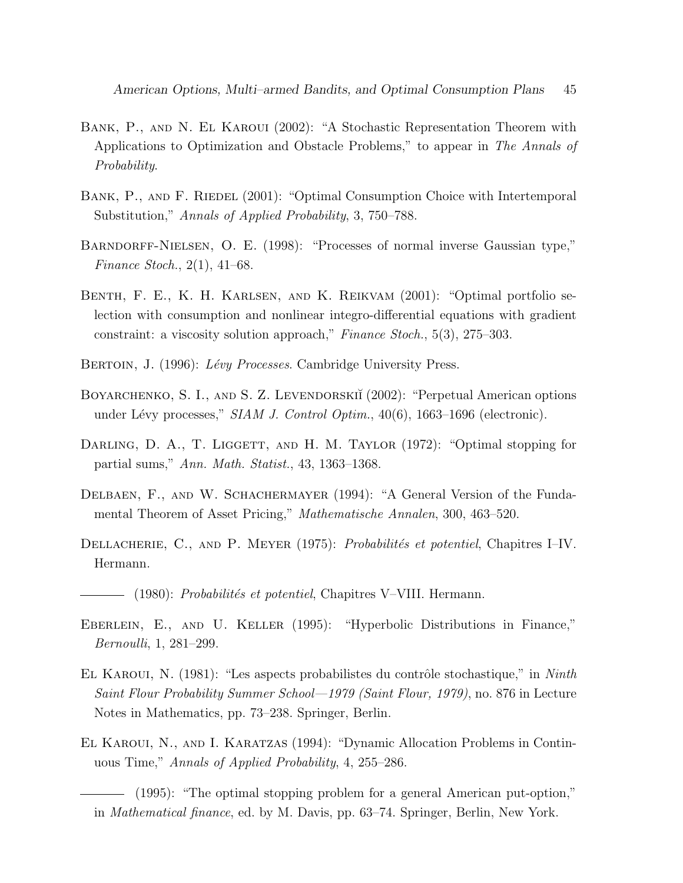Bank, P., and N. El Karoui (2002): "A Stochastic Representation Theorem with Applications to Optimization and Obstacle Problems," to appear in *The Annals of Probability*.

Bank, P., and F. Riedel (2001): "Optimal Consumption Choice with Intertemporal Substitution," *Annals of Applied Probability*, 3, 750–788.

Barndorff-Nielsen, O. E. (1998): "Processes of normal inverse Gaussian type," *Finance Stoch.*, 2(1), 41–68.

Benth, F. E., K. H. Karlsen, and K. Reikvam (2001): "Optimal portfolio selection with consumption and nonlinear integro-differential equations with gradient constraint: a viscosity solution approach," *Finance Stoch.*, 5(3), 275–303.

Bertoin, J. (1996): *Lévy Processes*. Cambridge University Press.

Boyarchenko, S. I., and S. Z. Levendorskiĭ (2002): "Perpetual American options under Lévy processes," *SIAM J. Control Optim.*, 40(6), 1663–1696 (electronic).

Darling, D. A., T. Liggett, and H. M. Taylor (1972): "Optimal stopping for partial sums," *Ann. Math. Statist.*, 43, 1363–1368.

Delbaen, F., and W. Schachermayer (1994): "A General Version of the Fundamental Theorem of Asset Pricing," *Mathematische Annalen*, 300, 463–520.

Dellacherie, C., and P. Meyer (1975): *Probabilités et potentiel*, Chapitres I–IV. Hermann.

——— (1980): *Probabilités et potentiel*, Chapitres V–VIII. Hermann.

Eberlein, E., and U. Keller (1995): "Hyperbolic Distributions in Finance," *Bernoulli*, 1, 281–299.

El Karoui, N. (1981): "Les aspects probabilistes du contrôle stochastique," in *Ninth Saint Flour Probability Summer School—1979 (Saint Flour, 1979)*, no. 876 in Lecture Notes in Mathematics, pp. 73–238. Springer, Berlin.

El Karoui, N., and I. Karatzas (1994): "Dynamic Allocation Problems in Continuous Time," *Annals of Applied Probability*, 4, 255–286.

——— (1995): "The optimal stopping problem for a general American put-option," in *Mathematical finance*, ed. by M. Davis, pp. 63–74. Springer, Berlin, New York.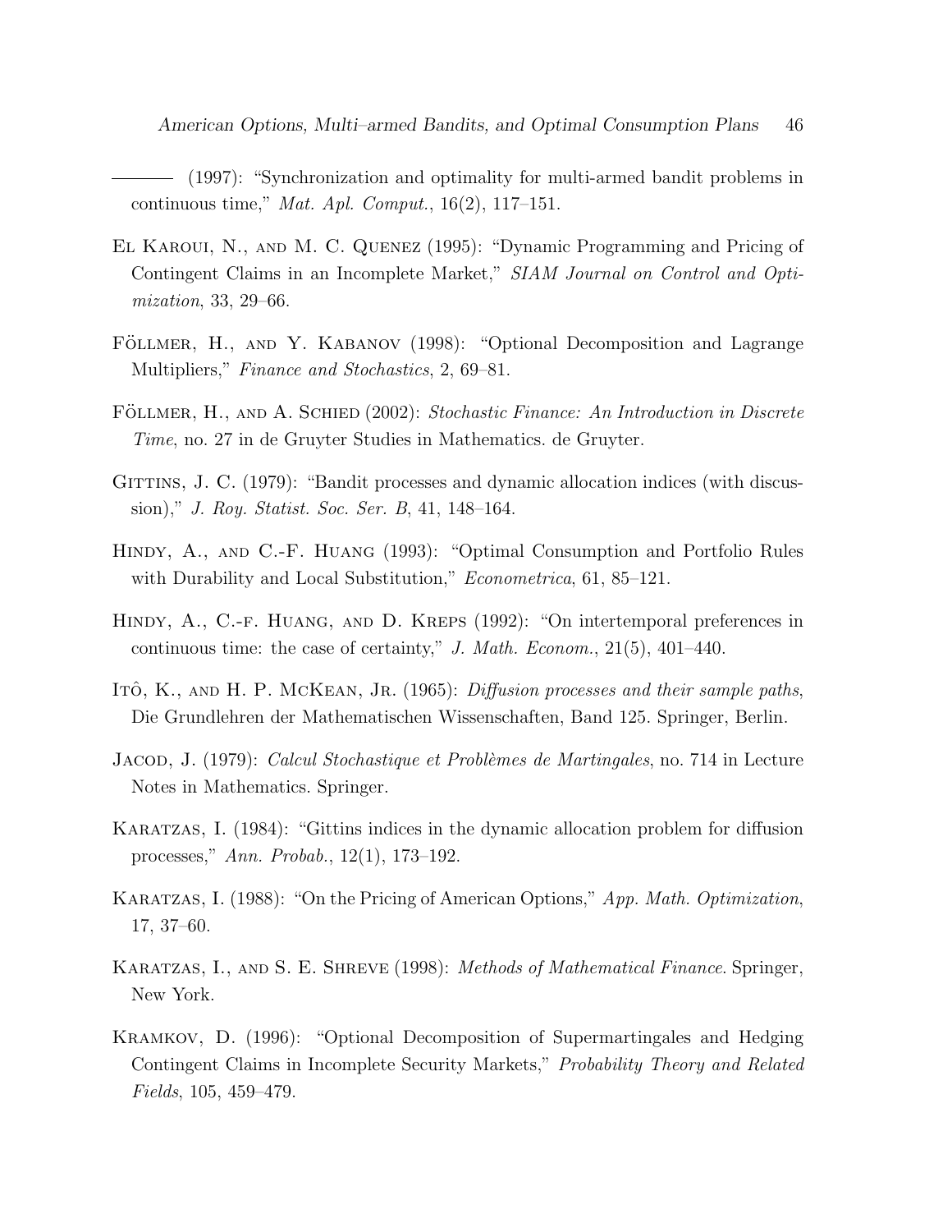——— (1997): "Synchronization and optimality for multi-armed bandit problems in continuous time," *Mat. Apl. Comput.*, 16(2), 117–151.

El Karoui, N., and M. C. Quenez (1995): "Dynamic Programming and Pricing of Contingent Claims in an Incomplete Market," *SIAM Journal on Control and Optimization*, 33, 29–66.

Föllmer, H., and Y. Kabanov (1998): "Optional Decomposition and Lagrange Multipliers," *Finance and Stochastics*, 2, 69–81.

Föllmer, H., and A. Schied (2002): *Stochastic Finance: An Introduction in Discrete Time*, no. 27 in de Gruyter Studies in Mathematics. de Gruyter.

Gittins, J. C. (1979): "Bandit processes and dynamic allocation indices (with discussion)," *J. Roy. Statist. Soc. Ser. B*, 41, 148–164.

Hindy, A., and C.-F. Huang (1993): "Optimal Consumption and Portfolio Rules with Durability and Local Substitution," *Econometrica*, 61, 85–121.

Hindy, A., C.-f. Huang, and D. Kreps (1992): "On intertemporal preferences in continuous time: the case of certainty," *J. Math. Econom.*, 21(5), 401–440.

Itô, K., and H. P. McKean, Jr. (1965): *Diffusion processes and their sample paths*, Die Grundlehren der Mathematischen Wissenschaften, Band 125. Springer, Berlin.

Jacod, J. (1979): *Calcul Stochastique et Problèmes de Martingales*, no. 714 in Lecture Notes in Mathematics. Springer.

Karatzas, I. (1984): "Gittins indices in the dynamic allocation problem for diffusion processes," *Ann. Probab.*, 12(1), 173–192.

Karatzas, I. (1988): "On the Pricing of American Options," *App. Math. Optimization*, 17, 37–60.

Karatzas, I., and S. E. Shreve (1998): *Methods of Mathematical Finance*. Springer, New York.

Kramkov, D. (1996): "Optional Decomposition of Supermartingales and Hedging Contingent Claims in Incomplete Security Markets," *Probability Theory and Related Fields*, 105, 459–479.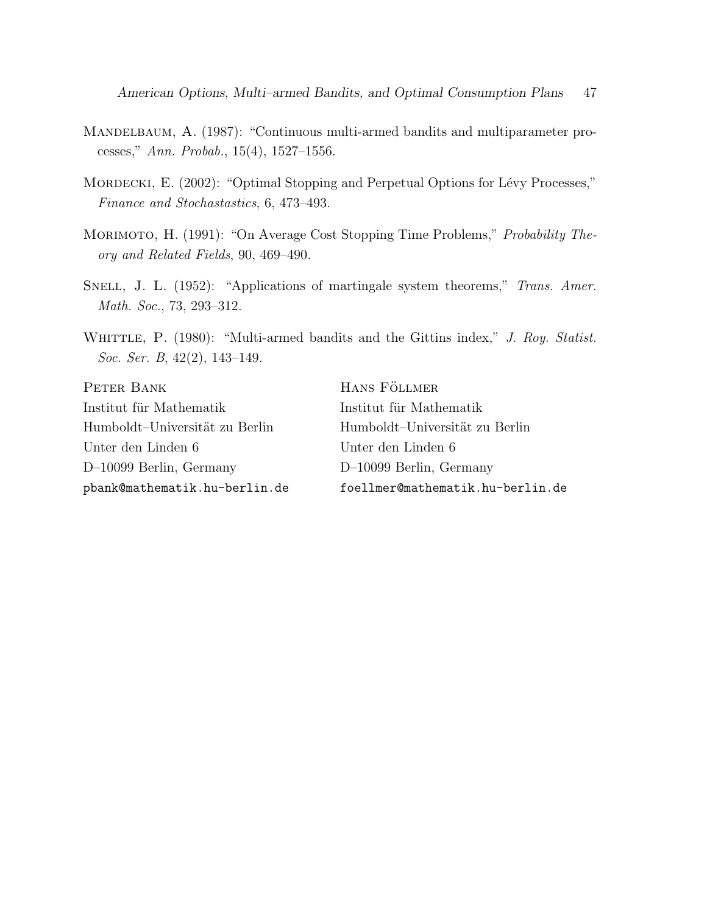Mandelbaum, A. (1987): "Continuous multi-armed bandits and multiparameter processes," *Ann. Probab.*, 15(4), 1527–1556.

Mordecki, E. (2002): "Optimal Stopping and Perpetual Options for Lévy Processes," *Finance and Stochastastics*, 6, 473–493.

Morimoto, H. (1991): "On Average Cost Stopping Time Problems," *Probability Theory and Related Fields*, 90, 469–490.

Snell, J. L. (1952): "Applications of martingale system theorems," *Trans. Amer. Math. Soc.*, 73, 293–312.

Whittle, P. (1980): "Multi-armed bandits and the Gittins index," *J. Roy. Statist. Soc. Ser. B*, 42(2), 143–149.

Peter Bank
Institut für Mathematik
Humboldt–Universität zu Berlin
Unter den Linden 6
D–10099 Berlin, Germany
pbank@mathematik.hu-berlin.de

Hans Föllmer
Institut für Mathematik
Humboldt–Universität zu Berlin
Unter den Linden 6
D–10099 Berlin, Germany
foellmer@mathematik.hu-berlin.de